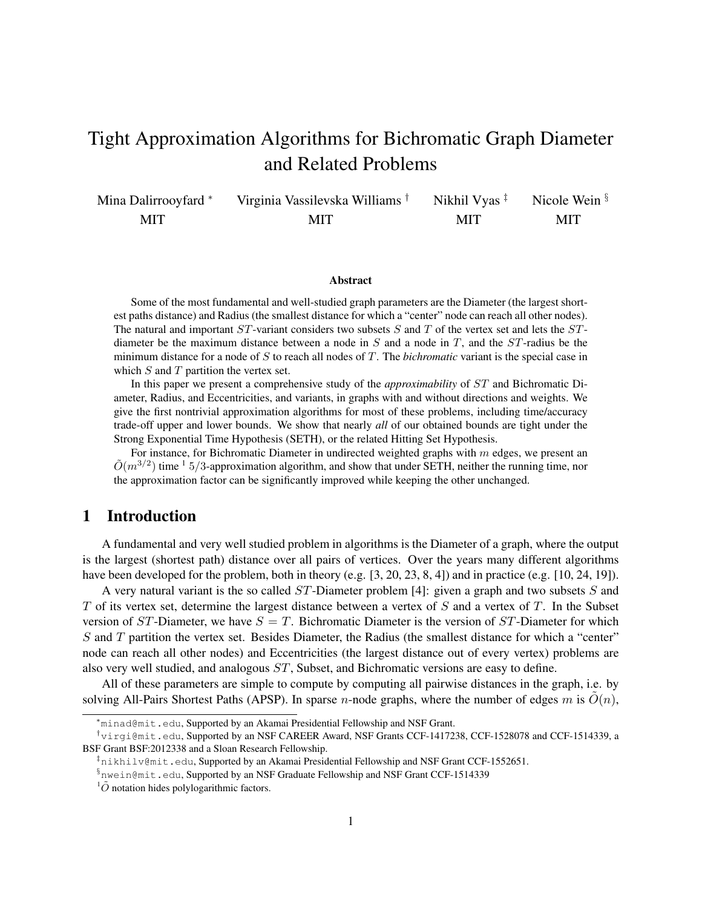# Tight Approximation Algorithms for Bichromatic Graph Diameter and Related Problems

Mina Dalirrooyfard [*] MIT, Virginia Vassilevska Williams [†] MIT, Nikhil Vyas [‡] MIT, Nicole Wein [§] MIT

### Abstract

Some of the most fundamental and well-studied graph parameters are the Diameter (the largest shortest paths distance) and Radius (the smallest distance for which a "center" node can reach all other nodes). The natural and important $ST$-variant considers two subsets $S$ and $T$ of the vertex set and lets the $ST$-diameter be the maximum distance between a node in $S$ and a node in $T$, and the $ST$-radius be the minimum distance for a node of $S$ to reach all nodes of $T$. The *bichromatic* variant is the special case in which $S$ and $T$ partition the vertex set.

In this paper we present a comprehensive study of the *approximability* of $ST$ and Bichromatic Diameter, Radius, and Eccentricities, and variants, in graphs with and without directions and weights. We give the first nontrivial approximation algorithms for most of these problems, including time/accuracy trade-off upper and lower bounds. We show that nearly *all* of our obtained bounds are tight under the Strong Exponential Time Hypothesis (SETH), or the related Hitting Set Hypothesis.

For instance, for Bichromatic Diameter in undirected weighted graphs with $m$ edges, we present an $\tilde{O}(m^{3/2})$ time [1] $5/3$-approximation algorithm, and show that under SETH, neither the running time, nor the approximation factor can be significantly improved while keeping the other unchanged.

## 1 Introduction

A fundamental and very well studied problem in algorithms is the Diameter of a graph, where the output is the largest (shortest path) distance over all pairs of vertices. Over the years many different algorithms have been developed for the problem, both in theory (e.g. [3, 20, 23, 8, 4]) and in practice (e.g. [10, 24, 19]).

A very natural variant is the so called $ST$-Diameter problem [4]: given a graph and two subsets $S$ and $T$ of its vertex set, determine the largest distance between a vertex of $S$ and a vertex of $T$. In the Subset version of $ST$-Diameter, we have $S = T$. Bichromatic Diameter is the version of $ST$-Diameter for which $S$ and $T$ partition the vertex set. Besides Diameter, the Radius (the smallest distance for which a "center" node can reach all other nodes) and Eccentricities (the largest distance out of every vertex) problems are also very well studied, and analogous $ST$, Subset, and Bichromatic versions are easy to define.

All of these parameters are simple to compute by computing all pairwise distances in the graph, i.e. by solving All-Pairs Shortest Paths (APSP). In sparse $n$-node graphs, where the number of edges $m$ is $\tilde{O}(n)$,

---

[*] minad@mit.edu, Supported by an Akamai Presidential Fellowship and NSF Grant.

[†] virgi@mit.edu, Supported by an NSF CAREER Award, NSF Grants CCF-1417238, CCF-1528078 and CCF-1514339, a BSF Grant BSF:2012338 and a Sloan Research Fellowship.

[‡] nikhilv@mit.edu, Supported by an Akamai Presidential Fellowship and NSF Grant CCF-1552651.

[§] nwein@mit.edu, Supported by an NSF Graduate Fellowship and NSF Grant CCF-1514339

[1] $\tilde{O}$ notation hides polylogarithmic factors.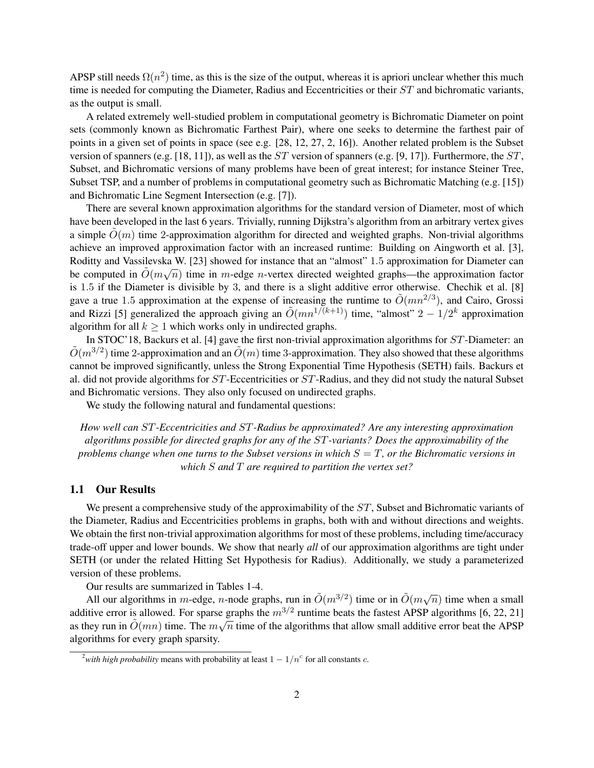APSP still needs $\Omega(n^2)$ time, as this is the size of the output, whereas it is apriori unclear whether this much time is needed for computing the Diameter, Radius and Eccentricities or their $ST$ and bichromatic variants, as the output is small.

A related extremely well-studied problem in computational geometry is Bichromatic Diameter on point sets (commonly known as Bichromatic Farthest Pair), where one seeks to determine the farthest pair of points in a given set of points in space (see e.g. [28, 12, 27, 2, 16]). Another related problem is the Subset version of spanners (e.g. [18, 11]), as well as the $ST$ version of spanners (e.g. [9, 17]). Furthermore, the $ST$, Subset, and Bichromatic versions of many problems have been of great interest; for instance Steiner Tree, Subset TSP, and a number of problems in computational geometry such as Bichromatic Matching (e.g. [15]) and Bichromatic Line Segment Intersection (e.g. [7]).

There are several known approximation algorithms for the standard version of Diameter, most of which have been developed in the last 6 years. Trivially, running Dijkstra's algorithm from an arbitrary vertex gives a simple $\tilde{O}(m)$ time 2-approximation algorithm for directed and weighted graphs. Non-trivial algorithms achieve an improved approximation factor with an increased runtime: Building on Aingworth et al. [3], Roditty and Vassilevska W. [23] showed for instance that an "almost" 1.5 approximation for Diameter can be computed in $\tilde{O}(m\sqrt{n})$ time in $m$-edge $n$-vertex directed weighted graphs—the approximation factor is 1.5 if the Diameter is divisible by 3, and there is a slight additive error otherwise. Chechik et al. [8] gave a true 1.5 approximation at the expense of increasing the runtime to $\tilde{O}(mn^{2/3})$, and Cairo, Grossi and Rizzi [5] generalized the approach giving an $\tilde{O}(mn^{1/(k+1)})$ time, "almost" $2 - 1/2^k$ approximation algorithm for all $k \geq 1$ which works only in undirected graphs.

In STOC'18, Backurs et al. [4] gave the first non-trivial approximation algorithms for $ST$-Diameter: an $\tilde{O}(m^{3/2})$ time 2-approximation and an $\tilde{O}(m)$ time 3-approximation. They also showed that these algorithms cannot be improved significantly, unless the Strong Exponential Time Hypothesis (SETH) fails. Backurs et al. did not provide algorithms for $ST$-Eccentricities or $ST$-Radius, and they did not study the natural Subset and Bichromatic versions. They also only focused on undirected graphs.

We study the following natural and fundamental questions:

*How well can $ST$-Eccentricities and $ST$-Radius be approximated? Are any interesting approximation algorithms possible for directed graphs for any of the $ST$-variants? Does the approximability of the problems change when one turns to the Subset versions in which $S = T$, or the Bichromatic versions in which $S$ and $T$ are required to partition the vertex set?*

### 1.1 Our Results

We present a comprehensive study of the approximability of the $ST$, Subset and Bichromatic variants of the Diameter, Radius and Eccentricities problems in graphs, both with and without directions and weights. We obtain the first non-trivial approximation algorithms for most of these problems, including time/accuracy trade-off upper and lower bounds. We show that nearly *all* of our approximation algorithms are tight under SETH (or under the related Hitting Set Hypothesis for Radius). Additionally, we study a parameterized version of these problems.

Our results are summarized in Tables 1-4.

All our algorithms in $m$-edge, $n$-node graphs, run in $\tilde{O}(m^{3/2})$ time or in $\tilde{O}(m\sqrt{n})$ time when a small additive error is allowed. For sparse graphs the $m^{3/2}$ runtime beats the fastest APSP algorithms [6, 22, 21] as they run in $\tilde{O}(mn)$ time. The $m\sqrt{n}$ time of the algorithms that allow small additive error beat the APSP algorithms for every graph sparsity.

---

[2] *with high probability* means with probability at least $1 - 1/n^c$ for all constants $c$.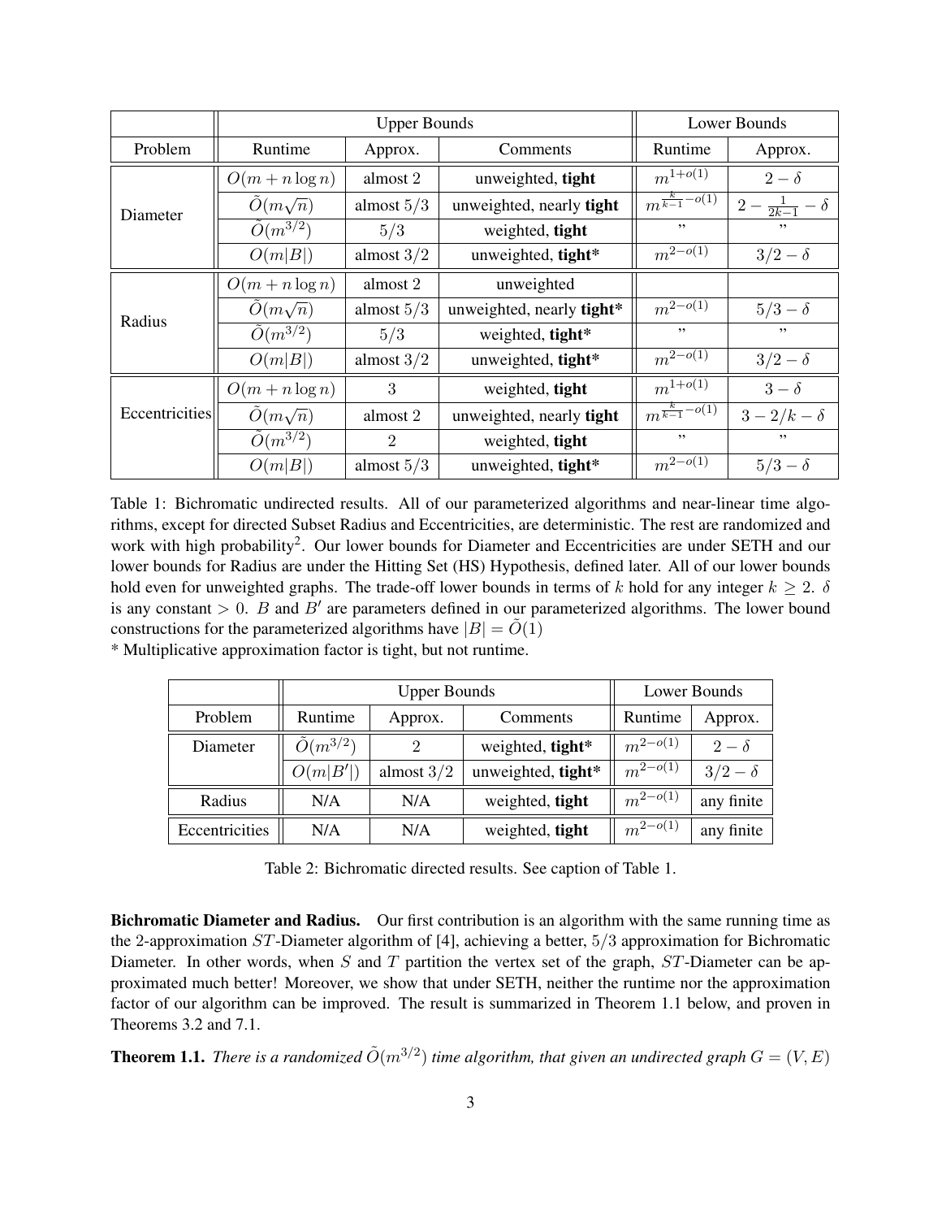| | Upper Bounds | | | Lower Bounds | |
|---|---|---|---|---|---|
| Problem | Runtime | Approx. | Comments | Runtime | Approx. |
| Diameter | $O(m + n\log n)$ | almost 2 | unweighted, **tight** | $m^{1+o(1)}$ | $2 - \delta$ |
| | $\tilde{O}(m\sqrt{n})$ | almost $5/3$ | unweighted, nearly **tight** | $m^{\frac{k}{k-1}-o(1)}$ | $2 - \frac{1}{2k-1} - \delta$ |
| | $\tilde{O}(m^{3/2})$ | $5/3$ | weighted, **tight** | " | " |
| | $O(m\|B\|)$ | almost $3/2$ | unweighted, **tight*** | $m^{2-o(1)}$ | $3/2 - \delta$ |
| Radius | $O(m + n\log n)$ | almost 2 | unweighted | | |
| | $\tilde{O}(m\sqrt{n})$ | almost $5/3$ | unweighted, nearly **tight*** | $m^{2-o(1)}$ | $5/3 - \delta$ |
| | $\tilde{O}(m^{3/2})$ | $5/3$ | weighted, **tight*** | " | " |
| | $O(m\|B\|)$ | almost $3/2$ | unweighted, **tight*** | $m^{2-o(1)}$ | $3/2 - \delta$ |
| Eccentricities | $O(m + n\log n)$ | 3 | weighted, **tight** | $m^{1+o(1)}$ | $3 - \delta$ |
| | $\tilde{O}(m\sqrt{n})$ | almost 2 | unweighted, nearly **tight** | $m^{\frac{k}{k-1}-o(1)}$ | $3 - 2/k - \delta$ |
| | $\tilde{O}(m^{3/2})$ | 2 | weighted, **tight** | " | " |
| | $O(m\|B\|)$ | almost $5/3$ | unweighted, **tight*** | $m^{2-o(1)}$ | $5/3 - \delta$ |

Table 1: Bichromatic undirected results. All of our parameterized algorithms and near-linear time algorithms, except for directed Subset Radius and Eccentricities, are deterministic. The rest are randomized and work with high probability[2]. Our lower bounds for Diameter and Eccentricities are under SETH and our lower bounds for Radius are under the Hitting Set (HS) Hypothesis, defined later. All of our lower bounds hold even for unweighted graphs. The trade-off lower bounds in terms of $k$ hold for any integer $k \geq 2$. $\delta$ is any constant $> 0$. $B$ and $B'$ are parameters defined in our parameterized algorithms. The lower bound constructions for the parameterized algorithms have $|B| = \tilde{O}(1)$

\* Multiplicative approximation factor is tight, but not runtime.

| | Upper Bounds | | | Lower Bounds | |
|---|---|---|---|---|---|
| Problem | Runtime | Approx. | Comments | Runtime | Approx. |
| Diameter | $\tilde{O}(m^{3/2})$ | 2 | weighted, **tight*** | $m^{2-o(1)}$ | $2 - \delta$ |
| | $O(m\|B'\|)$ | almost $3/2$ | unweighted, **tight*** | $m^{2-o(1)}$ | $3/2 - \delta$ |
| Radius | N/A | N/A | weighted, **tight** | $m^{2-o(1)}$ | any finite |
| Eccentricities | N/A | N/A | weighted, **tight** | $m^{2-o(1)}$ | any finite |

Table 2: Bichromatic directed results. See caption of Table 1.

**Bichromatic Diameter and Radius.** Our first contribution is an algorithm with the same running time as the 2-approximation $ST$-Diameter algorithm of [4], achieving a better, $5/3$ approximation for Bichromatic Diameter. In other words, when $S$ and $T$ partition the vertex set of the graph, $ST$-Diameter can be approximated much better! Moreover, we show that under SETH, neither the runtime nor the approximation factor of our algorithm can be improved. The result is summarized in Theorem 1.1 below, and proven in Theorems 3.2 and 7.1.

**Theorem 1.1.** *There is a randomized $\tilde{O}(m^{3/2})$ time algorithm, that given an undirected graph $G = (V, E)$*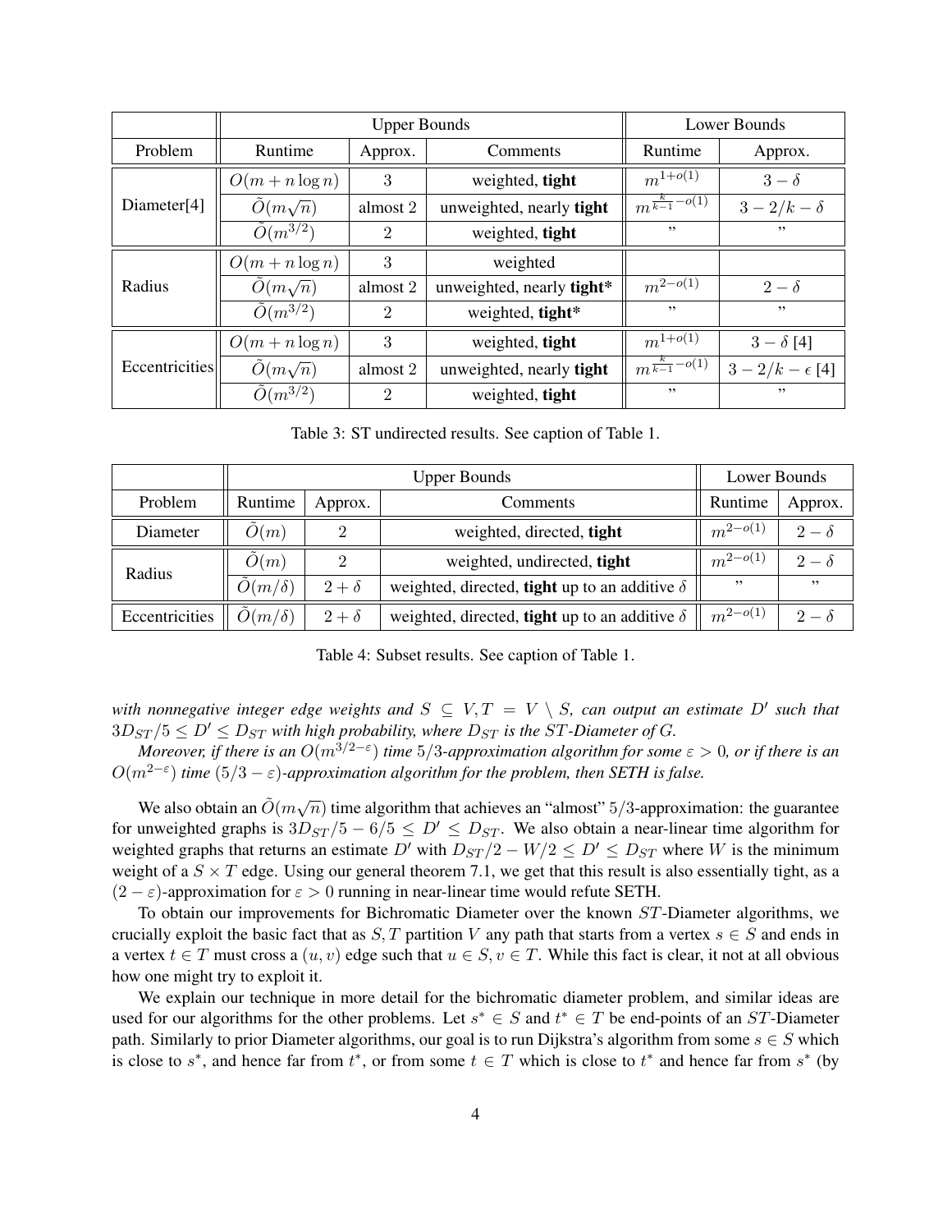| | Upper Bounds | | | Lower Bounds | |
|---|---|---|---|---|---|
| Problem | Runtime | Approx. | Comments | Runtime | Approx. |
| Diameter[4] | $O(m + n \log n)$ | 3 | weighted, **tight** | $m^{1+o(1)}$ | $3 - \delta$ |
| | $\tilde{O}(m\sqrt{n})$ | almost 2 | unweighted, nearly **tight** | $m^{\frac{k}{k-1}-o(1)}$ | $3 - 2/k - \delta$ |
| | $\tilde{O}(m^{3/2})$ | 2 | weighted, **tight** | ” | ” |
| Radius | $O(m + n \log n)$ | 3 | weighted | | |
| | $\tilde{O}(m\sqrt{n})$ | almost 2 | unweighted, nearly **tight\*** | $m^{2-o(1)}$ | $2 - \delta$ |
| | $\tilde{O}(m^{3/2})$ | 2 | weighted, **tight\*** | ” | ” |
| Eccentricities | $O(m + n \log n)$ | 3 | weighted, **tight** | $m^{1+o(1)}$ | $3 - \delta$ [4] |
| | $\tilde{O}(m\sqrt{n})$ | almost 2 | unweighted, nearly **tight** | $m^{\frac{k}{k-1}-o(1)}$ | $3 - 2/k - \epsilon$ [4] |
| | $\tilde{O}(m^{3/2})$ | 2 | weighted, **tight** | ” | ” |

Table 3: ST undirected results. See caption of Table 1.

| | Upper Bounds | | | Lower Bounds | |
|---|---|---|---|---|---|
| Problem | Runtime | Approx. | Comments | Runtime | Approx. |
| Diameter | $\tilde{O}(m)$ | 2 | weighted, directed, **tight** | $m^{2-o(1)}$ | $2 - \delta$ |
| Radius | $\tilde{O}(m)$ | 2 | weighted, undirected, **tight** | $m^{2-o(1)}$ | $2 - \delta$ |
| | $\tilde{O}(m/\delta)$ | $2 + \delta$ | weighted, directed, **tight** up to an additive $\delta$ | ” | ” |
| Eccentricities | $\tilde{O}(m/\delta)$ | $2 + \delta$ | weighted, directed, **tight** up to an additive $\delta$ | $m^{2-o(1)}$ | $2 - \delta$ |

Table 4: Subset results. See caption of Table 1.

*with nonnegative integer edge weights and $S \subseteq V, T = V \setminus S$, can output an estimate $D'$ such that $3D_{ST}/5 \leq D' \leq D_{ST}$ with high probability, where $D_{ST}$ is the $ST$-Diameter of $G$.*

*Moreover, if there is an $O(m^{3/2-\varepsilon})$ time $5/3$-approximation algorithm for some $\varepsilon > 0$, or if there is an $O(m^{2-\varepsilon})$ time $(5/3 - \varepsilon)$-approximation algorithm for the problem, then SETH is false.*

We also obtain an $\tilde{O}(m\sqrt{n})$ time algorithm that achieves an "almost" $5/3$-approximation: the guarantee for unweighted graphs is $3D_{ST}/5 - 6/5 \leq D' \leq D_{ST}$. We also obtain a near-linear time algorithm for weighted graphs that returns an estimate $D'$ with $D_{ST}/2 - W/2 \leq D' \leq D_{ST}$ where $W$ is the minimum weight of a $S \times T$ edge. Using our general theorem 7.1, we get that this result is also essentially tight, as a $(2 - \varepsilon)$-approximation for $\varepsilon > 0$ running in near-linear time would refute SETH.

To obtain our improvements for Bichromatic Diameter over the known $ST$-Diameter algorithms, we crucially exploit the basic fact that as $S, T$ partition $V$ any path that starts from a vertex $s \in S$ and ends in a vertex $t \in T$ must cross a $(u, v)$ edge such that $u \in S, v \in T$. While this fact is clear, it not at all obvious how one might try to exploit it.

We explain our technique in more detail for the bichromatic diameter problem, and similar ideas are used for our algorithms for the other problems. Let $s^* \in S$ and $t^* \in T$ be end-points of an $ST$-Diameter path. Similarly to prior Diameter algorithms, our goal is to run Dijkstra's algorithm from some $s \in S$ which is close to $s^*$, and hence far from $t^*$, or from some $t \in T$ which is close to $t^*$ and hence far from $s^*$ (by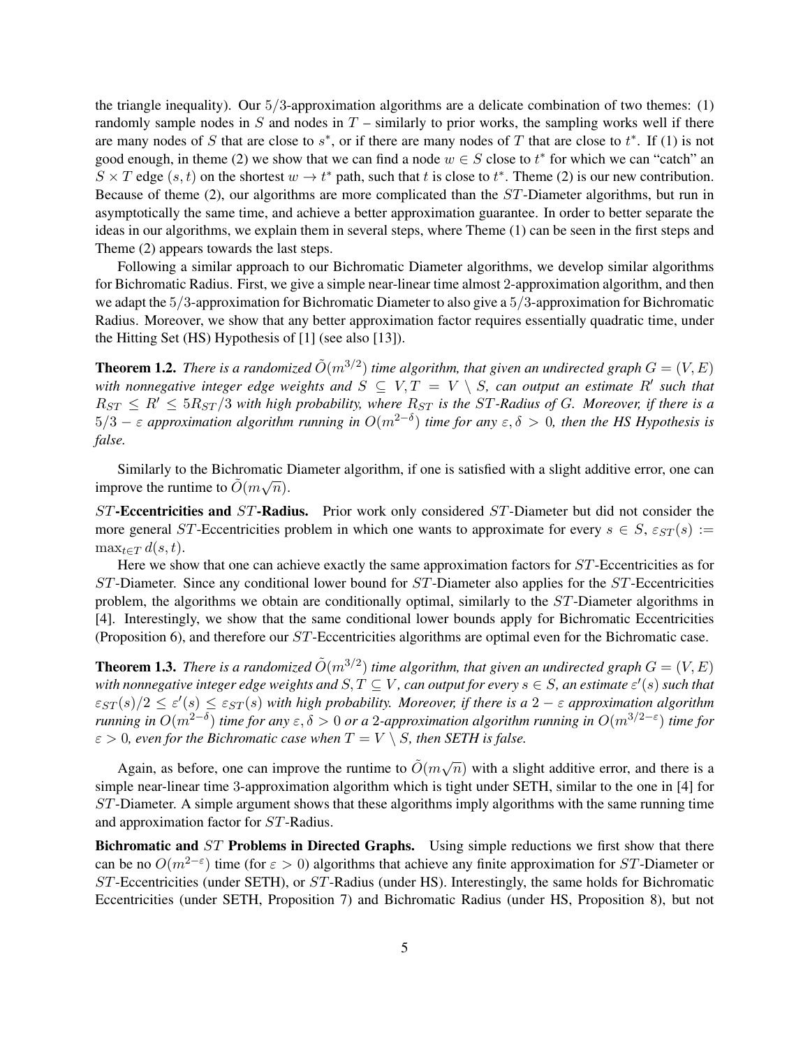the triangle inequality). Our $5/3$-approximation algorithms are a delicate combination of two themes: (1) randomly sample nodes in $S$ and nodes in $T$ – similarly to prior works, the sampling works well if there are many nodes of $S$ that are close to $s^*$, or if there are many nodes of $T$ that are close to $t^*$. If (1) is not good enough, in theme (2) we show that we can find a node $w \in S$ close to $t^*$ for which we can "catch" an $S \times T$ edge $(s, t)$ on the shortest $w \to t^*$ path, such that $t$ is close to $t^*$. Theme (2) is our new contribution. Because of theme (2), our algorithms are more complicated than the $ST$-Diameter algorithms, but run in asymptotically the same time, and achieve a better approximation guarantee. In order to better separate the ideas in our algorithms, we explain them in several steps, where Theme (1) can be seen in the first steps and Theme (2) appears towards the last steps.

Following a similar approach to our Bichromatic Diameter algorithms, we develop similar algorithms for Bichromatic Radius. First, we give a simple near-linear time almost 2-approximation algorithm, and then we adapt the $5/3$-approximation for Bichromatic Diameter to also give a $5/3$-approximation for Bichromatic Radius. Moreover, we show that any better approximation factor requires essentially quadratic time, under the Hitting Set (HS) Hypothesis of [1] (see also [13]).

**Theorem 1.2.** *There is a randomized $\tilde{O}(m^{3/2})$ time algorithm, that given an undirected graph $G = (V, E)$ with nonnegative integer edge weights and $S \subseteq V, T = V \setminus S$, can output an estimate $R'$ such that $R_{ST} \leq R' \leq 5R_{ST}/3$ with high probability, where $R_{ST}$ is the $ST$-Radius of $G$. Moreover, if there is a $5/3 - \varepsilon$ approximation algorithm running in $O(m^{2-\delta})$ time for any $\varepsilon, \delta > 0$, then the HS Hypothesis is false.*

Similarly to the Bichromatic Diameter algorithm, if one is satisfied with a slight additive error, one can improve the runtime to $\tilde{O}(m\sqrt{n})$.

**$ST$-Eccentricities and $ST$-Radius.** Prior work only considered $ST$-Diameter but did not consider the more general $ST$-Eccentricities problem in which one wants to approximate for every $s \in S$, $\varepsilon_{ST}(s) := \max_{t \in T} d(s, t)$.

Here we show that one can achieve exactly the same approximation factors for $ST$-Eccentricities as for $ST$-Diameter. Since any conditional lower bound for $ST$-Diameter also applies for the $ST$-Eccentricities problem, the algorithms we obtain are conditionally optimal, similarly to the $ST$-Diameter algorithms in [4]. Interestingly, we show that the same conditional lower bounds apply for Bichromatic Eccentricities (Proposition 6), and therefore our $ST$-Eccentricities algorithms are optimal even for the Bichromatic case.

**Theorem 1.3.** *There is a randomized $\tilde{O}(m^{3/2})$ time algorithm, that given an undirected graph $G = (V, E)$ with nonnegative integer edge weights and $S, T \subseteq V$, can output for every $s \in S$, an estimate $\varepsilon'(s)$ such that $\varepsilon_{ST}(s)/2 \leq \varepsilon'(s) \leq \varepsilon_{ST}(s)$ with high probability. Moreover, if there is a $2 - \varepsilon$ approximation algorithm running in $O(m^{2-\delta})$ time for any $\varepsilon, \delta > 0$ or a 2-approximation algorithm running in $O(m^{3/2-\varepsilon})$ time for $\varepsilon > 0$, even for the Bichromatic case when $T = V \setminus S$, then SETH is false.*

Again, as before, one can improve the runtime to $\tilde{O}(m\sqrt{n})$ with a slight additive error, and there is a simple near-linear time 3-approximation algorithm which is tight under SETH, similar to the one in [4] for $ST$-Diameter. A simple argument shows that these algorithms imply algorithms with the same running time and approximation factor for $ST$-Radius.

**Bichromatic and $ST$ Problems in Directed Graphs.** Using simple reductions we first show that there can be no $O(m^{2-\varepsilon})$ time (for $\varepsilon > 0$) algorithms that achieve any finite approximation for $ST$-Diameter or $ST$-Eccentricities (under SETH), or $ST$-Radius (under HS). Interestingly, the same holds for Bichromatic Eccentricities (under SETH, Proposition 7) and Bichromatic Radius (under HS, Proposition 8), but not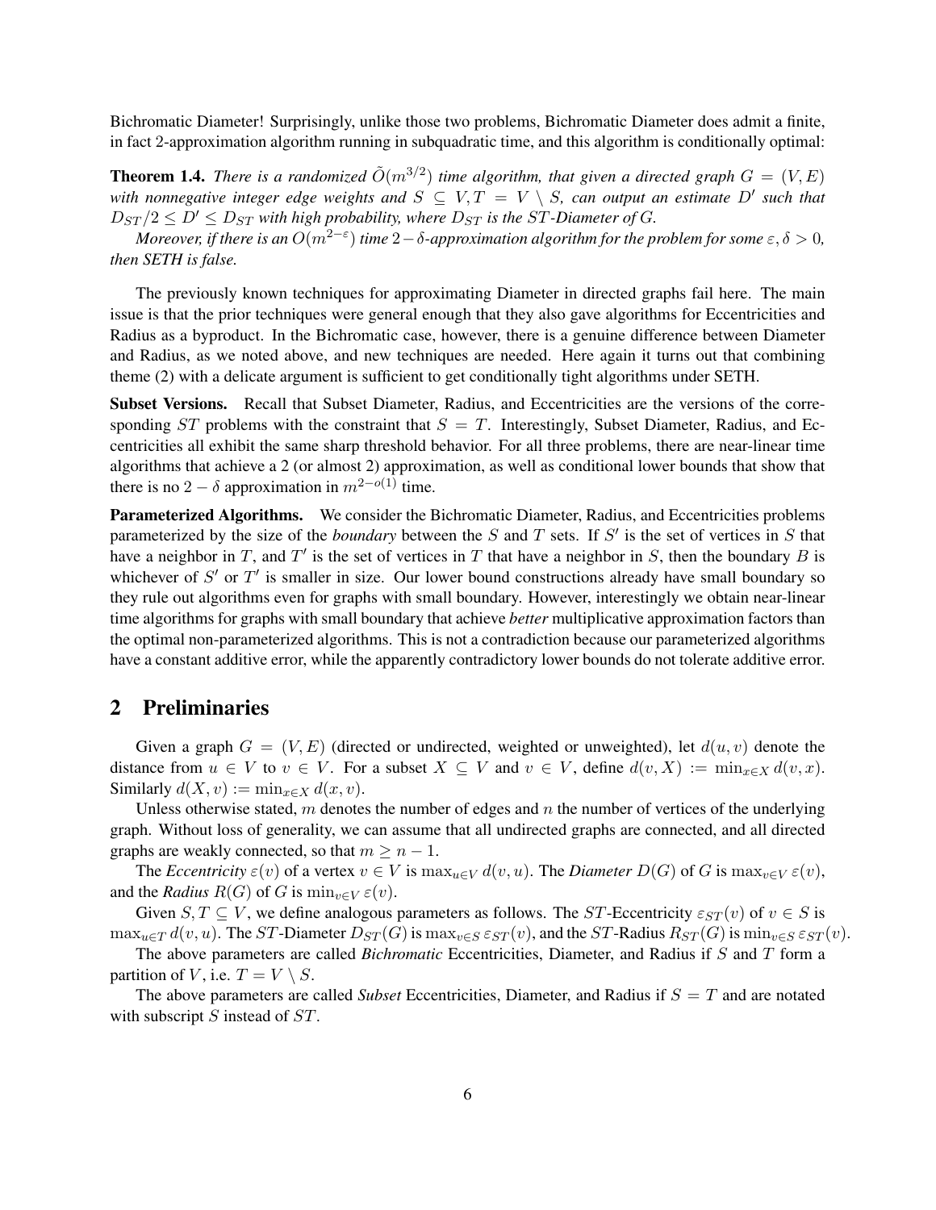Bichromatic Diameter! Surprisingly, unlike those two problems, Bichromatic Diameter does admit a finite, in fact 2-approximation algorithm running in subquadratic time, and this algorithm is conditionally optimal:

**Theorem 1.4.** *There is a randomized $\tilde{O}(m^{3/2})$ time algorithm, that given a directed graph $G = (V, E)$ with nonnegative integer edge weights and $S \subseteq V, T = V \setminus S$, can output an estimate $D'$ such that $D_{ST}/2 \leq D' \leq D_{ST}$ with high probability, where $D_{ST}$ is the $ST$-Diameter of $G$.*

*Moreover, if there is an $O(m^{2-\varepsilon})$ time $2-\delta$-approximation algorithm for the problem for some $\varepsilon, \delta > 0$, then SETH is false.*

The previously known techniques for approximating Diameter in directed graphs fail here. The main issue is that the prior techniques were general enough that they also gave algorithms for Eccentricities and Radius as a byproduct. In the Bichromatic case, however, there is a genuine difference between Diameter and Radius, as we noted above, and new techniques are needed. Here again it turns out that combining theme (2) with a delicate argument is sufficient to get conditionally tight algorithms under SETH.

**Subset Versions.** Recall that Subset Diameter, Radius, and Eccentricities are the versions of the corresponding $ST$ problems with the constraint that $S = T$. Interestingly, Subset Diameter, Radius, and Eccentricities all exhibit the same sharp threshold behavior. For all three problems, there are near-linear time algorithms that achieve a 2 (or almost 2) approximation, as well as conditional lower bounds that show that there is no $2 - \delta$ approximation in $m^{2-o(1)}$ time.

**Parameterized Algorithms.** We consider the Bichromatic Diameter, Radius, and Eccentricities problems parameterized by the size of the *boundary* between the $S$ and $T$ sets. If $S'$ is the set of vertices in $S$ that have a neighbor in $T$, and $T'$ is the set of vertices in $T$ that have a neighbor in $S$, then the boundary $B$ is whichever of $S'$ or $T'$ is smaller in size. Our lower bound constructions already have small boundary so they rule out algorithms even for graphs with small boundary. However, interestingly we obtain near-linear time algorithms for graphs with small boundary that achieve *better* multiplicative approximation factors than the optimal non-parameterized algorithms. This is not a contradiction because our parameterized algorithms have a constant additive error, while the apparently contradictory lower bounds do not tolerate additive error.

## 2 Preliminaries

Given a graph $G = (V, E)$ (directed or undirected, weighted or unweighted), let $d(u, v)$ denote the distance from $u \in V$ to $v \in V$. For a subset $X \subseteq V$ and $v \in V$, define $d(v, X) := \min_{x \in X} d(v, x)$. Similarly $d(X, v) := \min_{x \in X} d(x, v)$.

Unless otherwise stated, $m$ denotes the number of edges and $n$ the number of vertices of the underlying graph. Without loss of generality, we can assume that all undirected graphs are connected, and all directed graphs are weakly connected, so that $m \geq n - 1$.

The *Eccentricity* $\varepsilon(v)$ of a vertex $v \in V$ is $\max_{u \in V} d(v, u)$. The *Diameter* $D(G)$ of $G$ is $\max_{v \in V} \varepsilon(v)$, and the *Radius* $R(G)$ of $G$ is $\min_{v \in V} \varepsilon(v)$.

Given $S, T \subseteq V$, we define analogous parameters as follows. The $ST$-Eccentricity $\varepsilon_{ST}(v)$ of $v \in S$ is $\max_{u \in T} d(v, u)$. The $ST$-Diameter $D_{ST}(G)$ is $\max_{v \in S} \varepsilon_{ST}(v)$, and the $ST$-Radius $R_{ST}(G)$ is $\min_{v \in S} \varepsilon_{ST}(v)$.

The above parameters are called *Bichromatic* Eccentricities, Diameter, and Radius if $S$ and $T$ form a partition of $V$, i.e. $T = V \setminus S$.

The above parameters are called *Subset* Eccentricities, Diameter, and Radius if $S = T$ and are notated with subscript $S$ instead of $ST$.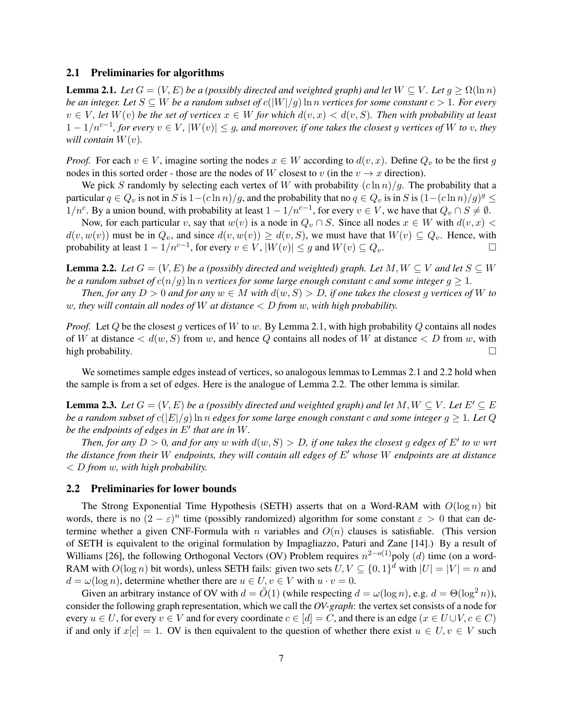## 2.1 Preliminaries for algorithms

**Lemma 2.1.** *Let $G = (V, E)$ be a (possibly directed and weighted graph) and let $W \subseteq V$. Let $g \geq \Omega(\ln n)$ be an integer. Let $S \subseteq W$ be a random subset of $c(|W|/g) \ln n$ vertices for some constant $c > 1$. For every $v \in V$, let $W(v)$ be the set of vertices $x \in W$ for which $d(v, x) < d(v, S)$. Then with probability at least $1 - 1/n^{c-1}$, for every $v \in V$, $|W(v)| \leq g$, and moreover, if one takes the closest $g$ vertices of $W$ to $v$, they will contain $W(v)$.*

*Proof.* For each $v \in V$, imagine sorting the nodes $x \in W$ according to $d(v, x)$. Define $Q_v$ to be the first $g$ nodes in this sorted order - those are the nodes of $W$ closest to $v$ (in the $v \to x$ direction).

We pick $S$ randomly by selecting each vertex of $W$ with probability $(c \ln n)/g$. The probability that a particular $q \in Q_v$ is not in $S$ is $1-(c \ln n)/g$, and the probability that no $q \in Q_v$ is in $S$ is $(1-(c \ln n)/g)^g \leq 1/n^c$. By a union bound, with probability at least $1 - 1/n^{c-1}$, for every $v \in V$, we have that $Q_v \cap S \neq \emptyset$.

Now, for each particular $v$, say that $w(v)$ is a node in $Q_v \cap S$. Since all nodes $x \in W$ with $d(v, x) < d(v, w(v))$ must be in $Q_v$, and since $d(v, w(v)) \geq d(v, S)$, we must have that $W(v) \subseteq Q_v$. Hence, with probability at least $1 - 1/n^{c-1}$, for every $v \in V$, $|W(v)| \leq g$ and $W(v) \subseteq Q_v$. □

**Lemma 2.2.** *Let $G = (V, E)$ be a (possibly directed and weighted) graph. Let $M, W \subseteq V$ and let $S \subseteq W$ be a random subset of $c(n/g) \ln n$ vertices for some large enough constant $c$ and some integer $g \geq 1$.*

*Then, for any $D > 0$ and for any $w \in M$ with $d(w, S) > D$, if one takes the closest $g$ vertices of $W$ to $w$, they will contain all nodes of $W$ at distance $< D$ from $w$, with high probability.*

*Proof.* Let $Q$ be the closest $g$ vertices of $W$ to $w$. By Lemma 2.1, with high probability $Q$ contains all nodes of $W$ at distance $< d(w, S)$ from $w$, and hence $Q$ contains all nodes of $W$ at distance $< D$ from $w$, with high probability. □

We sometimes sample edges instead of vertices, so analogous lemmas to Lemmas 2.1 and 2.2 hold when the sample is from a set of edges. Here is the analogue of Lemma 2.2. The other lemma is similar.

**Lemma 2.3.** *Let $G = (V, E)$ be a (possibly directed and weighted graph) and let $M, W \subseteq V$. Let $E' \subseteq E$ be a random subset of $c(|E|/g) \ln n$ edges for some large enough constant $c$ and some integer $g \geq 1$. Let $Q$ be the endpoints of edges in $E'$ that are in $W$.*

*Then, for any $D > 0$, and for any $w$ with $d(w, S) > D$, if one takes the closest $g$ edges of $E'$ to $w$ wrt the distance from their $W$ endpoints, they will contain all edges of $E'$ whose $W$ endpoints are at distance $< D$ from $w$, with high probability.*

## 2.2 Preliminaries for lower bounds

The Strong Exponential Time Hypothesis (SETH) asserts that on a Word-RAM with $O(\log n)$ bit words, there is no $(2 - \varepsilon)^n$ time (possibly randomized) algorithm for some constant $\varepsilon > 0$ that can determine whether a given CNF-Formula with $n$ variables and $O(n)$ clauses is satisfiable. (This version of SETH is equivalent to the original formulation by Impagliazzo, Paturi and Zane [14].) By a result of Williams [26], the following Orthogonal Vectors (OV) Problem requires $n^{2-o(1)}\text{poly}(d)$ time (on a word-RAM with $O(\log n)$ bit words), unless SETH fails: given two sets $U, V \subseteq \{0, 1\}^d$ with $|U| = |V| = n$ and $d = \omega(\log n)$, determine whether there are $u \in U, v \in V$ with $u \cdot v = 0$.

Given an arbitrary instance of OV with $d = \tilde{O}(1)$ (while respecting $d = \omega(\log n)$, e.g. $d = \Theta(\log^2 n)$), consider the following graph representation, which we call the ***OV-graph***: the vertex set consists of a node for every $u \in U$, for every $v \in V$ and for every coordinate $c \in [d] = C$, and there is an edge $(x \in U \cup V, c \in C)$ if and only if $x[c] = 1$. OV is then equivalent to the question of whether there exist $u \in U, v \in V$ such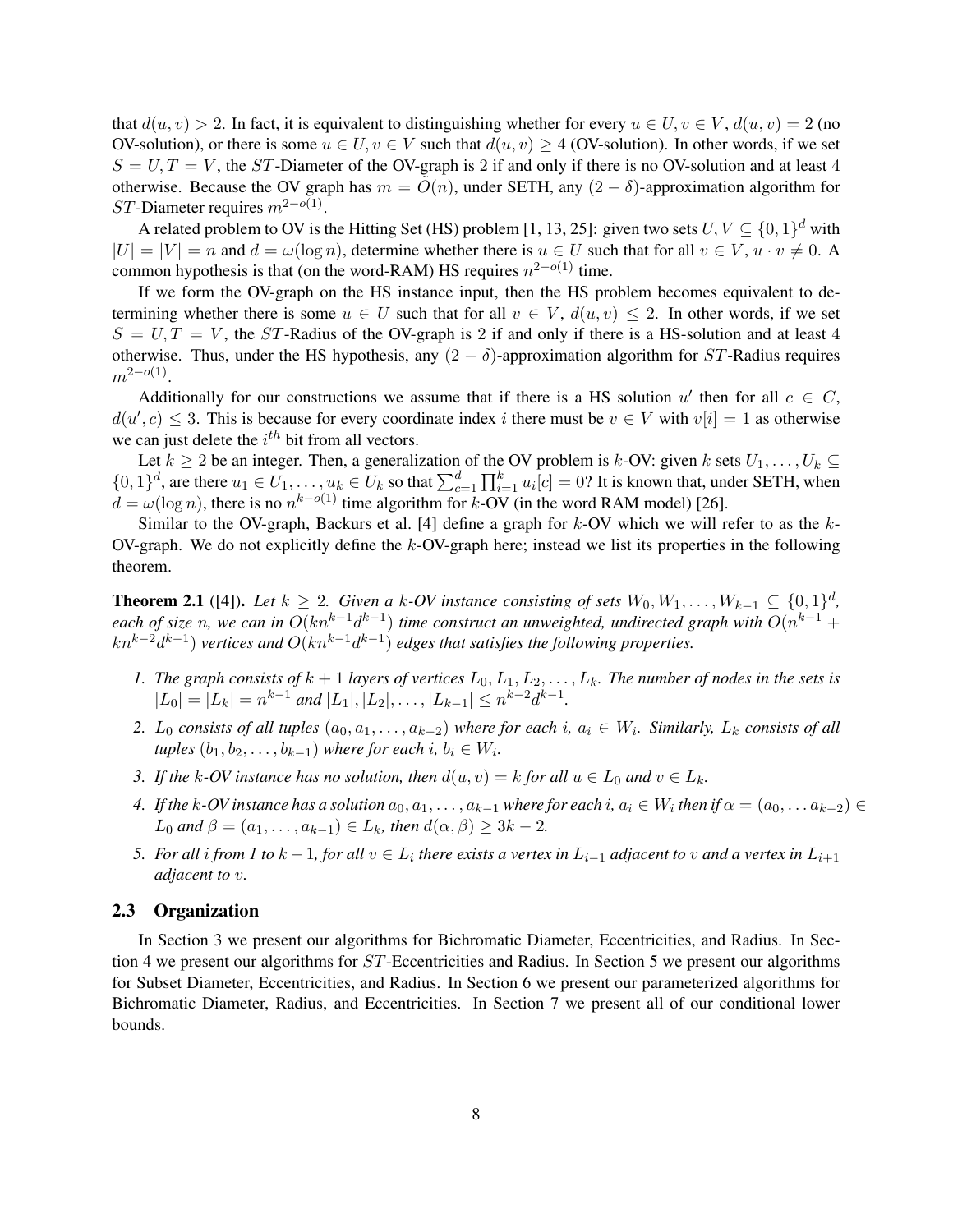that $d(u, v) > 2$. In fact, it is equivalent to distinguishing whether for every $u \in U, v \in V$, $d(u, v) = 2$ (no OV-solution), or there is some $u \in U, v \in V$ such that $d(u, v) \geq 4$ (OV-solution). In other words, if we set $S = U, T = V$, the $ST$-Diameter of the OV-graph is 2 if and only if there is no OV-solution and at least 4 otherwise. Because the OV graph has $m = \tilde{O}(n)$, under SETH, any $(2 - \delta)$-approximation algorithm for $ST$-Diameter requires $m^{2-o(1)}$.

A related problem to OV is the Hitting Set (HS) problem [1, 13, 25]: given two sets $U, V \subseteq \{0, 1\}^d$ with $|U| = |V| = n$ and $d = \omega(\log n)$, determine whether there is $u \in U$ such that for all $v \in V$, $u \cdot v \neq 0$. A common hypothesis is that (on the word-RAM) HS requires $n^{2-o(1)}$ time.

If we form the OV-graph on the HS instance input, then the HS problem becomes equivalent to determining whether there is some $u \in U$ such that for all $v \in V$, $d(u, v) \leq 2$. In other words, if we set $S = U, T = V$, the $ST$-Radius of the OV-graph is 2 if and only if there is a HS-solution and at least 4 otherwise. Thus, under the HS hypothesis, any $(2 - \delta)$-approximation algorithm for $ST$-Radius requires $m^{2-o(1)}$.

Additionally for our constructions we assume that if there is a HS solution $u'$ then for all $c \in C$, $d(u', c) \leq 3$. This is because for every coordinate index $i$ there must be $v \in V$ with $v[i] = 1$ as otherwise we can just delete the $i^{th}$ bit from all vectors.

Let $k \geq 2$ be an integer. Then, a generalization of the OV problem is $k$-OV: given $k$ sets $U_1, \ldots, U_k \subseteq \{0, 1\}^d$, are there $u_1 \in U_1, \ldots, u_k \in U_k$ so that $\sum_{c=1}^{d} \prod_{i=1}^{k} u_i[c] = 0$? It is known that, under SETH, when $d = \omega(\log n)$, there is no $n^{k-o(1)}$ time algorithm for $k$-OV (in the word RAM model) [26].

Similar to the OV-graph, Backurs et al. [4] define a graph for $k$-OV which we will refer to as the $k$-OV-graph. We do not explicitly define the $k$-OV-graph here; instead we list its properties in the following theorem.

**Theorem 2.1** ([4]). *Let $k \geq 2$. Given a $k$-OV instance consisting of sets $W_0, W_1, \ldots, W_{k-1} \subseteq \{0, 1\}^d$, each of size $n$, we can in $O(kn^{k-1}d^{k-1})$ time construct an unweighted, undirected graph with $O(n^{k-1} + kn^{k-2}d^{k-1})$ vertices and $O(kn^{k-1}d^{k-1})$ edges that satisfies the following properties.*

1. *The graph consists of $k + 1$ layers of vertices $L_0, L_1, L_2, \ldots, L_k$. The number of nodes in the sets is $|L_0| = |L_k| = n^{k-1}$ and $|L_1|, |L_2|, \ldots, |L_{k-1}| \leq n^{k-2}d^{k-1}$.*
2. *$L_0$ consists of all tuples $(a_0, a_1, \ldots, a_{k-2})$ where for each $i$, $a_i \in W_i$. Similarly, $L_k$ consists of all tuples $(b_1, b_2, \ldots, b_{k-1})$ where for each $i$, $b_i \in W_i$.*
3. *If the $k$-OV instance has no solution, then $d(u, v) = k$ for all $u \in L_0$ and $v \in L_k$.*
4. *If the $k$-OV instance has a solution $a_0, a_1, \ldots, a_{k-1}$ where for each $i$, $a_i \in W_i$ then if $\alpha = (a_0, \ldots a_{k-2}) \in L_0$ and $\beta = (a_1, \ldots, a_{k-1}) \in L_k$, then $d(\alpha, \beta) \geq 3k - 2$.*
5. *For all $i$ from 1 to $k - 1$, for all $v \in L_i$ there exists a vertex in $L_{i-1}$ adjacent to $v$ and a vertex in $L_{i+1}$ adjacent to $v$.*

### 2.3 Organization

In Section 3 we present our algorithms for Bichromatic Diameter, Eccentricities, and Radius. In Section 4 we present our algorithms for $ST$-Eccentricities and Radius. In Section 5 we present our algorithms for Subset Diameter, Eccentricities, and Radius. In Section 6 we present our parameterized algorithms for Bichromatic Diameter, Radius, and Eccentricities. In Section 7 we present all of our conditional lower bounds.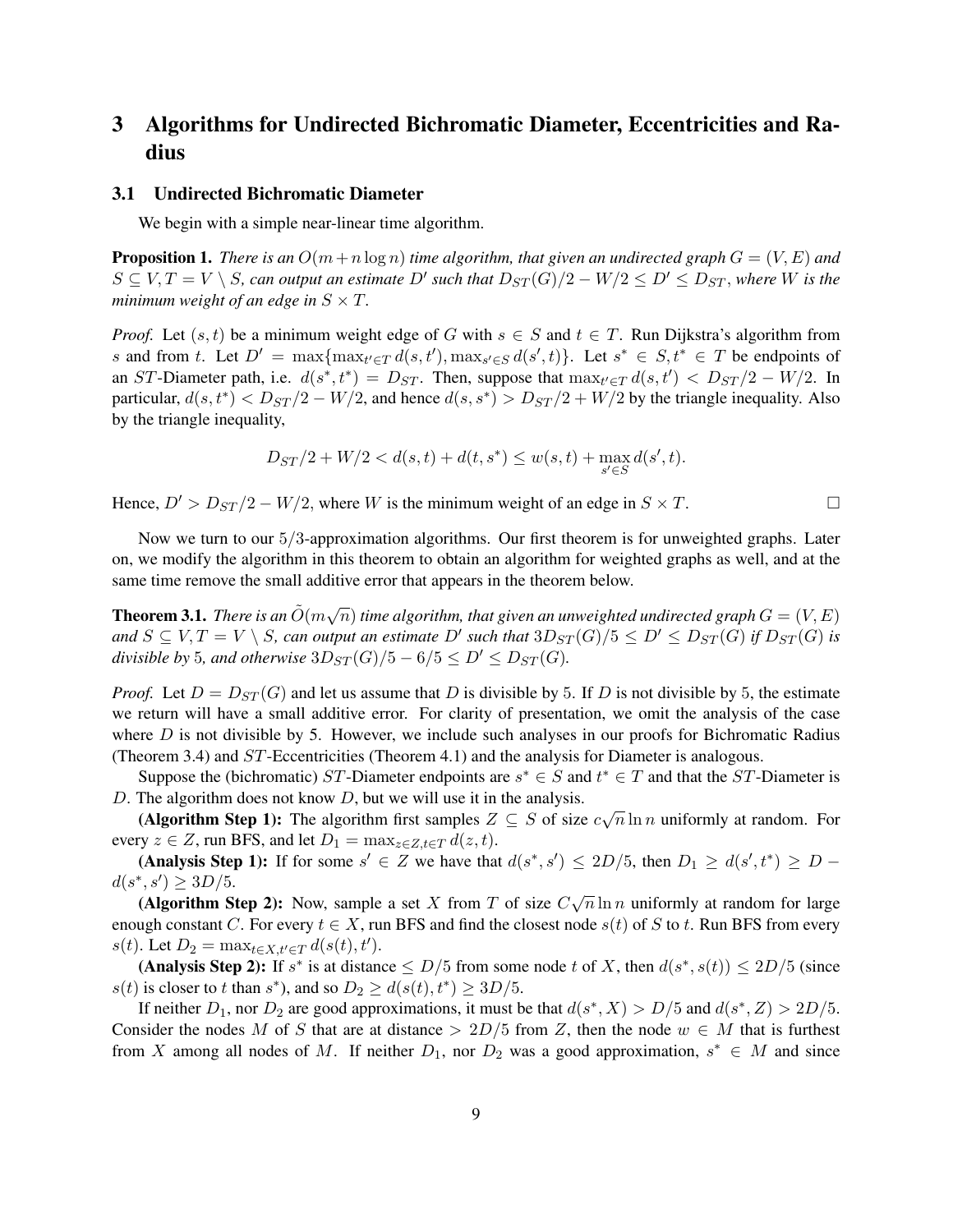## 3 Algorithms for Undirected Bichromatic Diameter, Eccentricities and Radius

### 3.1 Undirected Bichromatic Diameter

We begin with a simple near-linear time algorithm.

**Proposition 1.** *There is an $O(m+n\log n)$ time algorithm, that given an undirected graph $G=(V,E)$ and $S\subseteq V, T=V\setminus S$, can output an estimate $D'$ such that $D_{ST}(G)/2-W/2\leq D'\leq D_{ST}$, where $W$ is the minimum weight of an edge in $S\times T$.*

*Proof.* Let $(s,t)$ be a minimum weight edge of $G$ with $s\in S$ and $t\in T$. Run Dijkstra's algorithm from $s$ and from $t$. Let $D'=\max\{\max_{t'\in T}d(s,t'),\max_{s'\in S}d(s',t)\}$. Let $s^*\in S, t^*\in T$ be endpoints of an $ST$-Diameter path, i.e. $d(s^*,t^*)=D_{ST}$. Then, suppose that $\max_{t'\in T}d(s,t')<D_{ST}/2-W/2$. In particular, $d(s,t^*)<D_{ST}/2-W/2$, and hence $d(s,s^*)>D_{ST}/2+W/2$ by the triangle inequality. Also by the triangle inequality,

$$D_{ST}/2+W/2<d(s,t)+d(t,s^*)\leq w(s,t)+\max_{s'\in S}d(s',t).$$

Hence, $D'>D_{ST}/2-W/2$, where $W$ is the minimum weight of an edge in $S\times T$. □

Now we turn to our $5/3$-approximation algorithms. Our first theorem is for unweighted graphs. Later on, we modify the algorithm in this theorem to obtain an algorithm for weighted graphs as well, and at the same time remove the small additive error that appears in the theorem below.

**Theorem 3.1.** *There is an $\tilde{O}(m\sqrt{n})$ time algorithm, that given an unweighted undirected graph $G=(V,E)$ and $S\subseteq V, T=V\setminus S$, can output an estimate $D'$ such that $3D_{ST}(G)/5\leq D'\leq D_{ST}(G)$ if $D_{ST}(G)$ is divisible by 5, and otherwise $3D_{ST}(G)/5-6/5\leq D'\leq D_{ST}(G)$.*

*Proof.* Let $D=D_{ST}(G)$ and let us assume that $D$ is divisible by 5. If $D$ is not divisible by 5, the estimate we return will have a small additive error. For clarity of presentation, we omit the analysis of the case where $D$ is not divisible by 5. However, we include such analyses in our proofs for Bichromatic Radius (Theorem 3.4) and $ST$-Eccentricities (Theorem 4.1) and the analysis for Diameter is analogous.

Suppose the (bichromatic) $ST$-Diameter endpoints are $s^*\in S$ and $t^*\in T$ and that the $ST$-Diameter is $D$. The algorithm does not know $D$, but we will use it in the analysis.

**(Algorithm Step 1):** The algorithm first samples $Z\subseteq S$ of size $c\sqrt{n}\ln n$ uniformly at random. For every $z\in Z$, run BFS, and let $D_1=\max_{z\in Z,t\in T}d(z,t)$.

**(Analysis Step 1):** If for some $s'\in Z$ we have that $d(s^*,s')\leq 2D/5$, then $D_1\geq d(s',t^*)\geq D-d(s^*,s')\geq 3D/5$.

**(Algorithm Step 2):** Now, sample a set $X$ from $T$ of size $C\sqrt{n}\ln n$ uniformly at random for large enough constant $C$. For every $t\in X$, run BFS and find the closest node $s(t)$ of $S$ to $t$. Run BFS from every $s(t)$. Let $D_2=\max_{t\in X,t'\in T}d(s(t),t')$.

**(Analysis Step 2):** If $s^*$ is at distance $\leq D/5$ from some node $t$ of $X$, then $d(s^*,s(t))\leq 2D/5$ (since $s(t)$ is closer to $t$ than $s^*$), and so $D_2\geq d(s(t),t^*)\geq 3D/5$.

If neither $D_1$, nor $D_2$ are good approximations, it must be that $d(s^*,X)>D/5$ and $d(s^*,Z)>2D/5$. Consider the nodes $M$ of $S$ that are at distance $>2D/5$ from $Z$, then the node $w\in M$ that is furthest from $X$ among all nodes of $M$. If neither $D_1$, nor $D_2$ was a good approximation, $s^*\in M$ and since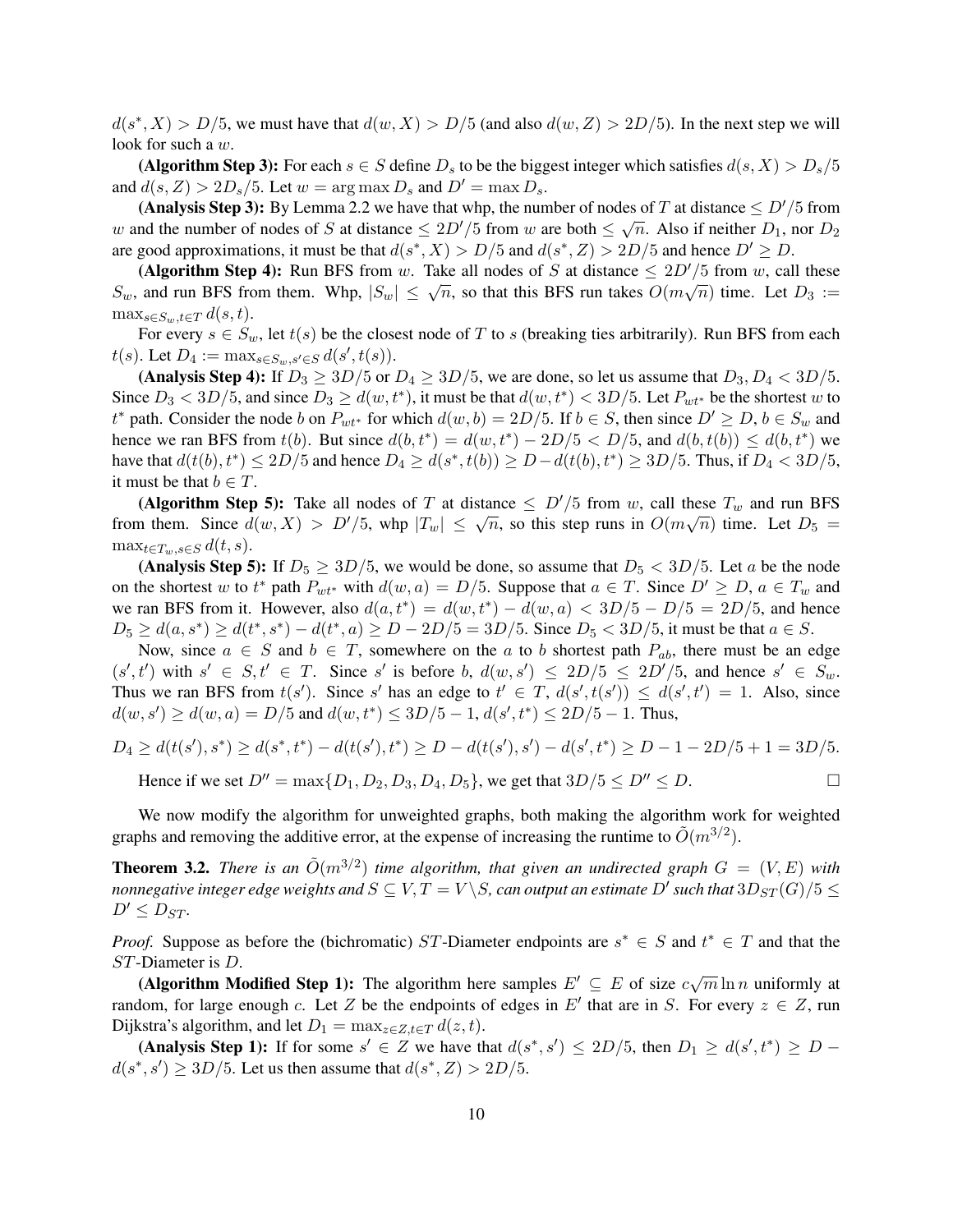$d(s^*, X) > D/5$, we must have that $d(w, X) > D/5$ (and also $d(w, Z) > 2D/5$). In the next step we will look for such a $w$.

**(Algorithm Step 3):** For each $s \in S$ define $D_s$ to be the biggest integer which satisfies $d(s, X) > D_s/5$ and $d(s, Z) > 2D_s/5$. Let $w = \arg\max D_s$ and $D' = \max D_s$.

**(Analysis Step 3):** By Lemma 2.2 we have that whp, the number of nodes of $T$ at distance $\leq D'/5$ from $w$ and the number of nodes of $S$ at distance $\leq 2D'/5$ from $w$ are both $\leq \sqrt{n}$. Also if neither $D_1$, nor $D_2$ are good approximations, it must be that $d(s^*, X) > D/5$ and $d(s^*, Z) > 2D/5$ and hence $D' \geq D$.

**(Algorithm Step 4):** Run BFS from $w$. Take all nodes of $S$ at distance $\leq 2D'/5$ from $w$, call these $S_w$, and run BFS from them. Whp, $|S_w| \leq \sqrt{n}$, so that this BFS run takes $O(m\sqrt{n})$ time. Let $D_3 := \max_{s \in S_w, t \in T} d(s, t)$.

For every $s \in S_w$, let $t(s)$ be the closest node of $T$ to $s$ (breaking ties arbitrarily). Run BFS from each $t(s)$. Let $D_4 := \max_{s \in S_w, s' \in S} d(s', t(s))$.

**(Analysis Step 4):** If $D_3 \geq 3D/5$ or $D_4 \geq 3D/5$, we are done, so let us assume that $D_3, D_4 < 3D/5$. Since $D_3 < 3D/5$, and since $D_3 \geq d(w, t^*)$, it must be that $d(w, t^*) < 3D/5$. Let $P_{wt^*}$ be the shortest $w$ to $t^*$ path. Consider the node $b$ on $P_{wt^*}$ for which $d(w, b) = 2D/5$. If $b \in S$, then since $D' \geq D$, $b \in S_w$ and hence we ran BFS from $t(b)$. But since $d(b, t^*) = d(w, t^*) - 2D/5 < D/5$, and $d(b, t(b)) \leq d(b, t^*)$ we have that $d(t(b), t^*) \leq 2D/5$ and hence $D_4 \geq d(s^*, t(b)) \geq D - d(t(b), t^*) \geq 3D/5$. Thus, if $D_4 < 3D/5$, it must be that $b \in T$.

**(Algorithm Step 5):** Take all nodes of $T$ at distance $\leq D'/5$ from $w$, call these $T_w$ and run BFS from them. Since $d(w, X) > D'/5$, whp $|T_w| \leq \sqrt{n}$, so this step runs in $O(m\sqrt{n})$ time. Let $D_5 = \max_{t \in T_w, s \in S} d(t, s)$.

**(Analysis Step 5):** If $D_5 \geq 3D/5$, we would be done, so assume that $D_5 < 3D/5$. Let $a$ be the node on the shortest $w$ to $t^*$ path $P_{wt^*}$ with $d(w, a) = D/5$. Suppose that $a \in T$. Since $D' \geq D$, $a \in T_w$ and we ran BFS from it. However, also $d(a, t^*) = d(w, t^*) - d(w, a) < 3D/5 - D/5 = 2D/5$, and hence $D_5 \geq d(a, s^*) \geq d(t^*, s^*) - d(t^*, a) \geq D - 2D/5 = 3D/5$. Since $D_5 < 3D/5$, it must be that $a \in S$.

Now, since $a \in S$ and $b \in T$, somewhere on the $a$ to $b$ shortest path $P_{ab}$, there must be an edge $(s', t')$ with $s' \in S, t' \in T$. Since $s'$ is before $b$, $d(w, s') \leq 2D/5 \leq 2D'/5$, and hence $s' \in S_w$. Thus we ran BFS from $t(s')$. Since $s'$ has an edge to $t' \in T$, $d(s', t(s')) \leq d(s', t') = 1$. Also, since $d(w, s') \geq d(w, a) = D/5$ and $d(w, t^*) \leq 3D/5 - 1$, $d(s', t^*) \leq 2D/5 - 1$. Thus,

$$D_4 \geq d(t(s'), s^*) \geq d(s^*, t^*) - d(t(s'), t^*) \geq D - d(t(s'), s') - d(s', t^*) \geq D - 1 - 2D/5 + 1 = 3D/5.$$

Hence if we set $D'' = \max\{D_1, D_2, D_3, D_4, D_5\}$, we get that $3D/5 \leq D'' \leq D$. □

We now modify the algorithm for unweighted graphs, both making the algorithm work for weighted graphs and removing the additive error, at the expense of increasing the runtime to $\tilde{O}(m^{3/2})$.

**Theorem 3.2.** *There is an $\tilde{O}(m^{3/2})$ time algorithm, that given an undirected graph $G = (V, E)$ with nonnegative integer edge weights and $S \subseteq V, T = V \setminus S$, can output an estimate $D'$ such that $3D_{ST}(G)/5 \leq D' \leq D_{ST}$.*

*Proof.* Suppose as before the (bichromatic) $ST$-Diameter endpoints are $s^* \in S$ and $t^* \in T$ and that the $ST$-Diameter is $D$.

**(Algorithm Modified Step 1):** The algorithm here samples $E' \subseteq E$ of size $c\sqrt{m}\ln n$ uniformly at random, for large enough $c$. Let $Z$ be the endpoints of edges in $E'$ that are in $S$. For every $z \in Z$, run Dijkstra's algorithm, and let $D_1 = \max_{z \in Z, t \in T} d(z, t)$.

**(Analysis Step 1):** If for some $s' \in Z$ we have that $d(s^*, s') \leq 2D/5$, then $D_1 \geq d(s', t^*) \geq D - d(s^*, s') \geq 3D/5$. Let us then assume that $d(s^*, Z) > 2D/5$.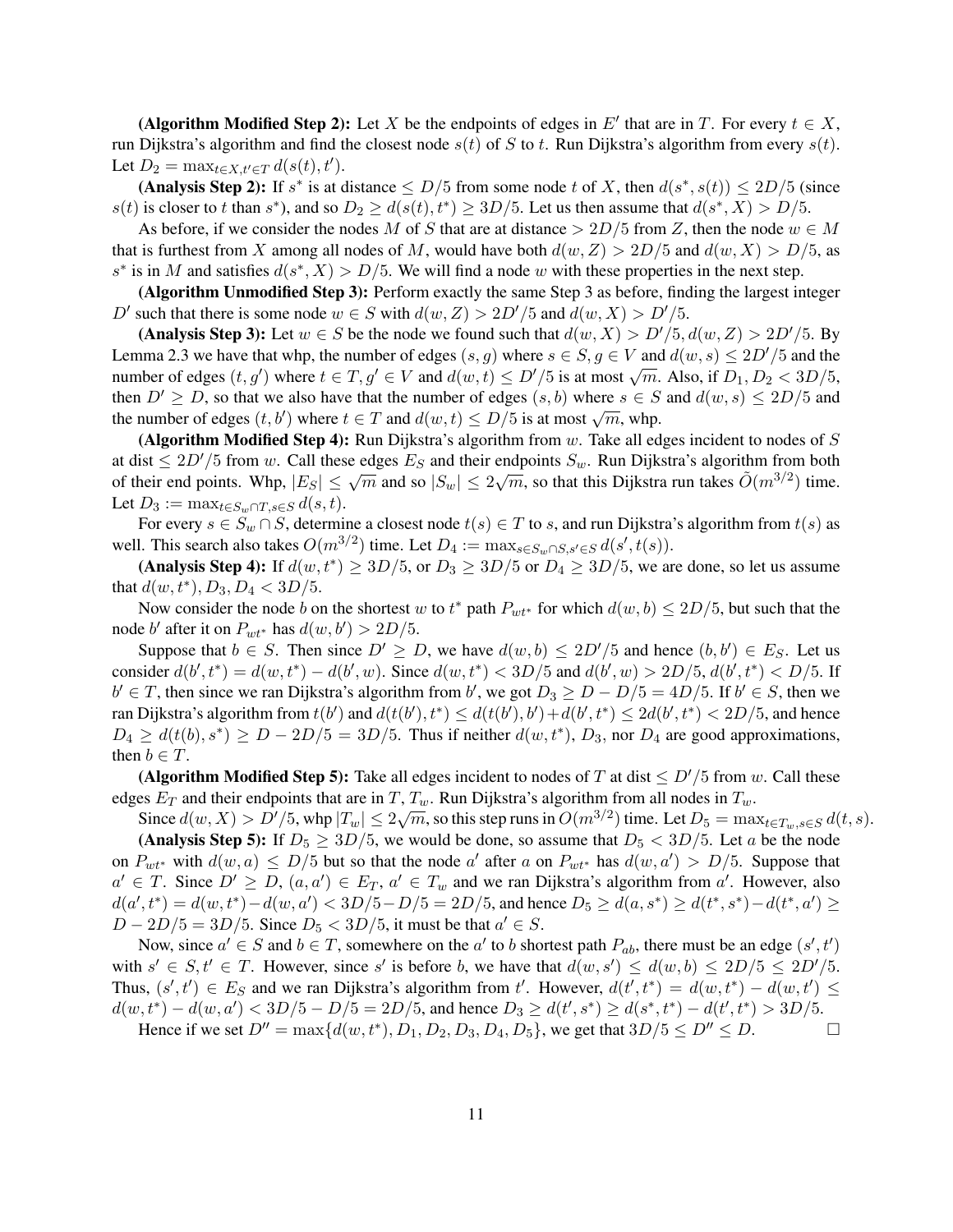**(Algorithm Modified Step 2):** Let $X$ be the endpoints of edges in $E'$ that are in $T$. For every $t \in X$, run Dijkstra's algorithm and find the closest node $s(t)$ of $S$ to $t$. Run Dijkstra's algorithm from every $s(t)$. Let $D_2 = \max_{t \in X, t' \in T} d(s(t), t')$.

**(Analysis Step 2):** If $s^*$ is at distance $\leq D/5$ from some node $t$ of $X$, then $d(s^*, s(t)) \leq 2D/5$ (since $s(t)$ is closer to $t$ than $s^*$), and so $D_2 \geq d(s(t), t^*) \geq 3D/5$. Let us then assume that $d(s^*, X) > D/5$.

As before, if we consider the nodes $M$ of $S$ that are at distance $> 2D/5$ from $Z$, then the node $w \in M$ that is furthest from $X$ among all nodes of $M$, would have both $d(w, Z) > 2D/5$ and $d(w, X) > D/5$, as $s^*$ is in $M$ and satisfies $d(s^*, X) > D/5$. We will find a node $w$ with these properties in the next step.

**(Algorithm Unmodified Step 3):** Perform exactly the same Step 3 as before, finding the largest integer $D'$ such that there is some node $w \in S$ with $d(w, Z) > 2D'/5$ and $d(w, X) > D'/5$.

**(Analysis Step 3):** Let $w \in S$ be the node we found such that $d(w, X) > D'/5, d(w, Z) > 2D'/5$. By Lemma 2.3 we have that whp, the number of edges $(s, g)$ where $s \in S, g \in V$ and $d(w, s) \leq 2D'/5$ and the number of edges $(t, g')$ where $t \in T, g' \in V$ and $d(w, t) \leq D'/5$ is at most $\sqrt{m}$. Also, if $D_1, D_2 < 3D/5$, then $D' \geq D$, so that we also have that the number of edges $(s, b)$ where $s \in S$ and $d(w, s) \leq 2D/5$ and the number of edges $(t, b')$ where $t \in T$ and $d(w, t) \leq D/5$ is at most $\sqrt{m}$, whp.

**(Algorithm Modified Step 4):** Run Dijkstra's algorithm from $w$. Take all edges incident to nodes of $S$ at dist $\leq 2D'/5$ from $w$. Call these edges $E_S$ and their endpoints $S_w$. Run Dijkstra's algorithm from both of their end points. Whp, $|E_S| \leq \sqrt{m}$ and so $|S_w| \leq 2\sqrt{m}$, so that this Dijkstra run takes $\tilde{O}(m^{3/2})$ time. Let $D_3 := \max_{t \in S_w \cap T, s \in S} d(s, t)$.

For every $s \in S_w \cap S$, determine a closest node $t(s) \in T$ to $s$, and run Dijkstra's algorithm from $t(s)$ as well. This search also takes $O(m^{3/2})$ time. Let $D_4 := \max_{s \in S_w \cap S, s' \in S} d(s', t(s))$.

**(Analysis Step 4):** If $d(w, t^*) \geq 3D/5$, or $D_3 \geq 3D/5$ or $D_4 \geq 3D/5$, we are done, so let us assume that $d(w, t^*), D_3, D_4 < 3D/5$.

Now consider the node $b$ on the shortest $w$ to $t^*$ path $P_{wt^*}$ for which $d(w, b) \leq 2D/5$, but such that the node $b'$ after it on $P_{wt^*}$ has $d(w, b') > 2D/5$.

Suppose that $b \in S$. Then since $D' \geq D$, we have $d(w, b) \leq 2D'/5$ and hence $(b, b') \in E_S$. Let us consider $d(b', t^*) = d(w, t^*) - d(b', w)$. Since $d(w, t^*) < 3D/5$ and $d(b', w) > 2D/5$, $d(b', t^*) < D/5$. If $b' \in T$, then since we ran Dijkstra's algorithm from $b'$, we got $D_3 \geq D - D/5 = 4D/5$. If $b' \in S$, then we ran Dijkstra's algorithm from $t(b')$ and $d(t(b'), t^*) \leq d(t(b'), b') + d(b', t^*) \leq 2d(b', t^*) < 2D/5$, and hence $D_4 \geq d(t(b), s^*) \geq D - 2D/5 = 3D/5$. Thus if neither $d(w, t^*)$, $D_3$, nor $D_4$ are good approximations, then $b \in T$.

**(Algorithm Modified Step 5):** Take all edges incident to nodes of $T$ at dist $\leq D'/5$ from $w$. Call these edges $E_T$ and their endpoints that are in $T$, $T_w$. Run Dijkstra's algorithm from all nodes in $T_w$.

Since $d(w, X) > D'/5$, whp $|T_w| \leq 2\sqrt{m}$, so this step runs in $O(m^{3/2})$ time. Let $D_5 = \max_{t \in T_w, s \in S} d(t, s)$.

**(Analysis Step 5):** If $D_5 \geq 3D/5$, we would be done, so assume that $D_5 < 3D/5$. Let $a$ be the node on $P_{wt^*}$ with $d(w, a) \leq D/5$ but so that the node $a'$ after $a$ on $P_{wt^*}$ has $d(w, a') > D/5$. Suppose that $a' \in T$. Since $D' \geq D$, $(a, a') \in E_T$, $a' \in T_w$ and we ran Dijkstra's algorithm from $a'$. However, also $d(a', t^*) = d(w, t^*) - d(w, a') < 3D/5 - D/5 = 2D/5$, and hence $D_5 \geq d(a, s^*) \geq d(t^*, s^*) - d(t^*, a') \geq D - 2D/5 = 3D/5$. Since $D_5 < 3D/5$, it must be that $a' \in S$.

Now, since $a' \in S$ and $b \in T$, somewhere on the $a'$ to $b$ shortest path $P_{ab}$, there must be an edge $(s', t')$ with $s' \in S, t' \in T$. However, since $s'$ is before $b$, we have that $d(w, s') \leq d(w, b) \leq 2D/5 \leq 2D'/5$. Thus, $(s', t') \in E_S$ and we ran Dijkstra's algorithm from $t'$. However, $d(t', t^*) = d(w, t^*) - d(w, t') \leq d(w, t^*) - d(w, a') < 3D/5 - D/5 = 2D/5$, and hence $D_3 \geq d(t', s^*) \geq d(s^*, t^*) - d(t', t^*) > 3D/5$.

Hence if we set $D'' = \max\{d(w, t^*), D_1, D_2, D_3, D_4, D_5\}$, we get that $3D/5 \leq D'' \leq D$. □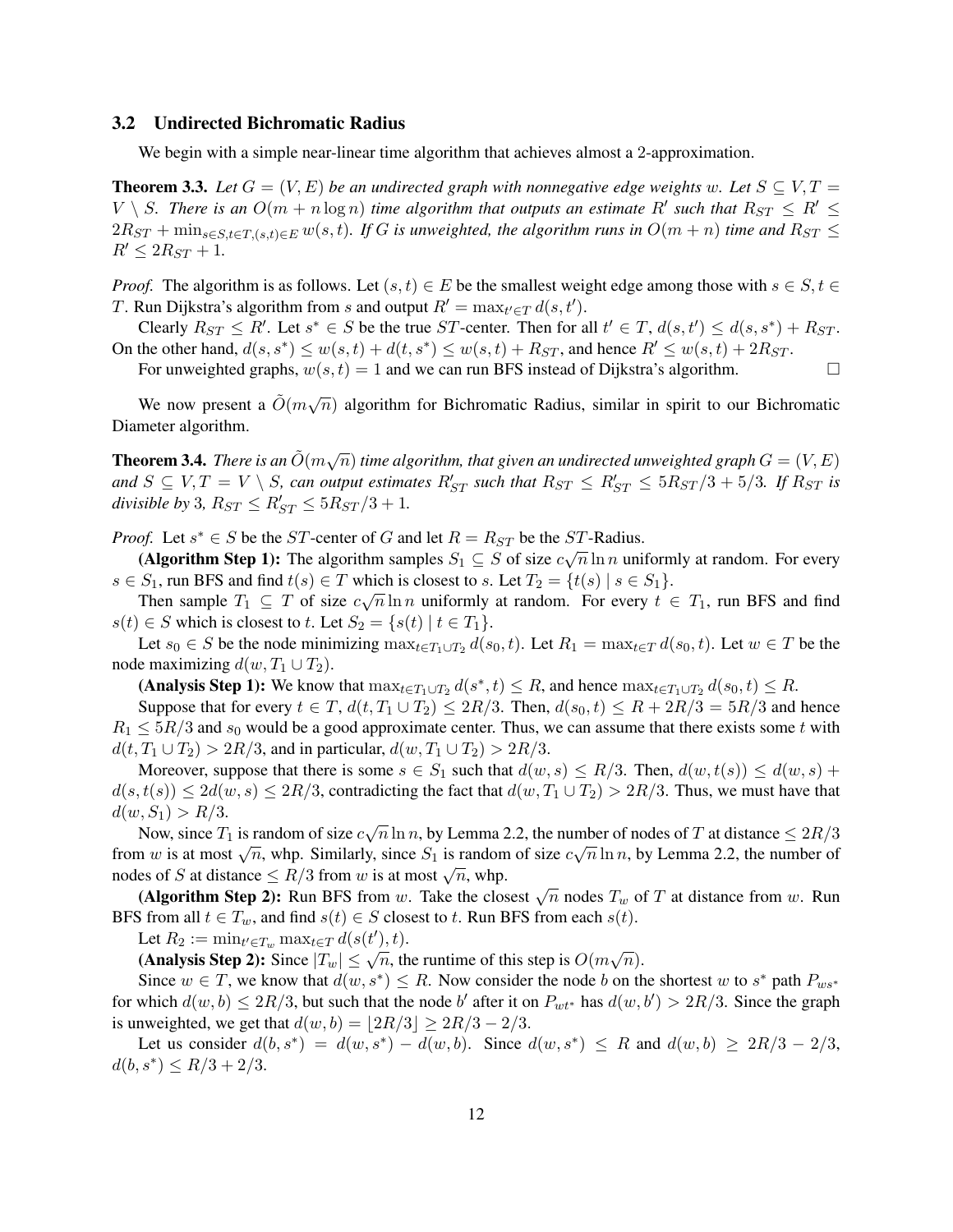### 3.2 Undirected Bichromatic Radius

We begin with a simple near-linear time algorithm that achieves almost a 2-approximation.

**Theorem 3.3.** *Let $G = (V, E)$ be an undirected graph with nonnegative edge weights $w$. Let $S \subseteq V, T = V \setminus S$. There is an $O(m + n \log n)$ time algorithm that outputs an estimate $R'$ such that $R_{ST} \leq R' \leq 2R_{ST} + \min_{s \in S, t \in T, (s,t) \in E} w(s, t)$. If $G$ is unweighted, the algorithm runs in $O(m + n)$ time and $R_{ST} \leq R' \leq 2R_{ST} + 1$.*

*Proof.* The algorithm is as follows. Let $(s, t) \in E$ be the smallest weight edge among those with $s \in S, t \in T$. Run Dijkstra's algorithm from $s$ and output $R' = \max_{t' \in T} d(s, t')$.

Clearly $R_{ST} \leq R'$. Let $s^* \in S$ be the true $ST$-center. Then for all $t' \in T$, $d(s, t') \leq d(s, s^*) + R_{ST}$. On the other hand, $d(s, s^*) \leq w(s, t) + d(t, s^*) \leq w(s, t) + R_{ST}$, and hence $R' \leq w(s, t) + 2R_{ST}$.

For unweighted graphs, $w(s, t) = 1$ and we can run BFS instead of Dijkstra's algorithm. □

We now present a $\tilde{O}(m\sqrt{n})$ algorithm for Bichromatic Radius, similar in spirit to our Bichromatic Diameter algorithm.

**Theorem 3.4.** *There is an $\tilde{O}(m\sqrt{n})$ time algorithm, that given an undirected unweighted graph $G = (V, E)$ and $S \subseteq V, T = V \setminus S$, can output estimates $R'_{ST}$ such that $R_{ST} \leq R'_{ST} \leq 5R_{ST}/3 + 5/3$. If $R_{ST}$ is divisible by 3, $R_{ST} \leq R'_{ST} \leq 5R_{ST}/3 + 1$.*

*Proof.* Let $s^* \in S$ be the $ST$-center of $G$ and let $R = R_{ST}$ be the $ST$-Radius.

**(Algorithm Step 1):** The algorithm samples $S_1 \subseteq S$ of size $c\sqrt{n} \ln n$ uniformly at random. For every $s \in S_1$, run BFS and find $t(s) \in T$ which is closest to $s$. Let $T_2 = \{t(s) \mid s \in S_1\}$.

Then sample $T_1 \subseteq T$ of size $c\sqrt{n} \ln n$ uniformly at random. For every $t \in T_1$, run BFS and find $s(t) \in S$ which is closest to $t$. Let $S_2 = \{s(t) \mid t \in T_1\}$.

Let $s_0 \in S$ be the node minimizing $\max_{t \in T_1 \cup T_2} d(s_0, t)$. Let $R_1 = \max_{t \in T} d(s_0, t)$. Let $w \in T$ be the node maximizing $d(w, T_1 \cup T_2)$.

**(Analysis Step 1):** We know that $\max_{t \in T_1 \cup T_2} d(s^*, t) \leq R$, and hence $\max_{t \in T_1 \cup T_2} d(s_0, t) \leq R$.

Suppose that for every $t \in T$, $d(t, T_1 \cup T_2) \leq 2R/3$. Then, $d(s_0, t) \leq R + 2R/3 = 5R/3$ and hence $R_1 \leq 5R/3$ and $s_0$ would be a good approximate center. Thus, we can assume that there exists some $t$ with $d(t, T_1 \cup T_2) > 2R/3$, and in particular, $d(w, T_1 \cup T_2) > 2R/3$.

Moreover, suppose that there is some $s \in S_1$ such that $d(w, s) \leq R/3$. Then, $d(w, t(s)) \leq d(w, s) + d(s, t(s)) \leq 2d(w, s) \leq 2R/3$, contradicting the fact that $d(w, T_1 \cup T_2) > 2R/3$. Thus, we must have that $d(w, S_1) > R/3$.

Now, since $T_1$ is random of size $c\sqrt{n} \ln n$, by Lemma 2.2, the number of nodes of $T$ at distance $\leq 2R/3$ from $w$ is at most $\sqrt{n}$, whp. Similarly, since $S_1$ is random of size $c\sqrt{n} \ln n$, by Lemma 2.2, the number of nodes of $S$ at distance $\leq R/3$ from $w$ is at most $\sqrt{n}$, whp.

**(Algorithm Step 2):** Run BFS from $w$. Take the closest $\sqrt{n}$ nodes $T_w$ of $T$ at distance from $w$. Run BFS from all $t \in T_w$, and find $s(t) \in S$ closest to $t$. Run BFS from each $s(t)$.

Let $R_2 := \min_{t' \in T_w} \max_{t \in T} d(s(t'), t)$.

**(Analysis Step 2):** Since $|T_w| \leq \sqrt{n}$, the runtime of this step is $O(m\sqrt{n})$.

Since $w \in T$, we know that $d(w, s^*) \leq R$. Now consider the node $b$ on the shortest $w$ to $s^*$ path $P_{ws^*}$ for which $d(w, b) \leq 2R/3$, but such that the node $b'$ after it on $P_{wt^*}$ has $d(w, b') > 2R/3$. Since the graph is unweighted, we get that $d(w, b) = \lfloor 2R/3 \rfloor \geq 2R/3 - 2/3$.

Let us consider $d(b, s^*) = d(w, s^*) - d(w, b)$. Since $d(w, s^*) \leq R$ and $d(w, b) \geq 2R/3 - 2/3$, $d(b, s^*) \leq R/3 + 2/3$.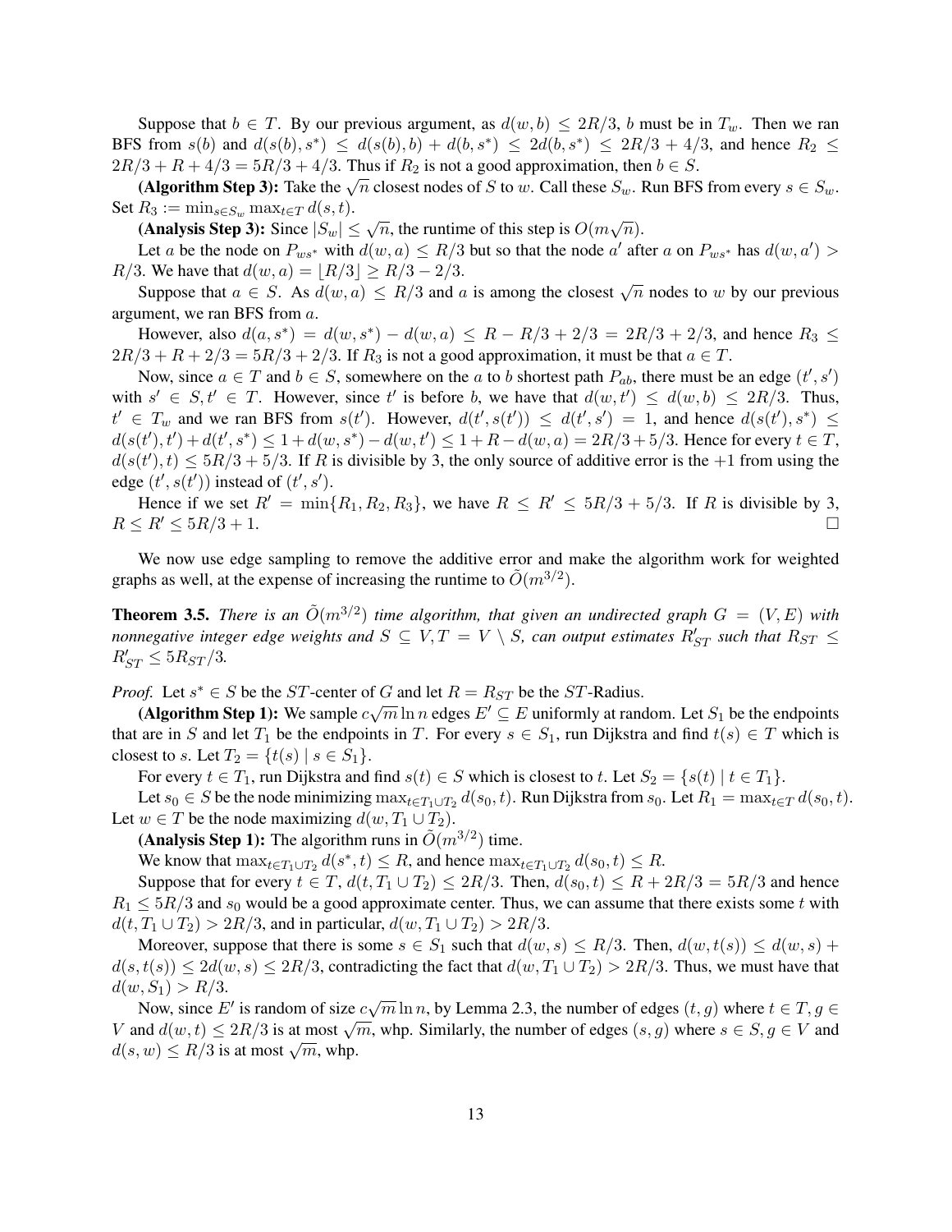Suppose that $b \in T$. By our previous argument, as $d(w, b) \leq 2R/3$, $b$ must be in $T_w$. Then we ran BFS from $s(b)$ and $d(s(b), s^*) \leq d(s(b), b) + d(b, s^*) \leq 2d(b, s^*) \leq 2R/3 + 4/3$, and hence $R_2 \leq 2R/3 + R + 4/3 = 5R/3 + 4/3$. Thus if $R_2$ is not a good approximation, then $b \in S$.

**(Algorithm Step 3):** Take the $\sqrt{n}$ closest nodes of $S$ to $w$. Call these $S_w$. Run BFS from every $s \in S_w$. Set $R_3 := \min_{s \in S_w} \max_{t \in T} d(s, t)$.

**(Analysis Step 3):** Since $|S_w| \leq \sqrt{n}$, the runtime of this step is $O(m\sqrt{n})$.

Let $a$ be the node on $P_{ws^*}$ with $d(w, a) \leq R/3$ but so that the node $a'$ after $a$ on $P_{ws^*}$ has $d(w, a') > R/3$. We have that $d(w, a) = \lfloor R/3 \rfloor \geq R/3 - 2/3$.

Suppose that $a \in S$. As $d(w, a) \leq R/3$ and $a$ is among the closest $\sqrt{n}$ nodes to $w$ by our previous argument, we ran BFS from $a$.

However, also $d(a, s^*) = d(w, s^*) - d(w, a) \leq R - R/3 + 2/3 = 2R/3 + 2/3$, and hence $R_3 \leq 2R/3 + R + 2/3 = 5R/3 + 2/3$. If $R_3$ is not a good approximation, it must be that $a \in T$.

Now, since $a \in T$ and $b \in S$, somewhere on the $a$ to $b$ shortest path $P_{ab}$, there must be an edge $(t', s')$ with $s' \in S, t' \in T$. However, since $t'$ is before $b$, we have that $d(w, t') \leq d(w, b) \leq 2R/3$. Thus, $t' \in T_w$ and we ran BFS from $s(t')$. However, $d(t', s(t')) \leq d(t', s') = 1$, and hence $d(s(t'), s^*) \leq d(s(t'), t') + d(t', s^*) \leq 1 + d(w, s^*) - d(w, t') \leq 1 + R - d(w, a) = 2R/3 + 5/3$. Hence for every $t \in T$, $d(s(t'), t) \leq 5R/3 + 5/3$. If $R$ is divisible by 3, the only source of additive error is the $+1$ from using the edge $(t', s(t'))$ instead of $(t', s')$.

Hence if we set $R' = \min\{R_1, R_2, R_3\}$, we have $R \leq R' \leq 5R/3 + 5/3$. If $R$ is divisible by 3, $R \leq R' \leq 5R/3 + 1$. □

We now use edge sampling to remove the additive error and make the algorithm work for weighted graphs as well, at the expense of increasing the runtime to $\tilde{O}(m^{3/2})$.

**Theorem 3.5.** *There is an $\tilde{O}(m^{3/2})$ time algorithm, that given an undirected graph $G = (V, E)$ with nonnegative integer edge weights and $S \subseteq V, T = V \setminus S$, can output estimates $R'_{ST}$ such that $R_{ST} \leq R'_{ST} \leq 5R_{ST}/3$.*

*Proof.* Let $s^* \in S$ be the $ST$-center of $G$ and let $R = R_{ST}$ be the $ST$-Radius.

**(Algorithm Step 1):** We sample $c\sqrt{m}\ln n$ edges $E' \subseteq E$ uniformly at random. Let $S_1$ be the endpoints that are in $S$ and let $T_1$ be the endpoints in $T$. For every $s \in S_1$, run Dijkstra and find $t(s) \in T$ which is closest to $s$. Let $T_2 = \{t(s) \mid s \in S_1\}$.

For every $t \in T_1$, run Dijkstra and find $s(t) \in S$ which is closest to $t$. Let $S_2 = \{s(t) \mid t \in T_1\}$.

Let $s_0 \in S$ be the node minimizing $\max_{t \in T_1 \cup T_2} d(s_0, t)$. Run Dijkstra from $s_0$. Let $R_1 = \max_{t \in T} d(s_0, t)$. Let $w \in T$ be the node maximizing $d(w, T_1 \cup T_2)$.

**(Analysis Step 1):** The algorithm runs in $\tilde{O}(m^{3/2})$ time.

We know that $\max_{t \in T_1 \cup T_2} d(s^*, t) \leq R$, and hence $\max_{t \in T_1 \cup T_2} d(s_0, t) \leq R$.

Suppose that for every $t \in T$, $d(t, T_1 \cup T_2) \leq 2R/3$. Then, $d(s_0, t) \leq R + 2R/3 = 5R/3$ and hence $R_1 \leq 5R/3$ and $s_0$ would be a good approximate center. Thus, we can assume that there exists some $t$ with $d(t, T_1 \cup T_2) > 2R/3$, and in particular, $d(w, T_1 \cup T_2) > 2R/3$.

Moreover, suppose that there is some $s \in S_1$ such that $d(w, s) \leq R/3$. Then, $d(w, t(s)) \leq d(w, s) + d(s, t(s)) \leq 2d(w, s) \leq 2R/3$, contradicting the fact that $d(w, T_1 \cup T_2) > 2R/3$. Thus, we must have that $d(w, S_1) > R/3$.

Now, since $E'$ is random of size $c\sqrt{m}\ln n$, by Lemma 2.3, the number of edges $(t, g)$ where $t \in T, g \in V$ and $d(w, t) \leq 2R/3$ is at most $\sqrt{m}$, whp. Similarly, the number of edges $(s, g)$ where $s \in S, g \in V$ and $d(s, w) \leq R/3$ is at most $\sqrt{m}$, whp.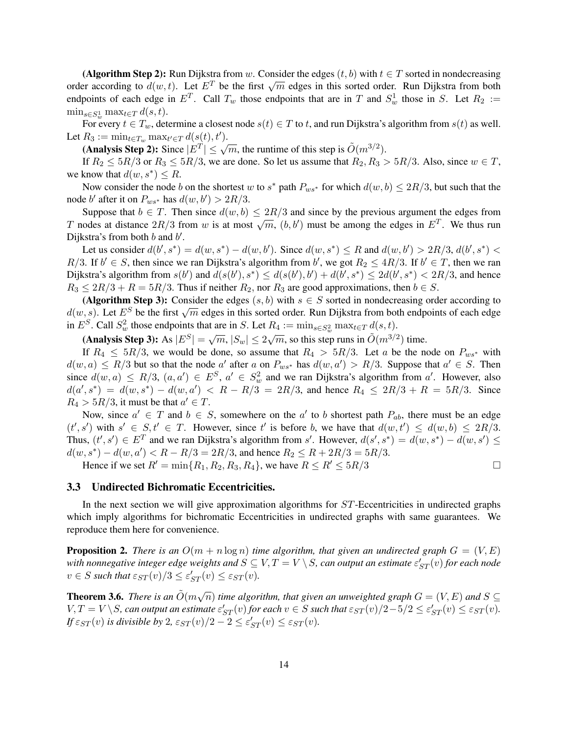**(Algorithm Step 2):** Run Dijkstra from $w$. Consider the edges $(t, b)$ with $t \in T$ sorted in nondecreasing order according to $d(w, t)$. Let $E^T$ be the first $\sqrt{m}$ edges in this sorted order. Run Dijkstra from both endpoints of each edge in $E^T$. Call $T_w$ those endpoints that are in $T$ and $S_w^1$ those in $S$. Let $R_2 := \min_{s \in S_w^1} \max_{t \in T} d(s, t)$.

For every $t \in T_w$, determine a closest node $s(t) \in T$ to $t$, and run Dijkstra's algorithm from $s(t)$ as well. Let $R_3 := \min_{t \in T_w} \max_{t' \in T} d(s(t), t')$.

**(Analysis Step 2):** Since $|E^T| \leq \sqrt{m}$, the runtime of this step is $\tilde{O}(m^{3/2})$.

If $R_2 \leq 5R/3$ or $R_3 \leq 5R/3$, we are done. So let us assume that $R_2, R_3 > 5R/3$. Also, since $w \in T$, we know that $d(w, s^*) \leq R$.

Now consider the node $b$ on the shortest $w$ to $s^*$ path $P_{ws^*}$ for which $d(w, b) \leq 2R/3$, but such that the node $b'$ after it on $P_{ws^*}$ has $d(w, b') > 2R/3$.

Suppose that $b \in T$. Then since $d(w, b) \leq 2R/3$ and since by the previous argument the edges from $T$ nodes at distance $2R/3$ from $w$ is at most $\sqrt{m}$, $(b, b')$ must be among the edges in $E^T$. We thus run Dijkstra's from both $b$ and $b'$.

Let us consider $d(b', s^*) = d(w, s^*) - d(w, b')$. Since $d(w, s^*) \leq R$ and $d(w, b') > 2R/3$, $d(b', s^*) < R/3$. If $b' \in S$, then since we ran Dijkstra's algorithm from $b'$, we got $R_2 \leq 4R/3$. If $b' \in T$, then we ran Dijkstra's algorithm from $s(b')$ and $d(s(b'), s^*) \leq d(s(b'), b') + d(b', s^*) \leq 2d(b', s^*) < 2R/3$, and hence $R_3 \leq 2R/3 + R = 5R/3$. Thus if neither $R_2$, nor $R_3$ are good approximations, then $b \in S$.

**(Algorithm Step 3):** Consider the edges $(s, b)$ with $s \in S$ sorted in nondecreasing order according to $d(w, s)$. Let $E^S$ be the first $\sqrt{m}$ edges in this sorted order. Run Dijkstra from both endpoints of each edge in $E^S$. Call $S_w^2$ those endpoints that are in $S$. Let $R_4 := \min_{s \in S_w^2} \max_{t \in T} d(s, t)$.

**(Analysis Step 3):** As $|E^S| = \sqrt{m}$, $|S_w| \leq 2\sqrt{m}$, so this step runs in $\tilde{O}(m^{3/2})$ time.

If $R_4 \leq 5R/3$, we would be done, so assume that $R_4 > 5R/3$. Let $a$ be the node on $P_{ws^*}$ with $d(w, a) \leq R/3$ but so that the node $a'$ after $a$ on $P_{ws^*}$ has $d(w, a') > R/3$. Suppose that $a' \in S$. Then since $d(w, a) \leq R/3$, $(a, a') \in E^S$, $a' \in S_w^2$ and we ran Dijkstra's algorithm from $a'$. However, also $d(a', s^*) = d(w, s^*) - d(w, a') < R - R/3 = 2R/3$, and hence $R_4 \leq 2R/3 + R = 5R/3$. Since $R_4 > 5R/3$, it must be that $a' \in T$.

Now, since $a' \in T$ and $b \in S$, somewhere on the $a'$ to $b$ shortest path $P_{ab}$, there must be an edge $(t', s')$ with $s' \in S, t' \in T$. However, since $t'$ is before $b$, we have that $d(w, t') \leq d(w, b) \leq 2R/3$. Thus, $(t', s') \in E^T$ and we ran Dijkstra's algorithm from $s'$. However, $d(s', s^*) = d(w, s^*) - d(w, s') \leq d(w, s^*) - d(w, a') < R - R/3 = 2R/3$, and hence $R_2 \leq R + 2R/3 = 5R/3$.

Hence if we set $R' = \min\{R_1, R_2, R_3, R_4\}$, we have $R \leq R' \leq 5R/3$ □

### 3.3 Undirected Bichromatic Eccentricities.

In the next section we will give approximation algorithms for $ST$-Eccentricities in undirected graphs which imply algorithms for bichromatic Eccentricities in undirected graphs with same guarantees. We reproduce them here for convenience.

**Proposition 2.** *There is an $O(m + n \log n)$ time algorithm, that given an undirected graph $G = (V, E)$ with nonnegative integer edge weights and $S \subseteq V, T = V \setminus S$, can output an estimate $\varepsilon'_{ST}(v)$ for each node $v \in S$ such that $\varepsilon_{ST}(v)/3 \leq \varepsilon'_{ST}(v) \leq \varepsilon_{ST}(v)$.*

**Theorem 3.6.** *There is an $\tilde{O}(m\sqrt{n})$ time algorithm, that given an unweighted graph $G = (V, E)$ and $S \subseteq V, T = V \setminus S$, can output an estimate $\varepsilon'_{ST}(v)$ for each $v \in S$ such that $\varepsilon_{ST}(v)/2 - 5/2 \leq \varepsilon'_{ST}(v) \leq \varepsilon_{ST}(v)$. If $\varepsilon_{ST}(v)$ is divisible by 2, $\varepsilon_{ST}(v)/2 - 2 \leq \varepsilon'_{ST}(v) \leq \varepsilon_{ST}(v)$.*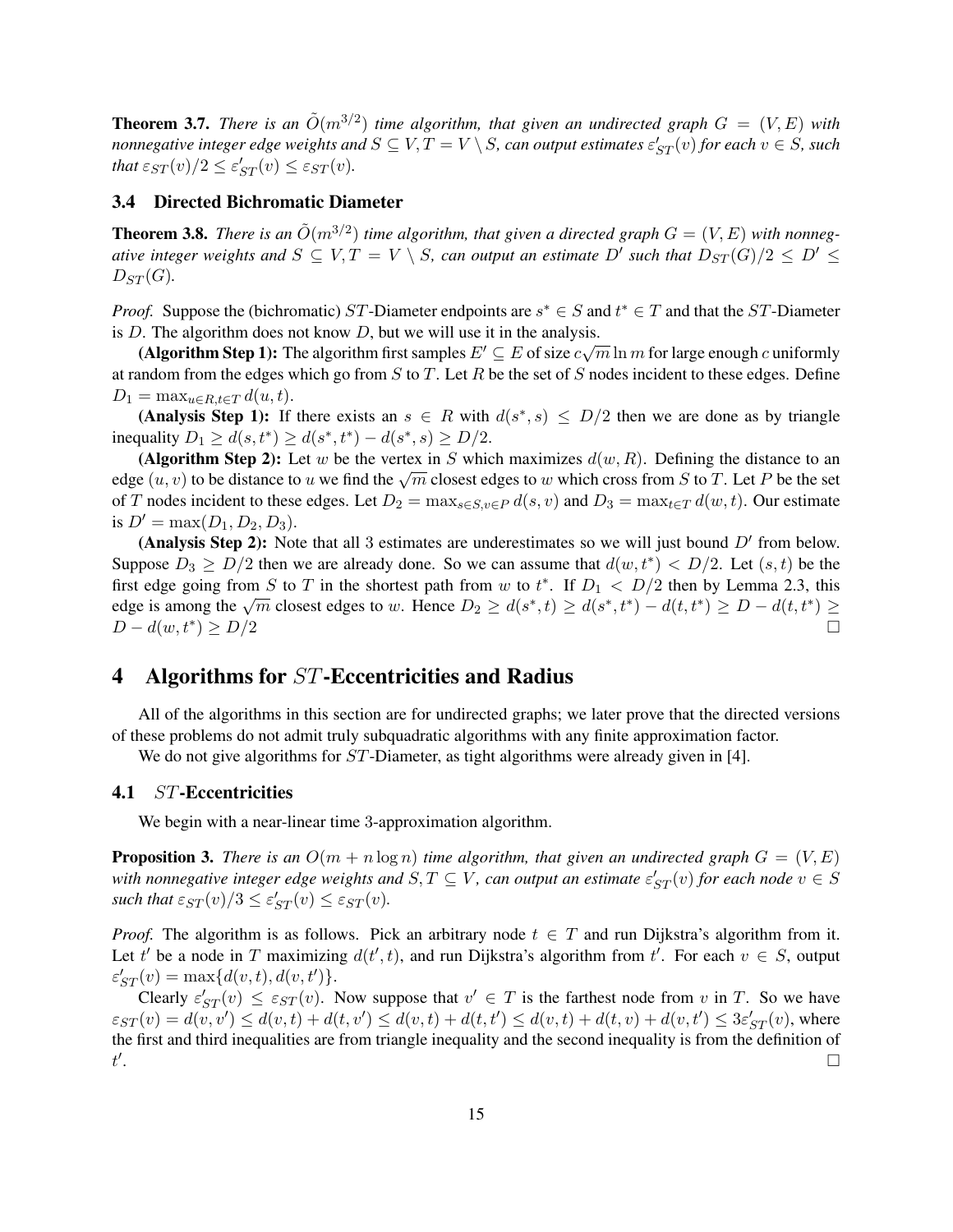**Theorem 3.7.** *There is an $\tilde{O}(m^{3/2})$ time algorithm, that given an undirected graph $G = (V, E)$ with nonnegative integer edge weights and $S \subseteq V, T = V \setminus S$, can output estimates $\varepsilon'_{ST}(v)$ for each $v \in S$, such that $\varepsilon_{ST}(v)/2 \leq \varepsilon'_{ST}(v) \leq \varepsilon_{ST}(v)$.*

### 3.4 Directed Bichromatic Diameter

**Theorem 3.8.** *There is an $\tilde{O}(m^{3/2})$ time algorithm, that given a directed graph $G = (V, E)$ with nonnegative integer weights and $S \subseteq V, T = V \setminus S$, can output an estimate $D'$ such that $D_{ST}(G)/2 \leq D' \leq D_{ST}(G)$.*

*Proof.* Suppose the (bichromatic) $ST$-Diameter endpoints are $s^* \in S$ and $t^* \in T$ and that the $ST$-Diameter is $D$. The algorithm does not know $D$, but we will use it in the analysis.

**(Algorithm Step 1):** The algorithm first samples $E' \subseteq E$ of size $c\sqrt{m} \ln m$ for large enough $c$ uniformly at random from the edges which go from $S$ to $T$. Let $R$ be the set of $S$ nodes incident to these edges. Define $D_1 = \max_{u \in R, t \in T} d(u, t)$.

**(Analysis Step 1):** If there exists an $s \in R$ with $d(s^*, s) \leq D/2$ then we are done as by triangle inequality $D_1 \geq d(s, t^*) \geq d(s^*, t^*) - d(s^*, s) \geq D/2$.

**(Algorithm Step 2):** Let $w$ be the vertex in $S$ which maximizes $d(w, R)$. Defining the distance to an edge $(u, v)$ to be distance to $u$ we find the $\sqrt{m}$ closest edges to $w$ which cross from $S$ to $T$. Let $P$ be the set of $T$ nodes incident to these edges. Let $D_2 = \max_{s \in S, v \in P} d(s, v)$ and $D_3 = \max_{t \in T} d(w, t)$. Our estimate is $D' = \max(D_1, D_2, D_3)$.

**(Analysis Step 2):** Note that all 3 estimates are underestimates so we will just bound $D'$ from below. Suppose $D_3 \geq D/2$ then we are already done. So we can assume that $d(w, t^*) < D/2$. Let $(s, t)$ be the first edge going from $S$ to $T$ in the shortest path from $w$ to $t^*$. If $D_1 < D/2$ then by Lemma 2.3, this edge is among the $\sqrt{m}$ closest edges to $w$. Hence $D_2 \geq d(s^*, t) \geq d(s^*, t^*) - d(t, t^*) \geq D - d(t, t^*) \geq D - d(w, t^*) \geq D/2$ $\square$

## 4 Algorithms for $ST$-Eccentricities and Radius

All of the algorithms in this section are for undirected graphs; we later prove that the directed versions of these problems do not admit truly subquadratic algorithms with any finite approximation factor.

We do not give algorithms for $ST$-Diameter, as tight algorithms were already given in [4].

### 4.1 $ST$-Eccentricities

We begin with a near-linear time 3-approximation algorithm.

**Proposition 3.** *There is an $O(m + n \log n)$ time algorithm, that given an undirected graph $G = (V, E)$ with nonnegative integer edge weights and $S, T \subseteq V$, can output an estimate $\varepsilon'_{ST}(v)$ for each node $v \in S$ such that $\varepsilon_{ST}(v)/3 \leq \varepsilon'_{ST}(v) \leq \varepsilon_{ST}(v)$.*

*Proof.* The algorithm is as follows. Pick an arbitrary node $t \in T$ and run Dijkstra's algorithm from it. Let $t'$ be a node in $T$ maximizing $d(t', t)$, and run Dijkstra's algorithm from $t'$. For each $v \in S$, output $\varepsilon'_{ST}(v) = \max\{d(v, t), d(v, t')\}$.

Clearly $\varepsilon'_{ST}(v) \leq \varepsilon_{ST}(v)$. Now suppose that $v' \in T$ is the farthest node from $v$ in $T$. So we have $\varepsilon_{ST}(v) = d(v, v') \leq d(v, t) + d(t, v') \leq d(v, t) + d(t, t') \leq d(v, t) + d(t, v) + d(v, t') \leq 3\varepsilon'_{ST}(v)$, where the first and third inequalities are from triangle inequality and the second inequality is from the definition of $t'$. $\square$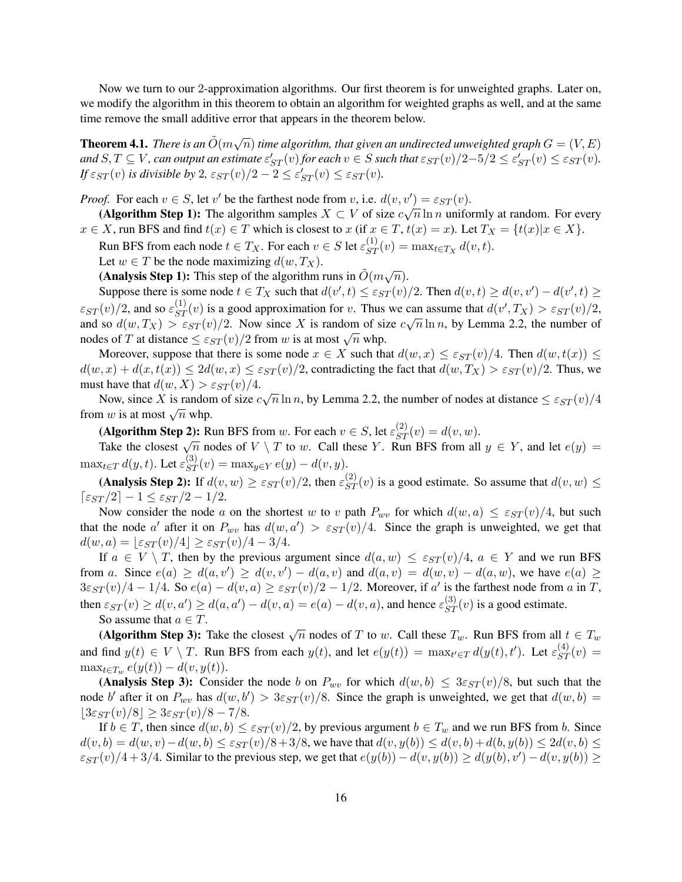Now we turn to our 2-approximation algorithms. Our first theorem is for unweighted graphs. Later on, we modify the algorithm in this theorem to obtain an algorithm for weighted graphs as well, and at the same time remove the small additive error that appears in the theorem below.

**Theorem 4.1.** *There is an $\tilde{O}(m\sqrt{n})$ time algorithm, that given an undirected unweighted graph $G = (V, E)$ and $S, T \subseteq V$, can output an estimate $\varepsilon'_{ST}(v)$ for each $v \in S$ such that $\varepsilon_{ST}(v)/2 - 5/2 \leq \varepsilon'_{ST}(v) \leq \varepsilon_{ST}(v)$. If $\varepsilon_{ST}(v)$ is divisible by 2, $\varepsilon_{ST}(v)/2 - 2 \leq \varepsilon'_{ST}(v) \leq \varepsilon_{ST}(v)$.*

*Proof.* For each $v \in S$, let $v'$ be the farthest node from $v$, i.e. $d(v, v') = \varepsilon_{ST}(v)$.

**(Algorithm Step 1):** The algorithm samples $X \subset V$ of size $c\sqrt{n} \ln n$ uniformly at random. For every $x \in X$, run BFS and find $t(x) \in T$ which is closest to $x$ (if $x \in T$, $t(x) = x$). Let $T_X = \{t(x) | x \in X\}$.

Run BFS from each node $t \in T_X$. For each $v \in S$ let $\varepsilon^{(1)}_{ST}(v) = \max_{t \in T_X} d(v, t)$.

Let $w \in T$ be the node maximizing $d(w, T_X)$.

**(Analysis Step 1):** This step of the algorithm runs in $\tilde{O}(m\sqrt{n})$.

Suppose there is some node $t \in T_X$ such that $d(v', t) \leq \varepsilon_{ST}(v)/2$. Then $d(v, t) \geq d(v, v') - d(v', t) \geq \varepsilon_{ST}(v)/2$, and so $\varepsilon^{(1)}_{ST}(v)$ is a good approximation for $v$. Thus we can assume that $d(v', T_X) > \varepsilon_{ST}(v)/2$, and so $d(w, T_X) > \varepsilon_{ST}(v)/2$. Now since $X$ is random of size $c\sqrt{n} \ln n$, by Lemma 2.2, the number of nodes of $T$ at distance $\leq \varepsilon_{ST}(v)/2$ from $w$ is at most $\sqrt{n}$ whp.

Moreover, suppose that there is some node $x \in X$ such that $d(w, x) \leq \varepsilon_{ST}(v)/4$. Then $d(w, t(x)) \leq d(w, x) + d(x, t(x)) \leq 2d(w, x) \leq \varepsilon_{ST}(v)/2$, contradicting the fact that $d(w, T_X) > \varepsilon_{ST}(v)/2$. Thus, we must have that $d(w, X) > \varepsilon_{ST}(v)/4$.

Now, since $X$ is random of size $c\sqrt{n} \ln n$, by Lemma 2.2, the number of nodes at distance $\leq \varepsilon_{ST}(v)/4$ from $w$ is at most $\sqrt{n}$ whp.

**(Algorithm Step 2):** Run BFS from $w$. For each $v \in S$, let $\varepsilon^{(2)}_{ST}(v) = d(v, w)$.

Take the closest $\sqrt{n}$ nodes of $V \setminus T$ to $w$. Call these $Y$. Run BFS from all $y \in Y$, and let $e(y) = \max_{t \in T} d(y, t)$. Let $\varepsilon^{(3)}_{ST}(v) = \max_{y \in Y} e(y) - d(v, y)$.

**(Analysis Step 2):** If $d(v, w) \geq \varepsilon_{ST}(v)/2$, then $\varepsilon^{(2)}_{ST}(v)$ is a good estimate. So assume that $d(v, w) \leq \lceil \varepsilon_{ST}/2 \rceil - 1 \leq \varepsilon_{ST}/2 - 1/2$.

Now consider the node $a$ on the shortest $w$ to $v$ path $P_{wv}$ for which $d(w, a) \leq \varepsilon_{ST}(v)/4$, but such that the node $a'$ after it on $P_{wv}$ has $d(w, a') > \varepsilon_{ST}(v)/4$. Since the graph is unweighted, we get that $d(w, a) = \lfloor \varepsilon_{ST}(v)/4 \rfloor \geq \varepsilon_{ST}(v)/4 - 3/4$.

If $a \in V \setminus T$, then by the previous argument since $d(a, w) \leq \varepsilon_{ST}(v)/4$, $a \in Y$ and we run BFS from $a$. Since $e(a) \geq d(a, v') \geq d(v, v') - d(a, v)$ and $d(a, v) = d(w, v) - d(a, w)$, we have $e(a) \geq 3\varepsilon_{ST}(v)/4 - 1/4$. So $e(a) - d(v, a) \geq \varepsilon_{ST}(v)/2 - 1/2$. Moreover, if $a'$ is the farthest node from $a$ in $T$, then $\varepsilon_{ST}(v) \geq d(v, a') \geq d(a, a') - d(v, a) = e(a) - d(v, a)$, and hence $\varepsilon^{(3)}_{ST}(v)$ is a good estimate.

So assume that $a \in T$.

**(Algorithm Step 3):** Take the closest $\sqrt{n}$ nodes of $T$ to $w$. Call these $T_w$. Run BFS from all $t \in T_w$ and find $y(t) \in V \setminus T$. Run BFS from each $y(t)$, and let $e(y(t)) = \max_{t' \in T} d(y(t), t')$. Let $\varepsilon^{(4)}_{ST}(v) = \max_{t \in T_w} e(y(t)) - d(v, y(t))$.

**(Analysis Step 3):** Consider the node $b$ on $P_{wv}$ for which $d(w, b) \leq 3\varepsilon_{ST}(v)/8$, but such that the node $b'$ after it on $P_{wv}$ has $d(w, b') > 3\varepsilon_{ST}(v)/8$. Since the graph is unweighted, we get that $d(w, b) = \lfloor 3\varepsilon_{ST}(v)/8 \rfloor \geq 3\varepsilon_{ST}(v)/8 - 7/8$.

If $b \in T$, then since $d(w, b) \leq \varepsilon_{ST}(v)/2$, by previous argument $b \in T_w$ and we run BFS from $b$. Since $d(v, b) = d(w, v) - d(w, b) \leq \varepsilon_{ST}(v)/8 + 3/8$, we have that $d(v, y(b)) \leq d(v, b) + d(b, y(b)) \leq 2d(v, b) \leq \varepsilon_{ST}(v)/4 + 3/4$. Similar to the previous step, we get that $e(y(b)) - d(v, y(b)) \geq d(y(b), v') - d(v, y(b)) \geq$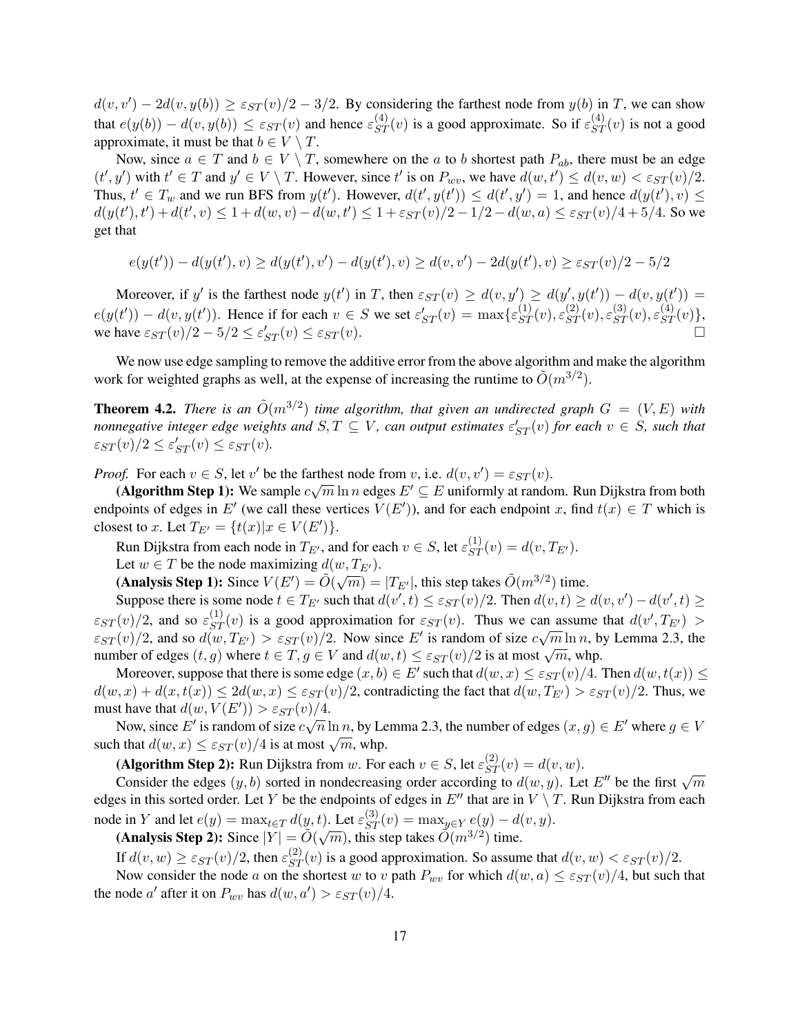$d(v, v') - 2d(v, y(b)) \geq \varepsilon_{ST}(v)/2 - 3/2$. By considering the farthest node from $y(b)$ in $T$, we can show that $e(y(b)) - d(v, y(b)) \leq \varepsilon_{ST}(v)$ and hence $\varepsilon^{(4)}_{ST}(v)$ is a good approximate. So if $\varepsilon^{(4)}_{ST}(v)$ is not a good approximate, it must be that $b \in V \setminus T$.

Now, since $a \in T$ and $b \in V \setminus T$, somewhere on the $a$ to $b$ shortest path $P_{ab}$, there must be an edge $(t', y')$ with $t' \in T$ and $y' \in V \setminus T$. However, since $t'$ is on $P_{wv}$, we have $d(w, t') \leq d(v, w) < \varepsilon_{ST}(v)/2$. Thus, $t' \in T_w$ and we run BFS from $y(t')$. However, $d(t', y(t')) \leq d(t', y') = 1$, and hence $d(y(t'), v) \leq d(y(t'), t') + d(t', v) \leq 1 + d(w, v) - d(w, t') \leq 1 + \varepsilon_{ST}(v)/2 - 1/2 - d(w, a) \leq \varepsilon_{ST}(v)/4 + 5/4$. So we get that

$$e(y(t')) - d(y(t'), v) \geq d(y(t'), v') - d(y(t'), v) \geq d(v, v') - 2d(y(t'), v) \geq \varepsilon_{ST}(v)/2 - 5/2$$

Moreover, if $y'$ is the farthest node $y(t')$ in $T$, then $\varepsilon_{ST}(v) \geq d(v, y') \geq d(y', y(t')) - d(v, y(t')) = e(y(t')) - d(v, y(t'))$. Hence if for each $v \in S$ we set $\varepsilon'_{ST}(v) = \max\{\varepsilon^{(1)}_{ST}(v), \varepsilon^{(2)}_{ST}(v), \varepsilon^{(3)}_{ST}(v), \varepsilon^{(4)}_{ST}(v)\}$, we have $\varepsilon_{ST}(v)/2 - 5/2 \leq \varepsilon'_{ST}(v) \leq \varepsilon_{ST}(v)$. $\square$

We now use edge sampling to remove the additive error from the above algorithm and make the algorithm work for weighted graphs as well, at the expense of increasing the runtime to $\tilde{O}(m^{3/2})$.

**Theorem 4.2.** *There is an $\tilde{O}(m^{3/2})$ time algorithm, that given an undirected graph $G = (V, E)$ with nonnegative integer edge weights and $S, T \subseteq V$, can output estimates $\varepsilon'_{ST}(v)$ for each $v \in S$, such that $\varepsilon_{ST}(v)/2 \leq \varepsilon'_{ST}(v) \leq \varepsilon_{ST}(v)$.*

*Proof.* For each $v \in S$, let $v'$ be the farthest node from $v$, i.e. $d(v, v') = \varepsilon_{ST}(v)$.

**(Algorithm Step 1):** We sample $c\sqrt{m} \ln n$ edges $E' \subseteq E$ uniformly at random. Run Dijkstra from both endpoints of edges in $E'$ (we call these vertices $V(E')$), and for each endpoint $x$, find $t(x) \in T$ which is closest to $x$. Let $T_{E'} = \{t(x) | x \in V(E')\}$.

Run Dijkstra from each node in $T_{E'}$, and for each $v \in S$, let $\varepsilon^{(1)}_{ST}(v) = d(v, T_{E'})$.

Let $w \in T$ be the node maximizing $d(w, T_{E'})$.

**(Analysis Step 1):** Since $V(E') = \tilde{O}(\sqrt{m}) = |T_{E'}|$, this step takes $\tilde{O}(m^{3/2})$ time.

Suppose there is some node $t \in T_{E'}$ such that $d(v', t) \leq \varepsilon_{ST}(v)/2$. Then $d(v, t) \geq d(v, v') - d(v', t) \geq \varepsilon_{ST}(v)/2$, and so $\varepsilon^{(1)}_{ST}(v)$ is a good approximation for $\varepsilon_{ST}(v)$. Thus we can assume that $d(v', T_{E'}) > \varepsilon_{ST}(v)/2$, and so $d(w, T_{E'}) > \varepsilon_{ST}(v)/2$. Now since $E'$ is random of size $c\sqrt{m} \ln n$, by Lemma 2.3, the number of edges $(t, g)$ where $t \in T, g \in V$ and $d(w, t) \leq \varepsilon_{ST}(v)/2$ is at most $\sqrt{m}$, whp.

Moreover, suppose that there is some edge $(x, b) \in E'$ such that $d(w, x) \leq \varepsilon_{ST}(v)/4$. Then $d(w, t(x)) \leq d(w, x) + d(x, t(x)) \leq 2d(w, x) \leq \varepsilon_{ST}(v)/2$, contradicting the fact that $d(w, T_{E'}) > \varepsilon_{ST}(v)/2$. Thus, we must have that $d(w, V(E')) > \varepsilon_{ST}(v)/4$.

Now, since $E'$ is random of size $c\sqrt{n} \ln n$, by Lemma 2.3, the number of edges $(x, g) \in E'$ where $g \in V$ such that $d(w, x) \leq \varepsilon_{ST}(v)/4$ is at most $\sqrt{m}$, whp.

**(Algorithm Step 2):** Run Dijkstra from $w$. For each $v \in S$, let $\varepsilon^{(2)}_{ST}(v) = d(v, w)$.

Consider the edges $(y, b)$ sorted in nondecreasing order according to $d(w, y)$. Let $E''$ be the first $\sqrt{m}$ edges in this sorted order. Let $Y$ be the endpoints of edges in $E''$ that are in $V \setminus T$. Run Dijkstra from each node in $Y$ and let $e(y) = \max_{t \in T} d(y, t)$. Let $\varepsilon^{(3)}_{ST}(v) = \max_{y \in Y} e(y) - d(v, y)$.

**(Analysis Step 2):** Since $|Y| = \tilde{O}(\sqrt{m})$, this step takes $\tilde{O}(m^{3/2})$ time.

If $d(v, w) \geq \varepsilon_{ST}(v)/2$, then $\varepsilon^{(2)}_{ST}(v)$ is a good approximation. So assume that $d(v, w) < \varepsilon_{ST}(v)/2$.

Now consider the node $a$ on the shortest $w$ to $v$ path $P_{wv}$ for which $d(w, a) \leq \varepsilon_{ST}(v)/4$, but such that the node $a'$ after it on $P_{wv}$ has $d(w, a') > \varepsilon_{ST}(v)/4$.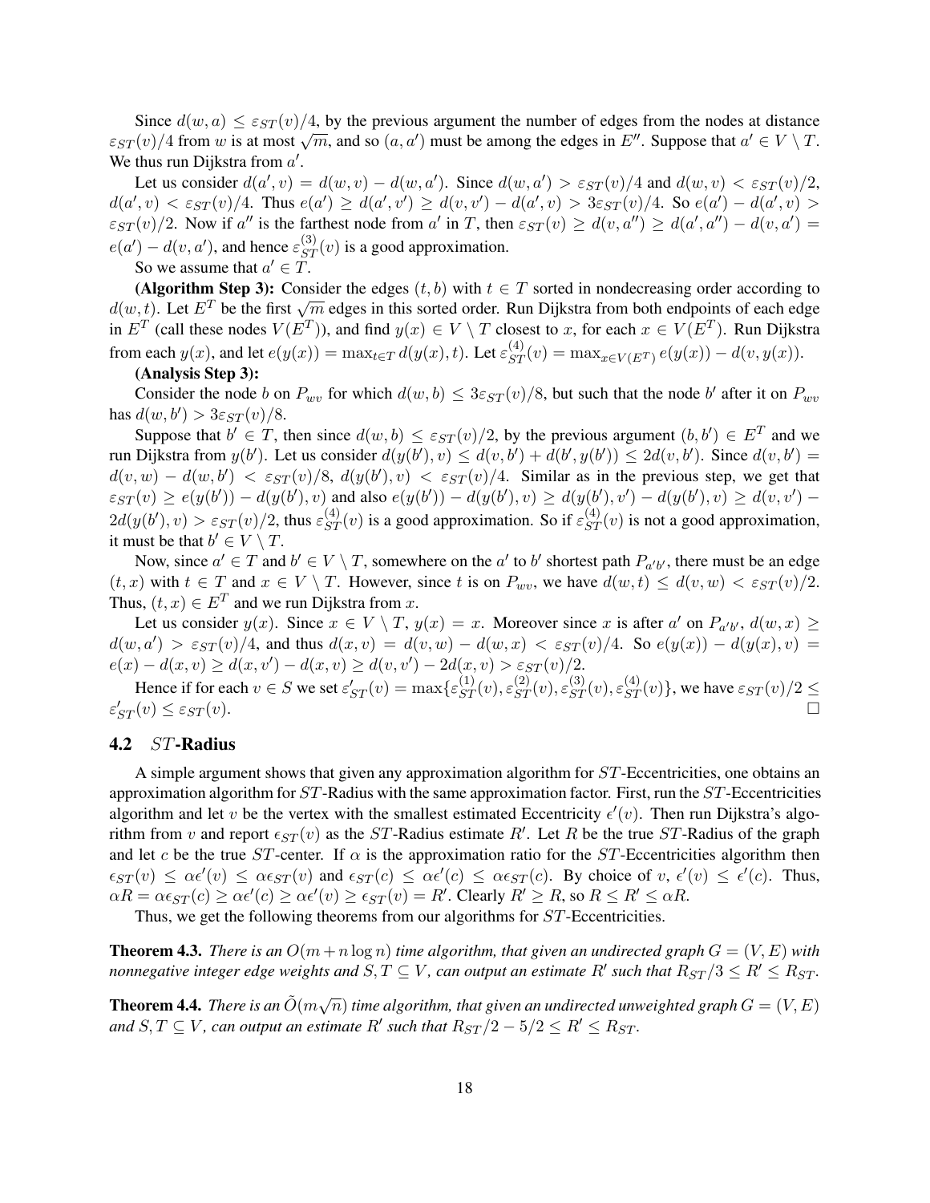Since $d(w, a) \leq \varepsilon_{ST}(v)/4$, by the previous argument the number of edges from the nodes at distance $\varepsilon_{ST}(v)/4$ from $w$ is at most $\sqrt{m}$, and so $(a, a')$ must be among the edges in $E''$. Suppose that $a' \in V \setminus T$. We thus run Dijkstra from $a'$.

Let us consider $d(a', v) = d(w, v) - d(w, a')$. Since $d(w, a') > \varepsilon_{ST}(v)/4$ and $d(w, v) < \varepsilon_{ST}(v)/2$, $d(a', v) < \varepsilon_{ST}(v)/4$. Thus $e(a') \geq d(a', v') \geq d(v, v') - d(a', v) > 3\varepsilon_{ST}(v)/4$. So $e(a') - d(a', v) > \varepsilon_{ST}(v)/2$. Now if $a''$ is the farthest node from $a'$ in $T$, then $\varepsilon_{ST}(v) \geq d(v, a'') \geq d(a', a'') - d(v, a') = e(a') - d(v, a')$, and hence $\varepsilon^{(3)}_{ST}(v)$ is a good approximation.

So we assume that $a' \in T$.

**(Algorithm Step 3):** Consider the edges $(t, b)$ with $t \in T$ sorted in nondecreasing order according to $d(w, t)$. Let $E^T$ be the first $\sqrt{m}$ edges in this sorted order. Run Dijkstra from both endpoints of each edge in $E^T$ (call these nodes $V(E^T)$), and find $y(x) \in V \setminus T$ closest to $x$, for each $x \in V(E^T)$. Run Dijkstra from each $y(x)$, and let $e(y(x)) = \max_{t \in T} d(y(x), t)$. Let $\varepsilon^{(4)}_{ST}(v) = \max_{x \in V(E^T)} e(y(x)) - d(v, y(x))$.

**(Analysis Step 3):**

Consider the node $b$ on $P_{wv}$ for which $d(w, b) \leq 3\varepsilon_{ST}(v)/8$, but such that the node $b'$ after it on $P_{wv}$ has $d(w, b') > 3\varepsilon_{ST}(v)/8$.

Suppose that $b' \in T$, then since $d(w, b) \leq \varepsilon_{ST}(v)/2$, by the previous argument $(b, b') \in E^T$ and we run Dijkstra from $y(b')$. Let us consider $d(y(b'), v) \leq d(v, b') + d(b', y(b')) \leq 2d(v, b')$. Since $d(v, b') = d(v, w) - d(w, b') < \varepsilon_{ST}(v)/8$, $d(y(b'), v) < \varepsilon_{ST}(v)/4$. Similar as in the previous step, we get that $\varepsilon_{ST}(v) \geq e(y(b')) - d(y(b'), v)$ and also $e(y(b')) - d(y(b'), v) \geq d(y(b'), v') - d(y(b'), v) \geq d(v, v') - 2d(y(b'), v) > \varepsilon_{ST}(v)/2$, thus $\varepsilon^{(4)}_{ST}(v)$ is a good approximation. So if $\varepsilon^{(4)}_{ST}(v)$ is not a good approximation, it must be that $b' \in V \setminus T$.

Now, since $a' \in T$ and $b' \in V \setminus T$, somewhere on the $a'$ to $b'$ shortest path $P_{a'b'}$, there must be an edge $(t, x)$ with $t \in T$ and $x \in V \setminus T$. However, since $t$ is on $P_{wv}$, we have $d(w, t) \leq d(v, w) < \varepsilon_{ST}(v)/2$. Thus, $(t, x) \in E^T$ and we run Dijkstra from $x$.

Let us consider $y(x)$. Since $x \in V \setminus T$, $y(x) = x$. Moreover since $x$ is after $a'$ on $P_{a'b'}$, $d(w, x) \geq d(w, a') > \varepsilon_{ST}(v)/4$, and thus $d(x, v) = d(v, w) - d(w, x) < \varepsilon_{ST}(v)/4$. So $e(y(x)) - d(y(x), v) = e(x) - d(x, v) \geq d(x, v') - d(x, v) \geq d(v, v') - 2d(x, v) > \varepsilon_{ST}(v)/2$.

Hence if for each $v \in S$ we set $\varepsilon'_{ST}(v) = \max\{\varepsilon^{(1)}_{ST}(v), \varepsilon^{(2)}_{ST}(v), \varepsilon^{(3)}_{ST}(v), \varepsilon^{(4)}_{ST}(v)\}$, we have $\varepsilon_{ST}(v)/2 \leq \varepsilon'_{ST}(v) \leq \varepsilon_{ST}(v)$. □

## 4.2 $ST$-Radius

A simple argument shows that given any approximation algorithm for $ST$-Eccentricities, one obtains an approximation algorithm for $ST$-Radius with the same approximation factor. First, run the $ST$-Eccentricities algorithm and let $v$ be the vertex with the smallest estimated Eccentricity $\epsilon'(v)$. Then run Dijkstra's algorithm from $v$ and report $\epsilon_{ST}(v)$ as the $ST$-Radius estimate $R'$. Let $R$ be the true $ST$-Radius of the graph and let $c$ be the true $ST$-center. If $\alpha$ is the approximation ratio for the $ST$-Eccentricities algorithm then $\epsilon_{ST}(v) \leq \alpha\epsilon'(v) \leq \alpha\epsilon_{ST}(v)$ and $\epsilon_{ST}(c) \leq \alpha\epsilon'(c) \leq \alpha\epsilon_{ST}(c)$. By choice of $v$, $\epsilon'(v) \leq \epsilon'(c)$. Thus, $\alpha R = \alpha\epsilon_{ST}(c) \geq \alpha\epsilon'(c) \geq \alpha\epsilon'(v) \geq \epsilon_{ST}(v) = R'$. Clearly $R' \geq R$, so $R \leq R' \leq \alpha R$.

Thus, we get the following theorems from our algorithms for $ST$-Eccentricities.

**Theorem 4.3.** *There is an $O(m + n \log n)$ time algorithm, that given an undirected graph $G = (V, E)$ with nonnegative integer edge weights and $S, T \subseteq V$, can output an estimate $R'$ such that $R_{ST}/3 \leq R' \leq R_{ST}$.*

**Theorem 4.4.** *There is an $\tilde{O}(m\sqrt{n})$ time algorithm, that given an undirected unweighted graph $G = (V, E)$ and $S, T \subseteq V$, can output an estimate $R'$ such that $R_{ST}/2 - 5/2 \leq R' \leq R_{ST}$.*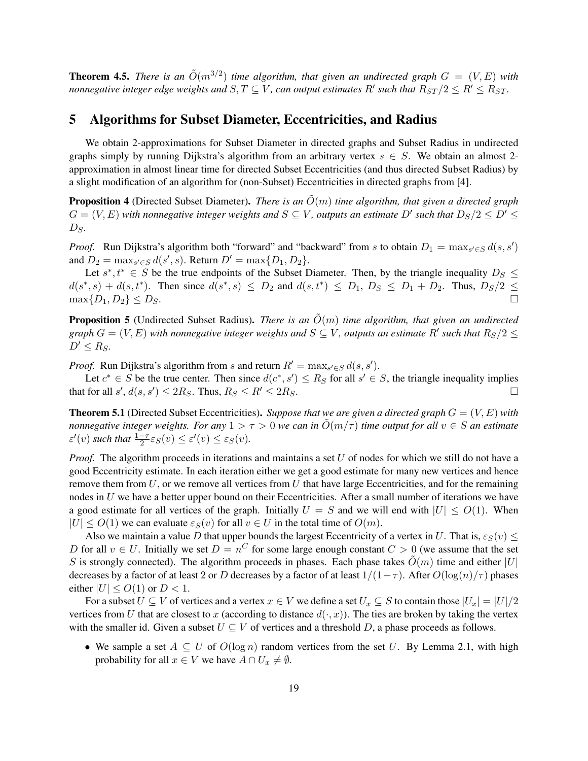**Theorem 4.5.** *There is an $\tilde{O}(m^{3/2})$ time algorithm, that given an undirected graph $G = (V, E)$ with nonnegative integer edge weights and $S, T \subseteq V$, can output estimates $R'$ such that $R_{ST}/2 \leq R' \leq R_{ST}$.*

# 5 Algorithms for Subset Diameter, Eccentricities, and Radius

We obtain 2-approximations for Subset Diameter in directed graphs and Subset Radius in undirected graphs simply by running Dijkstra's algorithm from an arbitrary vertex $s \in S$. We obtain an almost 2-approximation in almost linear time for directed Subset Eccentricities (and thus directed Subset Radius) by a slight modification of an algorithm for (non-Subset) Eccentricities in directed graphs from [4].

**Proposition 4** (Directed Subset Diameter). *There is an $\tilde{O}(m)$ time algorithm, that given a directed graph $G = (V, E)$ with nonnegative integer weights and $S \subseteq V$, outputs an estimate $D'$ such that $D_S/2 \leq D' \leq D_S$.*

*Proof.* Run Dijkstra's algorithm both "forward" and "backward" from $s$ to obtain $D_1 = \max_{s' \in S} d(s, s')$ and $D_2 = \max_{s' \in S} d(s', s)$. Return $D' = \max\{D_1, D_2\}$.

Let $s^*, t^* \in S$ be the true endpoints of the Subset Diameter. Then, by the triangle inequality $D_S \leq d(s^*, s) + d(s, t^*)$. Then since $d(s^*, s) \leq D_2$ and $d(s, t^*) \leq D_1$, $D_S \leq D_1 + D_2$. Thus, $D_S/2 \leq \max\{D_1, D_2\} \leq D_S$. □

**Proposition 5** (Undirected Subset Radius). *There is an $\tilde{O}(m)$ time algorithm, that given an undirected graph $G = (V, E)$ with nonnegative integer weights and $S \subseteq V$, outputs an estimate $R'$ such that $R_S/2 \leq D' \leq R_S$.*

*Proof.* Run Dijkstra's algorithm from $s$ and return $R' = \max_{s' \in S} d(s, s')$.

Let $c^* \in S$ be the true center. Then since $d(c^*, s') \leq R_S$ for all $s' \in S$, the triangle inequality implies that for all $s'$, $d(s, s') \leq 2R_S$. Thus, $R_S \leq R' \leq 2R_S$. □

**Theorem 5.1** (Directed Subset Eccentricities). *Suppose that we are given a directed graph $G = (V, E)$ with nonnegative integer weights. For any $1 > \tau > 0$ we can in $\tilde{O}(m/\tau)$ time output for all $v \in S$ an estimate $\varepsilon'(v)$ such that $\frac{1-\tau}{2}\varepsilon_S(v) \leq \varepsilon'(v) \leq \varepsilon_S(v)$.*

*Proof.* The algorithm proceeds in iterations and maintains a set $U$ of nodes for which we still do not have a good Eccentricity estimate. In each iteration either we get a good estimate for many new vertices and hence remove them from $U$, or we remove all vertices from $U$ that have large Eccentricities, and for the remaining nodes in $U$ we have a better upper bound on their Eccentricities. After a small number of iterations we have a good estimate for all vertices of the graph. Initially $U = S$ and we will end with $|U| \leq O(1)$. When $|U| \leq O(1)$ we can evaluate $\varepsilon_S(v)$ for all $v \in U$ in the total time of $O(m)$.

Also we maintain a value $D$ that upper bounds the largest Eccentricity of a vertex in $U$. That is, $\varepsilon_S(v) \leq D$ for all $v \in U$. Initially we set $D = n^C$ for some large enough constant $C > 0$ (we assume that the set $S$ is strongly connected). The algorithm proceeds in phases. Each phase takes $\tilde{O}(m)$ time and either $|U|$ decreases by a factor of at least 2 or $D$ decreases by a factor of at least $1/(1-\tau)$. After $O(\log(n)/\tau)$ phases either $|U| \leq O(1)$ or $D < 1$.

For a subset $U \subseteq V$ of vertices and a vertex $x \in V$ we define a set $U_x \subseteq S$ to contain those $|U_x| = |U|/2$ vertices from $U$ that are closest to $x$ (according to distance $d(\cdot, x)$). The ties are broken by taking the vertex with the smaller id. Given a subset $U \subseteq V$ of vertices and a threshold $D$, a phase proceeds as follows.

- We sample a set $A \subseteq U$ of $O(\log n)$ random vertices from the set $U$. By Lemma 2.1, with high probability for all $x \in V$ we have $A \cap U_x \neq \emptyset$.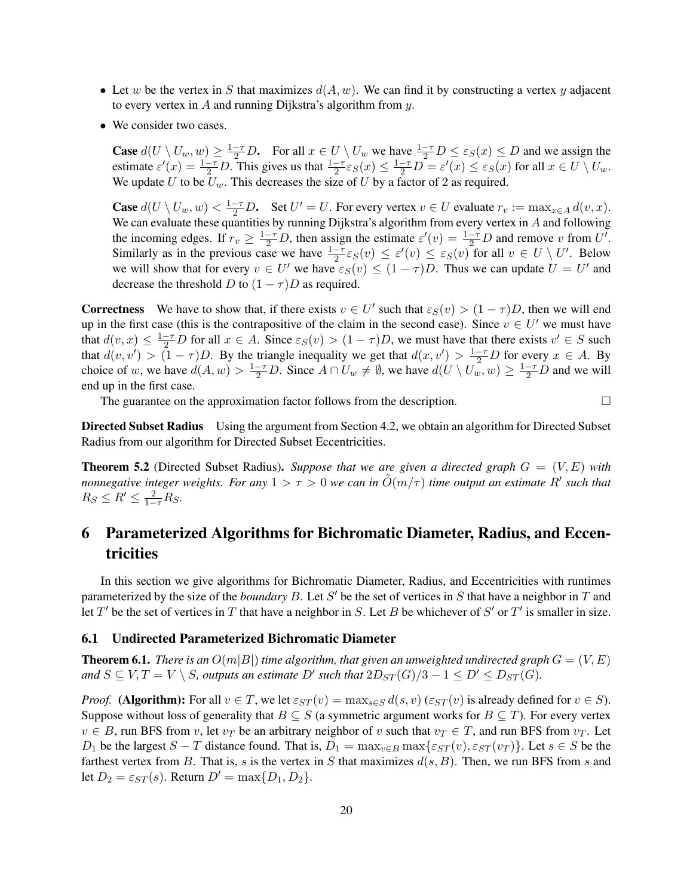- Let $w$ be the vertex in $S$ that maximizes $d(A, w)$. We can find it by constructing a vertex $y$ adjacent to every vertex in $A$ and running Dijkstra's algorithm from $y$.
- We consider two cases.

  **Case $d(U \setminus U_w, w) \geq \frac{1-\tau}{2}D$.** For all $x \in U \setminus U_w$ we have $\frac{1-\tau}{2}D \leq \varepsilon_S(x) \leq D$ and we assign the estimate $\varepsilon'(x) = \frac{1-\tau}{2}D$. This gives us that $\frac{1-\tau}{2}\varepsilon_S(x) \leq \frac{1-\tau}{2}D = \varepsilon'(x) \leq \varepsilon_S(x)$ for all $x \in U \setminus U_w$. We update $U$ to be $U_w$. This decreases the size of $U$ by a factor of 2 as required.

  **Case $d(U \setminus U_w, w) < \frac{1-\tau}{2}D$.** Set $U' = U$. For every vertex $v \in U$ evaluate $r_v := \max_{x \in A} d(v, x)$. We can evaluate these quantities by running Dijkstra's algorithm from every vertex in $A$ and following the incoming edges. If $r_v \geq \frac{1-\tau}{2}D$, then assign the estimate $\varepsilon'(v) = \frac{1-\tau}{2}D$ and remove $v$ from $U'$. Similarly as in the previous case we have $\frac{1-\tau}{2}\varepsilon_S(v) \leq \varepsilon'(v) \leq \varepsilon_S(v)$ for all $v \in U \setminus U'$. Below we will show that for every $v \in U'$ we have $\varepsilon_S(v) \leq (1-\tau)D$. Thus we can update $U = U'$ and decrease the threshold $D$ to $(1-\tau)D$ as required.

**Correctness** We have to show that, if there exists $v \in U'$ such that $\varepsilon_S(v) > (1-\tau)D$, then we will end up in the first case (this is the contrapositive of the claim in the second case). Since $v \in U'$ we must have that $d(v, x) \leq \frac{1-\tau}{2}D$ for all $x \in A$. Since $\varepsilon_S(v) > (1-\tau)D$, we must have that there exists $v' \in S$ such that $d(v, v') > (1-\tau)D$. By the triangle inequality we get that $d(x, v') > \frac{1-\tau}{2}D$ for every $x \in A$. By choice of $w$, we have $d(A, w) > \frac{1-\tau}{2}D$. Since $A \cap U_w \neq \emptyset$, we have $d(U \setminus U_w, w) \geq \frac{1-\tau}{2}D$ and we will end up in the first case.

The guarantee on the approximation factor follows from the description. ☐

**Directed Subset Radius** Using the argument from Section 4.2, we obtain an algorithm for Directed Subset Radius from our algorithm for Directed Subset Eccentricities.

**Theorem 5.2** (Directed Subset Radius)**.** *Suppose that we are given a directed graph $G = (V, E)$ with nonnegative integer weights. For any $1 > \tau > 0$ we can in $\tilde{O}(m/\tau)$ time output an estimate $R'$ such that $R_S \leq R' \leq \frac{2}{1-\tau}R_S$.*

# 6 Parameterized Algorithms for Bichromatic Diameter, Radius, and Eccentricities

In this section we give algorithms for Bichromatic Diameter, Radius, and Eccentricities with runtimes parameterized by the size of the *boundary* $B$. Let $S'$ be the set of vertices in $S$ that have a neighbor in $T$ and let $T'$ be the set of vertices in $T$ that have a neighbor in $S$. Let $B$ be whichever of $S'$ or $T'$ is smaller in size.

## 6.1 Undirected Parameterized Bichromatic Diameter

**Theorem 6.1.** *There is an $O(m|B|)$ time algorithm, that given an unweighted undirected graph $G = (V, E)$ and $S \subseteq V, T = V \setminus S$, outputs an estimate $D'$ such that $2D_{ST}(G)/3 - 1 \leq D' \leq D_{ST}(G)$.*

*Proof.* **(Algorithm):** For all $v \in T$, we let $\varepsilon_{ST}(v) = \max_{s \in S} d(s, v)$ ($\varepsilon_{ST}(v)$ is already defined for $v \in S$). Suppose without loss of generality that $B \subseteq S$ (a symmetric argument works for $B \subseteq T$). For every vertex $v \in B$, run BFS from $v$, let $v_T$ be an arbitrary neighbor of $v$ such that $v_T \in T$, and run BFS from $v_T$. Let $D_1$ be the largest $S - T$ distance found. That is, $D_1 = \max_{v \in B} \max\{\varepsilon_{ST}(v), \varepsilon_{ST}(v_T)\}$. Let $s \in S$ be the farthest vertex from $B$. That is, $s$ is the vertex in $S$ that maximizes $d(s, B)$. Then, we run BFS from $s$ and let $D_2 = \varepsilon_{ST}(s)$. Return $D' = \max\{D_1, D_2\}$.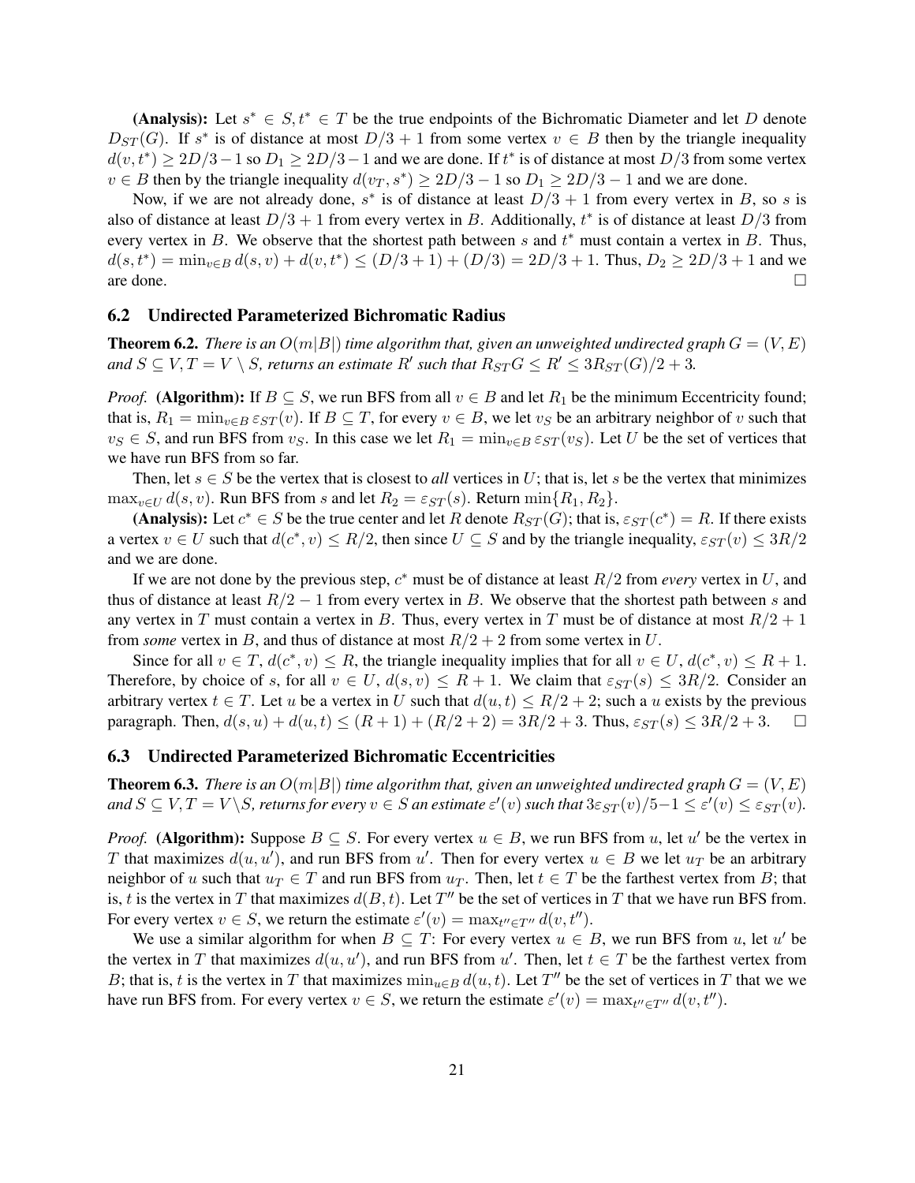**(Analysis):** Let $s^* \in S, t^* \in T$ be the true endpoints of the Bichromatic Diameter and let $D$ denote $D_{ST}(G)$. If $s^*$ is of distance at most $D/3+1$ from some vertex $v \in B$ then by the triangle inequality $d(v, t^*) \geq 2D/3 - 1$ so $D_1 \geq 2D/3 - 1$ and we are done. If $t^*$ is of distance at most $D/3$ from some vertex $v \in B$ then by the triangle inequality $d(v_T, s^*) \geq 2D/3 - 1$ so $D_1 \geq 2D/3 - 1$ and we are done.

Now, if we are not already done, $s^*$ is of distance at least $D/3+1$ from every vertex in $B$, so $s$ is also of distance at least $D/3+1$ from every vertex in $B$. Additionally, $t^*$ is of distance at least $D/3$ from every vertex in $B$. We observe that the shortest path between $s$ and $t^*$ must contain a vertex in $B$. Thus, $d(s, t^*) = \min_{v \in B} d(s, v) + d(v, t^*) \leq (D/3+1) + (D/3) = 2D/3 + 1$. Thus, $D_2 \geq 2D/3 + 1$ and we are done. $\square$

## 6.2 Undirected Parameterized Bichromatic Radius

**Theorem 6.2.** *There is an $O(m|B|)$ time algorithm that, given an unweighted undirected graph $G = (V, E)$ and $S \subseteq V, T = V \setminus S$, returns an estimate $R'$ such that $R_{ST}G \leq R' \leq 3R_{ST}(G)/2 + 3$.*

*Proof.* **(Algorithm):** If $B \subseteq S$, we run BFS from all $v \in B$ and let $R_1$ be the minimum Eccentricity found; that is, $R_1 = \min_{v \in B} \varepsilon_{ST}(v)$. If $B \subseteq T$, for every $v \in B$, we let $v_S$ be an arbitrary neighbor of $v$ such that $v_S \in S$, and run BFS from $v_S$. In this case we let $R_1 = \min_{v \in B} \varepsilon_{ST}(v_S)$. Let $U$ be the set of vertices that we have run BFS from so far.

Then, let $s \in S$ be the vertex that is closest to *all* vertices in $U$; that is, let $s$ be the vertex that minimizes $\max_{v \in U} d(s, v)$. Run BFS from $s$ and let $R_2 = \varepsilon_{ST}(s)$. Return $\min\{R_1, R_2\}$.

**(Analysis):** Let $c^* \in S$ be the true center and let $R$ denote $R_{ST}(G)$; that is, $\varepsilon_{ST}(c^*) = R$. If there exists a vertex $v \in U$ such that $d(c^*, v) \leq R/2$, then since $U \subseteq S$ and by the triangle inequality, $\varepsilon_{ST}(v) \leq 3R/2$ and we are done.

If we are not done by the previous step, $c^*$ must be of distance at least $R/2$ from *every* vertex in $U$, and thus of distance at least $R/2 - 1$ from every vertex in $B$. We observe that the shortest path between $s$ and any vertex in $T$ must contain a vertex in $B$. Thus, every vertex in $T$ must be of distance at most $R/2+1$ from *some* vertex in $B$, and thus of distance at most $R/2+2$ from some vertex in $U$.

Since for all $v \in T$, $d(c^*, v) \leq R$, the triangle inequality implies that for all $v \in U$, $d(c^*, v) \leq R+1$. Therefore, by choice of $s$, for all $v \in U$, $d(s, v) \leq R+1$. We claim that $\varepsilon_{ST}(s) \leq 3R/2$. Consider an arbitrary vertex $t \in T$. Let $u$ be a vertex in $U$ such that $d(u, t) \leq R/2+2$; such a $u$ exists by the previous paragraph. Then, $d(s, u) + d(u, t) \leq (R+1) + (R/2+2) = 3R/2 + 3$. Thus, $\varepsilon_{ST}(s) \leq 3R/2 + 3$. $\square$

## 6.3 Undirected Parameterized Bichromatic Eccentricities

**Theorem 6.3.** *There is an $O(m|B|)$ time algorithm that, given an unweighted undirected graph $G = (V, E)$ and $S \subseteq V, T = V \setminus S$, returns for every $v \in S$ an estimate $\varepsilon'(v)$ such that $3\varepsilon_{ST}(v)/5 - 1 \leq \varepsilon'(v) \leq \varepsilon_{ST}(v)$.*

*Proof.* **(Algorithm):** Suppose $B \subseteq S$. For every vertex $u \in B$, we run BFS from $u$, let $u'$ be the vertex in $T$ that maximizes $d(u, u')$, and run BFS from $u'$. Then for every vertex $u \in B$ we let $u_T$ be an arbitrary neighbor of $u$ such that $u_T \in T$ and run BFS from $u_T$. Then, let $t \in T$ be the farthest vertex from $B$; that is, $t$ is the vertex in $T$ that maximizes $d(B, t)$. Let $T''$ be the set of vertices in $T$ that we have run BFS from. For every vertex $v \in S$, we return the estimate $\varepsilon'(v) = \max_{t'' \in T''} d(v, t'')$.

We use a similar algorithm for when $B \subseteq T$: For every vertex $u \in B$, we run BFS from $u$, let $u'$ be the vertex in $T$ that maximizes $d(u, u')$, and run BFS from $u'$. Then, let $t \in T$ be the farthest vertex from $B$; that is, $t$ is the vertex in $T$ that maximizes $\min_{u \in B} d(u, t)$. Let $T''$ be the set of vertices in $T$ that we we have run BFS from. For every vertex $v \in S$, we return the estimate $\varepsilon'(v) = \max_{t'' \in T''} d(v, t'')$.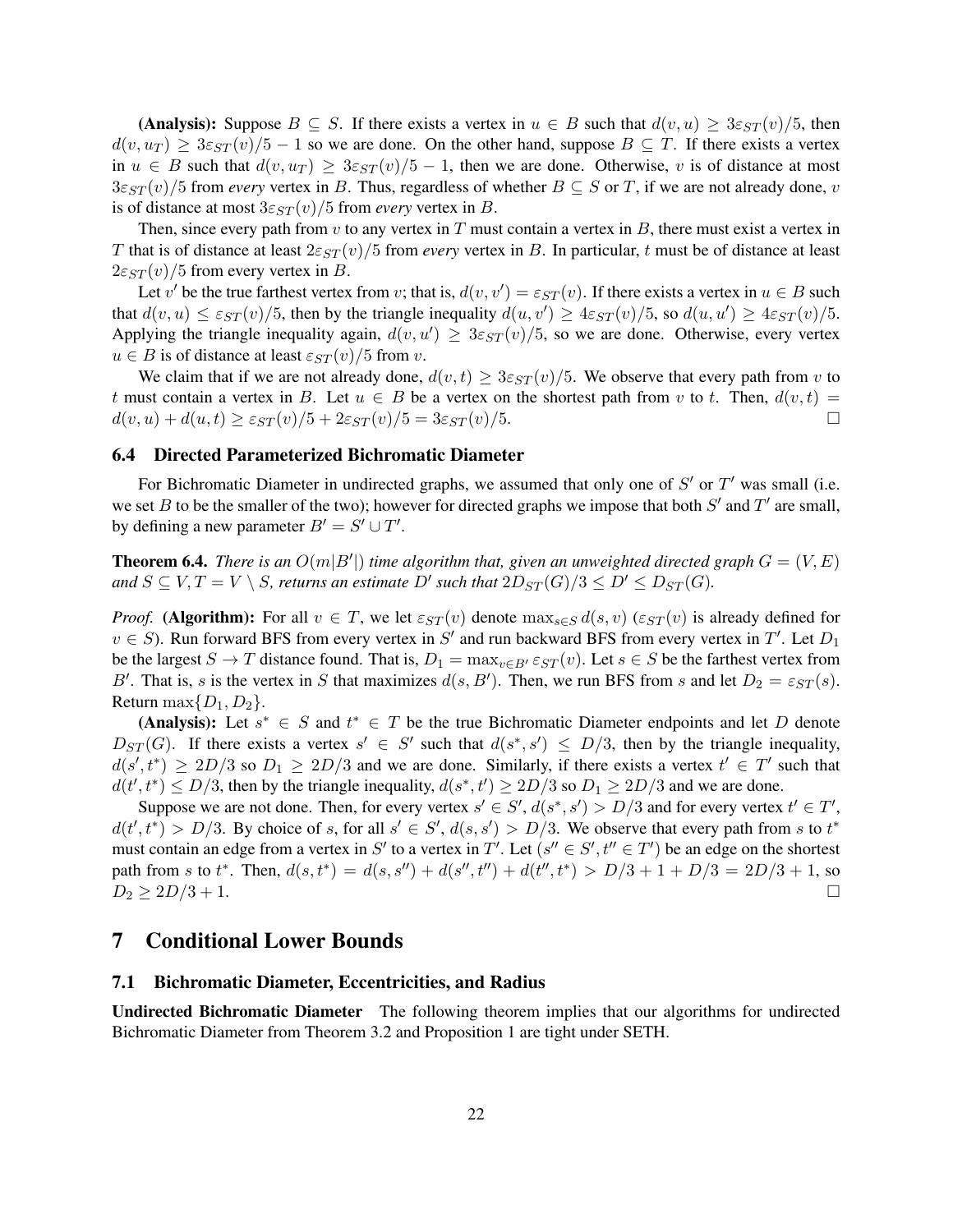**(Analysis):** Suppose $B \subseteq S$. If there exists a vertex in $u \in B$ such that $d(v, u) \geq 3\varepsilon_{ST}(v)/5$, then $d(v, u_T) \geq 3\varepsilon_{ST}(v)/5 - 1$ so we are done. On the other hand, suppose $B \subseteq T$. If there exists a vertex in $u \in B$ such that $d(v, u_T) \geq 3\varepsilon_{ST}(v)/5 - 1$, then we are done. Otherwise, $v$ is of distance at most $3\varepsilon_{ST}(v)/5$ from *every* vertex in $B$. Thus, regardless of whether $B \subseteq S$ or $T$, if we are not already done, $v$ is of distance at most $3\varepsilon_{ST}(v)/5$ from *every* vertex in $B$.

Then, since every path from $v$ to any vertex in $T$ must contain a vertex in $B$, there must exist a vertex in $T$ that is of distance at least $2\varepsilon_{ST}(v)/5$ from *every* vertex in $B$. In particular, $t$ must be of distance at least $2\varepsilon_{ST}(v)/5$ from every vertex in $B$.

Let $v'$ be the true farthest vertex from $v$; that is, $d(v, v') = \varepsilon_{ST}(v)$. If there exists a vertex in $u \in B$ such that $d(v, u) \leq \varepsilon_{ST}(v)/5$, then by the triangle inequality $d(u, v') \geq 4\varepsilon_{ST}(v)/5$, so $d(u, u') \geq 4\varepsilon_{ST}(v)/5$. Applying the triangle inequality again, $d(v, u') \geq 3\varepsilon_{ST}(v)/5$, so we are done. Otherwise, every vertex $u \in B$ is of distance at least $\varepsilon_{ST}(v)/5$ from $v$.

We claim that if we are not already done, $d(v, t) \geq 3\varepsilon_{ST}(v)/5$. We observe that every path from $v$ to $t$ must contain a vertex in $B$. Let $u \in B$ be a vertex on the shortest path from $v$ to $t$. Then, $d(v, t) = d(v, u) + d(u, t) \geq \varepsilon_{ST}(v)/5 + 2\varepsilon_{ST}(v)/5 = 3\varepsilon_{ST}(v)/5$. □

### 6.4 Directed Parameterized Bichromatic Diameter

For Bichromatic Diameter in undirected graphs, we assumed that only one of $S'$ or $T'$ was small (i.e. we set $B$ to be the smaller of the two); however for directed graphs we impose that both $S'$ and $T'$ are small, by defining a new parameter $B' = S' \cup T'$.

**Theorem 6.4.** *There is an $O(m|B'|)$ time algorithm that, given an unweighted directed graph $G = (V, E)$ and $S \subseteq V, T = V \setminus S$, returns an estimate $D'$ such that $2D_{ST}(G)/3 \leq D' \leq D_{ST}(G)$.*

*Proof.* **(Algorithm):** For all $v \in T$, we let $\varepsilon_{ST}(v)$ denote $\max_{s \in S} d(s, v)$ ($\varepsilon_{ST}(v)$ is already defined for $v \in S$). Run forward BFS from every vertex in $S'$ and run backward BFS from every vertex in $T'$. Let $D_1$ be the largest $S \to T$ distance found. That is, $D_1 = \max_{v \in B'} \varepsilon_{ST}(v)$. Let $s \in S$ be the farthest vertex from $B'$. That is, $s$ is the vertex in $S$ that maximizes $d(s, B')$. Then, we run BFS from $s$ and let $D_2 = \varepsilon_{ST}(s)$. Return $\max\{D_1, D_2\}$.

**(Analysis):** Let $s^* \in S$ and $t^* \in T$ be the true Bichromatic Diameter endpoints and let $D$ denote $D_{ST}(G)$. If there exists a vertex $s' \in S'$ such that $d(s^*, s') \leq D/3$, then by the triangle inequality, $d(s', t^*) \geq 2D/3$ so $D_1 \geq 2D/3$ and we are done. Similarly, if there exists a vertex $t' \in T'$ such that $d(t', t^*) \leq D/3$, then by the triangle inequality, $d(s^*, t') \geq 2D/3$ so $D_1 \geq 2D/3$ and we are done.

Suppose we are not done. Then, for every vertex $s' \in S'$, $d(s^*, s') > D/3$ and for every vertex $t' \in T'$, $d(t', t^*) > D/3$. By choice of $s$, for all $s' \in S'$, $d(s, s') > D/3$. We observe that every path from $s$ to $t^*$ must contain an edge from a vertex in $S'$ to a vertex in $T'$. Let $(s'' \in S', t'' \in T')$ be an edge on the shortest path from $s$ to $t^*$. Then, $d(s, t^*) = d(s, s'') + d(s'', t'') + d(t'', t^*) > D/3 + 1 + D/3 = 2D/3 + 1$, so $D_2 \geq 2D/3 + 1$. □

## 7 Conditional Lower Bounds

### 7.1 Bichromatic Diameter, Eccentricities, and Radius

**Undirected Bichromatic Diameter** The following theorem implies that our algorithms for undirected Bichromatic Diameter from Theorem 3.2 and Proposition 1 are tight under SETH.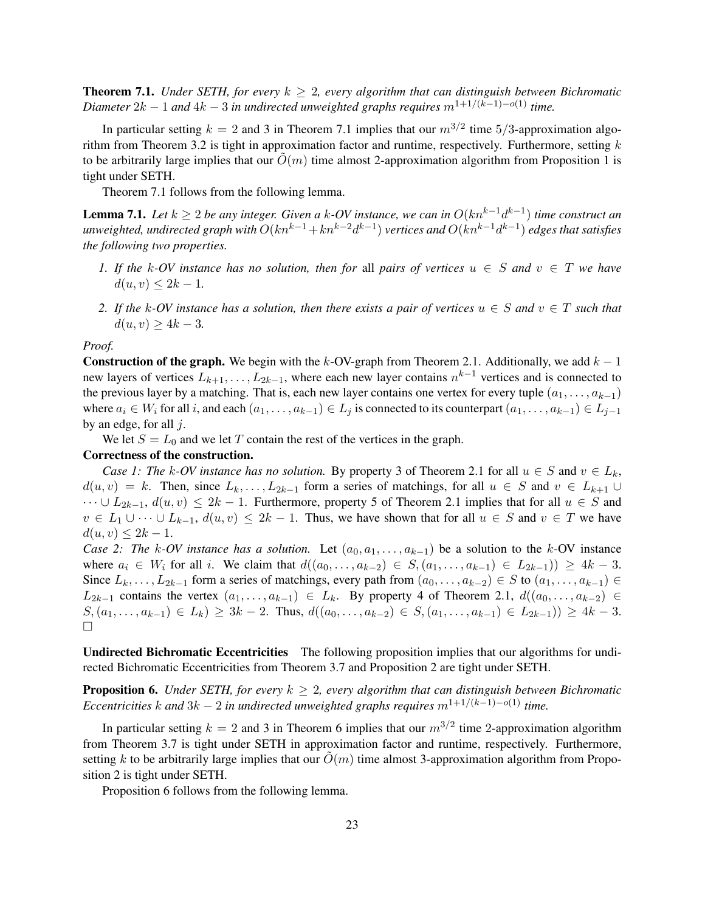**Theorem 7.1.** *Under SETH, for every $k \geq 2$, every algorithm that can distinguish between Bichromatic Diameter $2k-1$ and $4k-3$ in undirected unweighted graphs requires $m^{1+1/(k-1)-o(1)}$ time.*

In particular setting $k = 2$ and 3 in Theorem 7.1 implies that our $m^{3/2}$ time $5/3$-approximation algorithm from Theorem 3.2 is tight in approximation factor and runtime, respectively. Furthermore, setting $k$ to be arbitrarily large implies that our $\tilde{O}(m)$ time almost 2-approximation algorithm from Proposition 1 is tight under SETH.

Theorem 7.1 follows from the following lemma.

**Lemma 7.1.** *Let $k \geq 2$ be any integer. Given a $k$-OV instance, we can in $O(kn^{k-1}d^{k-1})$ time construct an unweighted, undirected graph with $O(kn^{k-1} + kn^{k-2}d^{k-1})$ vertices and $O(kn^{k-1}d^{k-1})$ edges that satisfies the following two properties.*

1. *If the $k$-OV instance has no solution, then for* all *pairs of vertices $u \in S$ and $v \in T$ we have $d(u, v) \leq 2k - 1$.*
2. *If the $k$-OV instance has a solution, then there exists a pair of vertices $u \in S$ and $v \in T$ such that $d(u, v) \geq 4k - 3$.*

*Proof.*

**Construction of the graph.** We begin with the $k$-OV-graph from Theorem 2.1. Additionally, we add $k-1$ new layers of vertices $L_{k+1}, \ldots, L_{2k-1}$, where each new layer contains $n^{k-1}$ vertices and is connected to the previous layer by a matching. That is, each new layer contains one vertex for every tuple $(a_1, \ldots, a_{k-1})$ where $a_i \in W_i$ for all $i$, and each $(a_1, \ldots, a_{k-1}) \in L_j$ is connected to its counterpart $(a_1, \ldots, a_{k-1}) \in L_{j-1}$ by an edge, for all $j$.

We let $S = L_0$ and we let $T$ contain the rest of the vertices in the graph.

**Correctness of the construction.**

*Case 1: The $k$-OV instance has no solution.* By property 3 of Theorem 2.1 for all $u \in S$ and $v \in L_k$, $d(u, v) = k$. Then, since $L_k, \ldots, L_{2k-1}$ form a series of matchings, for all $u \in S$ and $v \in L_{k+1} \cup \cdots \cup L_{2k-1}$, $d(u, v) \leq 2k - 1$. Furthermore, property 5 of Theorem 2.1 implies that for all $u \in S$ and $v \in L_1 \cup \cdots \cup L_{k-1}$, $d(u, v) \leq 2k - 1$. Thus, we have shown that for all $u \in S$ and $v \in T$ we have $d(u, v) \leq 2k - 1$.

*Case 2: The $k$-OV instance has a solution.* Let $(a_0, a_1, \ldots, a_{k-1})$ be a solution to the $k$-OV instance where $a_i \in W_i$ for all $i$. We claim that $d((a_0, \ldots, a_{k-2}) \in S, (a_1, \ldots, a_{k-1}) \in L_{2k-1})) \geq 4k - 3$. Since $L_k, \ldots, L_{2k-1}$ form a series of matchings, every path from $(a_0, \ldots, a_{k-2}) \in S$ to $(a_1, \ldots, a_{k-1}) \in L_{2k-1}$ contains the vertex $(a_1, \ldots, a_{k-1}) \in L_k$. By property 4 of Theorem 2.1, $d((a_0, \ldots, a_{k-2}) \in S, (a_1, \ldots, a_{k-1}) \in L_k) \geq 3k - 2$. Thus, $d((a_0, \ldots, a_{k-2}) \in S, (a_1, \ldots, a_{k-1}) \in L_{2k-1})) \geq 4k - 3$. $\square$

**Undirected Bichromatic Eccentricities** The following proposition implies that our algorithms for undirected Bichromatic Eccentricities from Theorem 3.7 and Proposition 2 are tight under SETH.

**Proposition 6.** *Under SETH, for every $k \geq 2$, every algorithm that can distinguish between Bichromatic Eccentricities $k$ and $3k - 2$ in undirected unweighted graphs requires $m^{1+1/(k-1)-o(1)}$ time.*

In particular setting $k = 2$ and 3 in Theorem 6 implies that our $m^{3/2}$ time 2-approximation algorithm from Theorem 3.7 is tight under SETH in approximation factor and runtime, respectively. Furthermore, setting $k$ to be arbitrarily large implies that our $\tilde{O}(m)$ time almost 3-approximation algorithm from Proposition 2 is tight under SETH.

Proposition 6 follows from the following lemma.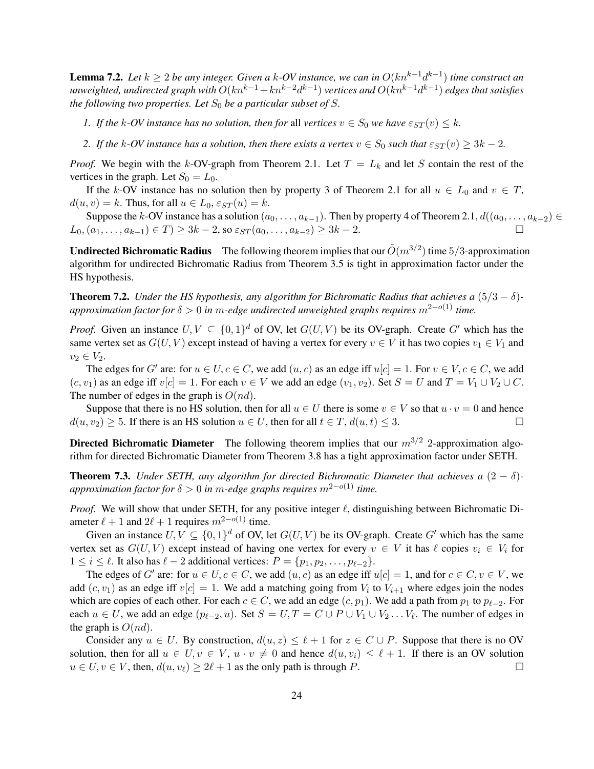**Lemma 7.2.** *Let $k \geq 2$ be any integer. Given a $k$-OV instance, we can in $O(kn^{k-1}d^{k-1})$ time construct an unweighted, undirected graph with $O(kn^{k-1} + kn^{k-2}d^{k-1})$ vertices and $O(kn^{k-1}d^{k-1})$ edges that satisfies the following two properties. Let $S_0$ be a particular subset of $S$.*

1. *If the $k$-OV instance has no solution, then for* all *vertices $v \in S_0$ we have $\varepsilon_{ST}(v) \leq k$.*
2. *If the $k$-OV instance has a solution, then there exists a vertex $v \in S_0$ such that $\varepsilon_{ST}(v) \geq 3k - 2$.*

*Proof.* We begin with the $k$-OV-graph from Theorem 2.1. Let $T = L_k$ and let $S$ contain the rest of the vertices in the graph. Let $S_0 = L_0$.

If the $k$-OV instance has no solution then by property 3 of Theorem 2.1 for all $u \in L_0$ and $v \in T$, $d(u, v) = k$. Thus, for all $u \in L_0$, $\varepsilon_{ST}(u) = k$.

Suppose the $k$-OV instance has a solution $(a_0, \ldots, a_{k-1})$. Then by property 4 of Theorem 2.1, $d((a_0, \ldots, a_{k-2}) \in L_0, (a_1, \ldots, a_{k-1}) \in T) \geq 3k - 2$, so $\varepsilon_{ST}(a_0, \ldots, a_{k-2}) \geq 3k - 2$. □

**Undirected Bichromatic Radius** The following theorem implies that our $\tilde{O}(m^{3/2})$ time $5/3$-approximation algorithm for undirected Bichromatic Radius from Theorem 3.5 is tight in approximation factor under the HS hypothesis.

**Theorem 7.2.** *Under the HS hypothesis, any algorithm for Bichromatic Radius that achieves a $(5/3 - \delta)$-approximation factor for $\delta > 0$ in $m$-edge undirected unweighted graphs requires $m^{2-o(1)}$ time.*

*Proof.* Given an instance $U, V \subseteq \{0, 1\}^d$ of OV, let $G(U, V)$ be its OV-graph. Create $G'$ which has the same vertex set as $G(U, V)$ except instead of having a vertex for every $v \in V$ it has two copies $v_1 \in V_1$ and $v_2 \in V_2$.

The edges for $G'$ are: for $u \in U, c \in C$, we add $(u, c)$ as an edge iff $u[c] = 1$. For $v \in V, c \in C$, we add $(c, v_1)$ as an edge iff $v[c] = 1$. For each $v \in V$ we add an edge $(v_1, v_2)$. Set $S = U$ and $T = V_1 \cup V_2 \cup C$. The number of edges in the graph is $O(nd)$.

Suppose that there is no HS solution, then for all $u \in U$ there is some $v \in V$ so that $u \cdot v = 0$ and hence $d(u, v_2) \geq 5$. If there is an HS solution $u \in U$, then for all $t \in T$, $d(u, t) \leq 3$. □

**Directed Bichromatic Diameter** The following theorem implies that our $m^{3/2}$ 2-approximation algorithm for directed Bichromatic Diameter from Theorem 3.8 has a tight approximation factor under SETH.

**Theorem 7.3.** *Under SETH, any algorithm for directed Bichromatic Diameter that achieves a $(2 - \delta)$-approximation factor for $\delta > 0$ in $m$-edge graphs requires $m^{2-o(1)}$ time.*

*Proof.* We will show that under SETH, for any positive integer $\ell$, distinguishing between Bichromatic Diameter $\ell + 1$ and $2\ell + 1$ requires $m^{2-o(1)}$ time.

Given an instance $U, V \subseteq \{0, 1\}^d$ of OV, let $G(U, V)$ be its OV-graph. Create $G'$ which has the same vertex set as $G(U, V)$ except instead of having one vertex for every $v \in V$ it has $\ell$ copies $v_i \in V_i$ for $1 \leq i \leq \ell$. It also has $\ell - 2$ additional vertices: $P = \{p_1, p_2, \ldots, p_{\ell-2}\}$.

The edges of $G'$ are: for $u \in U, c \in C$, we add $(u, c)$ as an edge iff $u[c] = 1$, and for $c \in C, v \in V$, we add $(c, v_1)$ as an edge iff $v[c] = 1$. We add a matching going from $V_i$ to $V_{i+1}$ where edges join the nodes which are copies of each other. For each $c \in C$, we add an edge $(c, p_1)$. We add a path from $p_1$ to $p_{\ell-2}$. For each $u \in U$, we add an edge $(p_{\ell-2}, u)$. Set $S = U, T = C \cup P \cup V_1 \cup V_2 \ldots V_\ell$. The number of edges in the graph is $O(nd)$.

Consider any $u \in U$. By construction, $d(u, z) \leq \ell + 1$ for $z \in C \cup P$. Suppose that there is no OV solution, then for all $u \in U, v \in V$, $u \cdot v \neq 0$ and hence $d(u, v_i) \leq \ell + 1$. If there is an OV solution $u \in U, v \in V$, then, $d(u, v_\ell) \geq 2\ell + 1$ as the only path is through $P$. □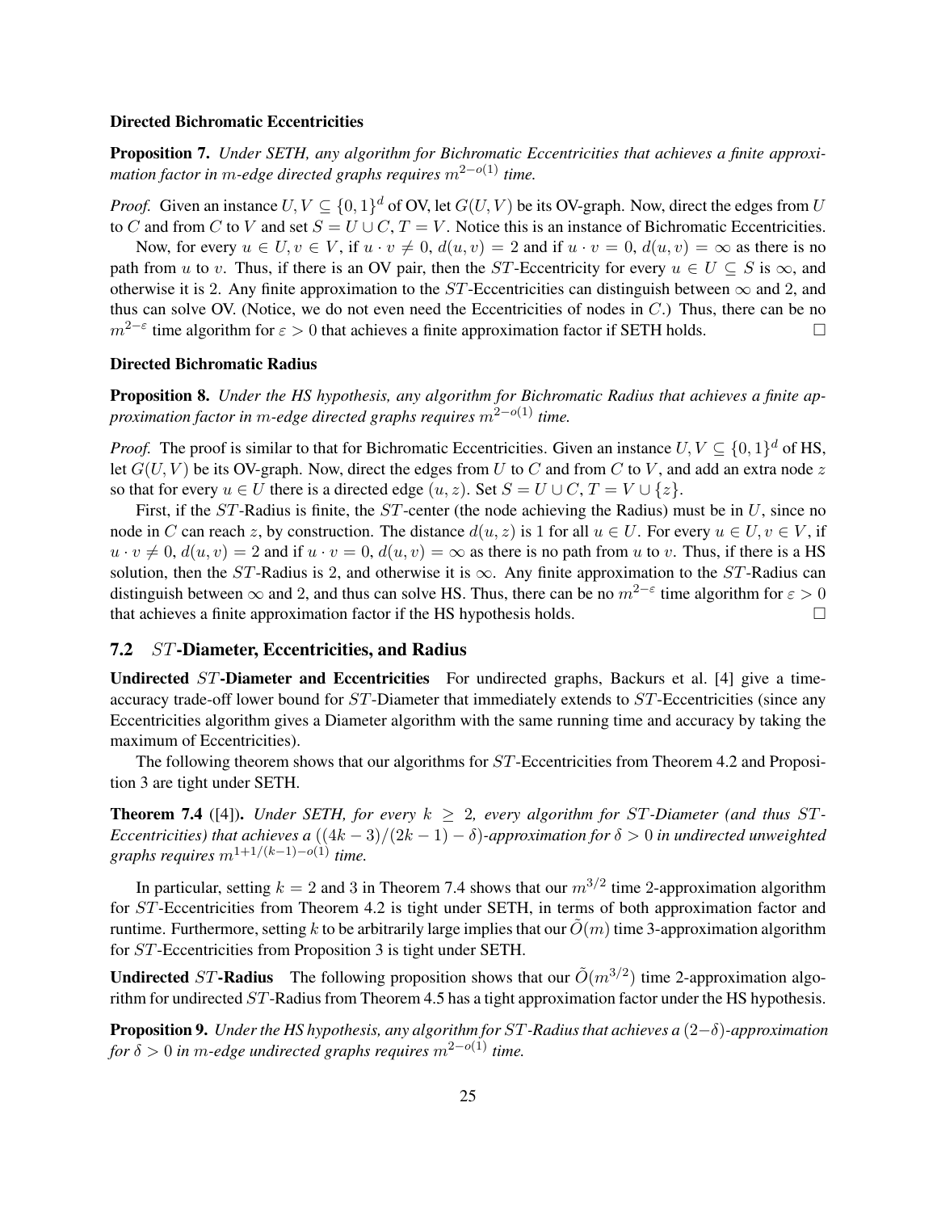**Directed Bichromatic Eccentricities**

**Proposition 7.** *Under SETH, any algorithm for Bichromatic Eccentricities that achieves a finite approximation factor in $m$-edge directed graphs requires $m^{2-o(1)}$ time.*

*Proof.* Given an instance $U, V \subseteq \{0,1\}^d$ of OV, let $G(U, V)$ be its OV-graph. Now, direct the edges from $U$ to $C$ and from $C$ to $V$ and set $S = U \cup C$, $T = V$. Notice this is an instance of Bichromatic Eccentricities.

Now, for every $u \in U, v \in V$, if $u \cdot v \neq 0$, $d(u, v) = 2$ and if $u \cdot v = 0$, $d(u, v) = \infty$ as there is no path from $u$ to $v$. Thus, if there is an OV pair, then the $ST$-Eccentricity for every $u \in U \subseteq S$ is $\infty$, and otherwise it is 2. Any finite approximation to the $ST$-Eccentricities can distinguish between $\infty$ and 2, and thus can solve OV. (Notice, we do not even need the Eccentricities of nodes in $C$.) Thus, there can be no $m^{2-\varepsilon}$ time algorithm for $\varepsilon > 0$ that achieves a finite approximation factor if SETH holds. □

**Directed Bichromatic Radius**

**Proposition 8.** *Under the HS hypothesis, any algorithm for Bichromatic Radius that achieves a finite approximation factor in $m$-edge directed graphs requires $m^{2-o(1)}$ time.*

*Proof.* The proof is similar to that for Bichromatic Eccentricities. Given an instance $U, V \subseteq \{0,1\}^d$ of HS, let $G(U, V)$ be its OV-graph. Now, direct the edges from $U$ to $C$ and from $C$ to $V$, and add an extra node $z$ so that for every $u \in U$ there is a directed edge $(u, z)$. Set $S = U \cup C$, $T = V \cup \{z\}$.

First, if the $ST$-Radius is finite, the $ST$-center (the node achieving the Radius) must be in $U$, since no node in $C$ can reach $z$, by construction. The distance $d(u, z)$ is 1 for all $u \in U$. For every $u \in U, v \in V$, if $u \cdot v \neq 0$, $d(u, v) = 2$ and if $u \cdot v = 0$, $d(u, v) = \infty$ as there is no path from $u$ to $v$. Thus, if there is a HS solution, then the $ST$-Radius is 2, and otherwise it is $\infty$. Any finite approximation to the $ST$-Radius can distinguish between $\infty$ and 2, and thus can solve HS. Thus, there can be no $m^{2-\varepsilon}$ time algorithm for $\varepsilon > 0$ that achieves a finite approximation factor if the HS hypothesis holds. □

## 7.2 $ST$-Diameter, Eccentricities, and Radius

**Undirected $ST$-Diameter and Eccentricities** For undirected graphs, Backurs et al. [4] give a time-accuracy trade-off lower bound for $ST$-Diameter that immediately extends to $ST$-Eccentricities (since any Eccentricities algorithm gives a Diameter algorithm with the same running time and accuracy by taking the maximum of Eccentricities).

The following theorem shows that our algorithms for $ST$-Eccentricities from Theorem 4.2 and Proposition 3 are tight under SETH.

**Theorem 7.4** ([4]). *Under SETH, for every $k \geq 2$, every algorithm for $ST$-Diameter (and thus $ST$-Eccentricities) that achieves a $((4k-3)/(2k-1) - \delta)$-approximation for $\delta > 0$ in undirected unweighted graphs requires $m^{1+1/(k-1)-o(1)}$ time.*

In particular, setting $k = 2$ and 3 in Theorem 7.4 shows that our $m^{3/2}$ time 2-approximation algorithm for $ST$-Eccentricities from Theorem 4.2 is tight under SETH, in terms of both approximation factor and runtime. Furthermore, setting $k$ to be arbitrarily large implies that our $\tilde{O}(m)$ time 3-approximation algorithm for $ST$-Eccentricities from Proposition 3 is tight under SETH.

**Undirected $ST$-Radius** The following proposition shows that our $\tilde{O}(m^{3/2})$ time 2-approximation algorithm for undirected $ST$-Radius from Theorem 4.5 has a tight approximation factor under the HS hypothesis.

**Proposition 9.** *Under the HS hypothesis, any algorithm for $ST$-Radius that achieves a $(2-\delta)$-approximation for $\delta > 0$ in $m$-edge undirected graphs requires $m^{2-o(1)}$ time.*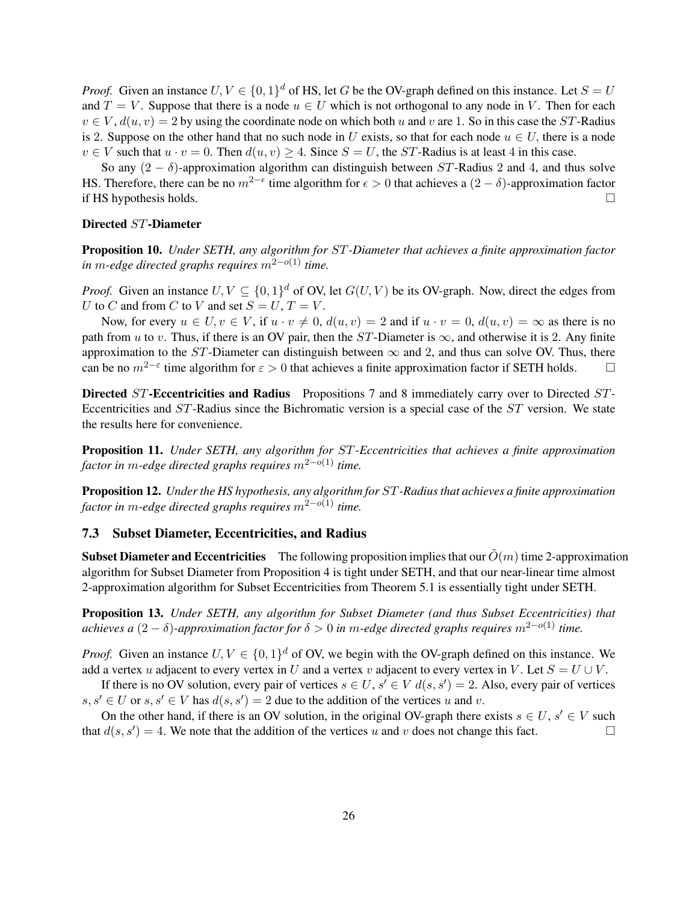*Proof.* Given an instance $U, V \in \{0,1\}^d$ of HS, let $G$ be the OV-graph defined on this instance. Let $S = U$ and $T = V$. Suppose that there is a node $u \in U$ which is not orthogonal to any node in $V$. Then for each $v \in V$, $d(u, v) = 2$ by using the coordinate node on which both $u$ and $v$ are 1. So in this case the $ST$-Radius is 2. Suppose on the other hand that no such node in $U$ exists, so that for each node $u \in U$, there is a node $v \in V$ such that $u \cdot v = 0$. Then $d(u, v) \geq 4$. Since $S = U$, the $ST$-Radius is at least 4 in this case.

So any $(2 - \delta)$-approximation algorithm can distinguish between $ST$-Radius 2 and 4, and thus solve HS. Therefore, there can be no $m^{2-\epsilon}$ time algorithm for $\epsilon > 0$ that achieves a $(2 - \delta)$-approximation factor if HS hypothesis holds. □

**Directed $ST$-Diameter**

**Proposition 10.** *Under SETH, any algorithm for $ST$-Diameter that achieves a finite approximation factor in $m$-edge directed graphs requires $m^{2-o(1)}$ time.*

*Proof.* Given an instance $U, V \subseteq \{0,1\}^d$ of OV, let $G(U, V)$ be its OV-graph. Now, direct the edges from $U$ to $C$ and from $C$ to $V$ and set $S = U, T = V$.

Now, for every $u \in U, v \in V$, if $u \cdot v \neq 0$, $d(u, v) = 2$ and if $u \cdot v = 0$, $d(u, v) = \infty$ as there is no path from $u$ to $v$. Thus, if there is an OV pair, then the $ST$-Diameter is $\infty$, and otherwise it is 2. Any finite approximation to the $ST$-Diameter can distinguish between $\infty$ and 2, and thus can solve OV. Thus, there can be no $m^{2-\varepsilon}$ time algorithm for $\varepsilon > 0$ that achieves a finite approximation factor if SETH holds. □

**Directed $ST$-Eccentricities and Radius** Propositions 7 and 8 immediately carry over to Directed $ST$-Eccentricities and $ST$-Radius since the Bichromatic version is a special case of the $ST$ version. We state the results here for convenience.

**Proposition 11.** *Under SETH, any algorithm for $ST$-Eccentricities that achieves a finite approximation factor in $m$-edge directed graphs requires $m^{2-o(1)}$ time.*

**Proposition 12.** *Under the HS hypothesis, any algorithm for $ST$-Radius that achieves a finite approximation factor in $m$-edge directed graphs requires $m^{2-o(1)}$ time.*

### 7.3 Subset Diameter, Eccentricities, and Radius

**Subset Diameter and Eccentricities** The following proposition implies that our $\tilde{O}(m)$ time 2-approximation algorithm for Subset Diameter from Proposition 4 is tight under SETH, and that our near-linear time almost 2-approximation algorithm for Subset Eccentricities from Theorem 5.1 is essentially tight under SETH.

**Proposition 13.** *Under SETH, any algorithm for Subset Diameter (and thus Subset Eccentricities) that achieves a $(2 - \delta)$-approximation factor for $\delta > 0$ in $m$-edge directed graphs requires $m^{2-o(1)}$ time.*

*Proof.* Given an instance $U, V \in \{0,1\}^d$ of OV, we begin with the OV-graph defined on this instance. We add a vertex $u$ adjacent to every vertex in $U$ and a vertex $v$ adjacent to every vertex in $V$. Let $S = U \cup V$.

If there is no OV solution, every pair of vertices $s \in U$, $s' \in V$ $d(s, s') = 2$. Also, every pair of vertices $s, s' \in U$ or $s, s' \in V$ has $d(s, s') = 2$ due to the addition of the vertices $u$ and $v$.

On the other hand, if there is an OV solution, in the original OV-graph there exists $s \in U$, $s' \in V$ such that $d(s, s') = 4$. We note that the addition of the vertices $u$ and $v$ does not change this fact. □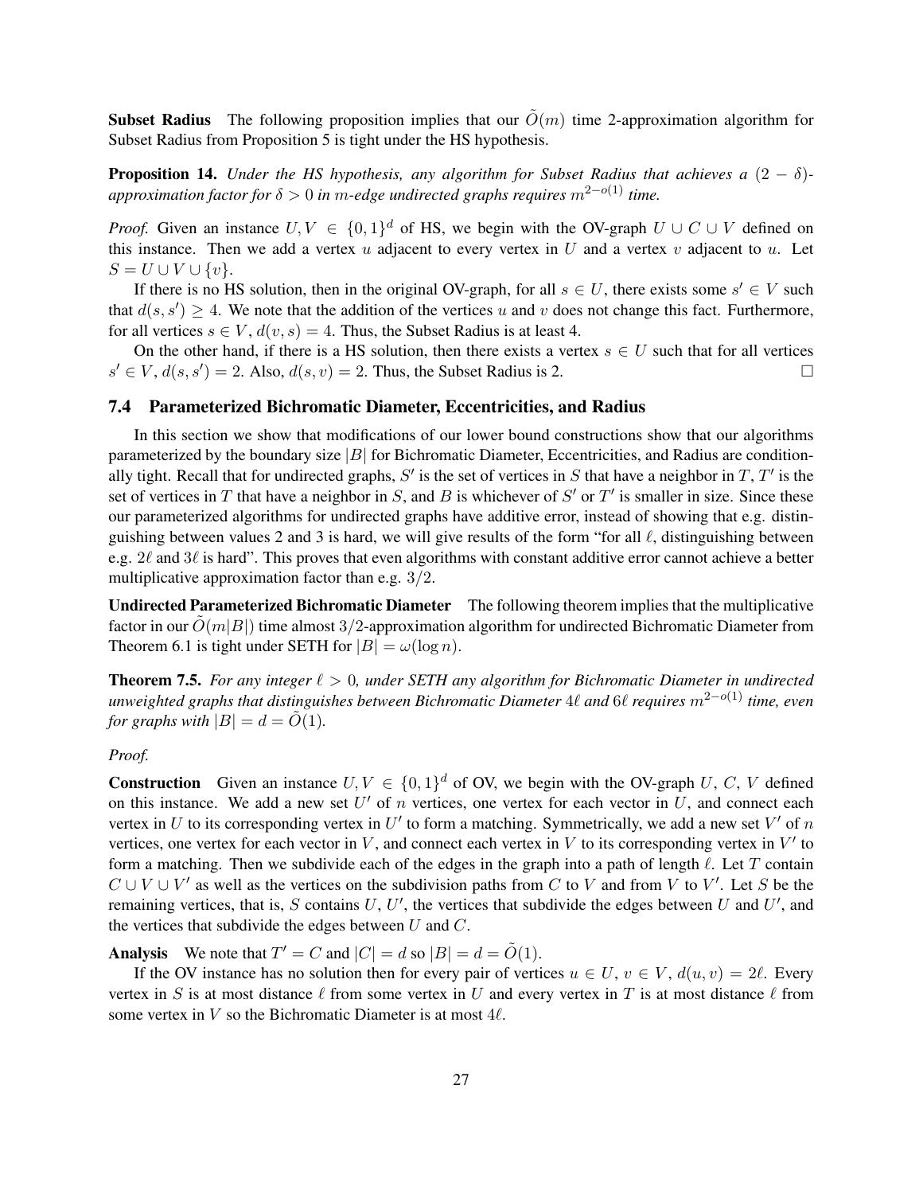**Subset Radius** The following proposition implies that our $\tilde{O}(m)$ time 2-approximation algorithm for Subset Radius from Proposition 5 is tight under the HS hypothesis.

**Proposition 14.** *Under the HS hypothesis, any algorithm for Subset Radius that achieves a $(2-\delta)$-approximation factor for $\delta > 0$ in $m$-edge undirected graphs requires $m^{2-o(1)}$ time.*

*Proof.* Given an instance $U, V \in \{0,1\}^d$ of HS, we begin with the OV-graph $U \cup C \cup V$ defined on this instance. Then we add a vertex $u$ adjacent to every vertex in $U$ and a vertex $v$ adjacent to $u$. Let $S = U \cup V \cup \{v\}$.

If there is no HS solution, then in the original OV-graph, for all $s \in U$, there exists some $s' \in V$ such that $d(s, s') \geq 4$. We note that the addition of the vertices $u$ and $v$ does not change this fact. Furthermore, for all vertices $s \in V$, $d(v, s) = 4$. Thus, the Subset Radius is at least 4.

On the other hand, if there is a HS solution, then there exists a vertex $s \in U$ such that for all vertices $s' \in V$, $d(s, s') = 2$. Also, $d(s, v) = 2$. Thus, the Subset Radius is 2. $\square$

### 7.4 Parameterized Bichromatic Diameter, Eccentricities, and Radius

In this section we show that modifications of our lower bound constructions show that our algorithms parameterized by the boundary size $|B|$ for Bichromatic Diameter, Eccentricities, and Radius are conditionally tight. Recall that for undirected graphs, $S'$ is the set of vertices in $S$ that have a neighbor in $T$, $T'$ is the set of vertices in $T$ that have a neighbor in $S$, and $B$ is whichever of $S'$ or $T'$ is smaller in size. Since these our parameterized algorithms for undirected graphs have additive error, instead of showing that e.g. distinguishing between values 2 and 3 is hard, we will give results of the form "for all $\ell$, distinguishing between e.g. $2\ell$ and $3\ell$ is hard". This proves that even algorithms with constant additive error cannot achieve a better multiplicative approximation factor than e.g. $3/2$.

**Undirected Parameterized Bichromatic Diameter** The following theorem implies that the multiplicative factor in our $\tilde{O}(m|B|)$ time almost $3/2$-approximation algorithm for undirected Bichromatic Diameter from Theorem 6.1 is tight under SETH for $|B| = \omega(\log n)$.

**Theorem 7.5.** *For any integer $\ell > 0$, under SETH any algorithm for Bichromatic Diameter in undirected unweighted graphs that distinguishes between Bichromatic Diameter $4\ell$ and $6\ell$ requires $m^{2-o(1)}$ time, even for graphs with $|B| = d = \tilde{O}(1)$.*

*Proof.*

**Construction** Given an instance $U, V \in \{0,1\}^d$ of OV, we begin with the OV-graph $U$, $C$, $V$ defined on this instance. We add a new set $U'$ of $n$ vertices, one vertex for each vector in $U$, and connect each vertex in $U$ to its corresponding vertex in $U'$ to form a matching. Symmetrically, we add a new set $V'$ of $n$ vertices, one vertex for each vector in $V$, and connect each vertex in $V$ to its corresponding vertex in $V'$ to form a matching. Then we subdivide each of the edges in the graph into a path of length $\ell$. Let $T$ contain $C \cup V \cup V'$ as well as the vertices on the subdivision paths from $C$ to $V$ and from $V$ to $V'$. Let $S$ be the remaining vertices, that is, $S$ contains $U$, $U'$, the vertices that subdivide the edges between $U$ and $U'$, and the vertices that subdivide the edges between $U$ and $C$.

**Analysis** We note that $T' = C$ and $|C| = d$ so $|B| = d = \tilde{O}(1)$.

If the OV instance has no solution then for every pair of vertices $u \in U$, $v \in V$, $d(u, v) = 2\ell$. Every vertex in $S$ is at most distance $\ell$ from some vertex in $U$ and every vertex in $T$ is at most distance $\ell$ from some vertex in $V$ so the Bichromatic Diameter is at most $4\ell$.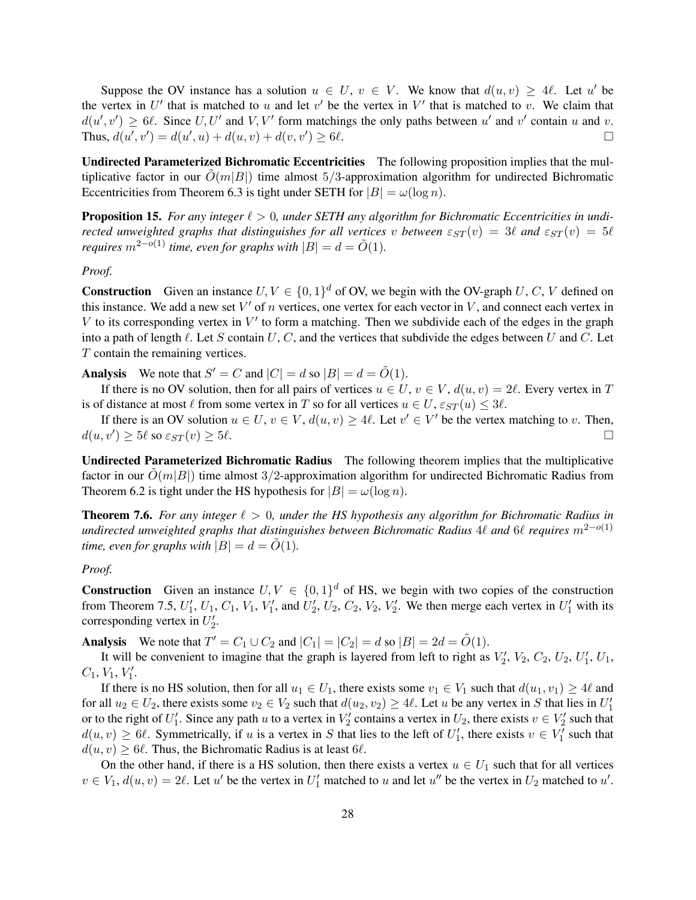Suppose the OV instance has a solution $u \in U$, $v \in V$. We know that $d(u, v) \geq 4\ell$. Let $u'$ be the vertex in $U'$ that is matched to $u$ and let $v'$ be the vertex in $V'$ that is matched to $v$. We claim that $d(u', v') \geq 6\ell$. Since $U, U'$ and $V, V'$ form matchings the only paths between $u'$ and $v'$ contain $u$ and $v$. Thus, $d(u', v') = d(u', u) + d(u, v) + d(v, v') \geq 6\ell$. □

**Undirected Parameterized Bichromatic Eccentricities** The following proposition implies that the multiplicative factor in our $\tilde{O}(m|B|)$ time almost $5/3$-approximation algorithm for undirected Bichromatic Eccentricities from Theorem 6.3 is tight under SETH for $|B| = \omega(\log n)$.

**Proposition 15.** *For any integer $\ell > 0$, under SETH any algorithm for Bichromatic Eccentricities in undirected unweighted graphs that distinguishes for all vertices $v$ between $\varepsilon_{ST}(v) = 3\ell$ and $\varepsilon_{ST}(v) = 5\ell$ requires $m^{2-o(1)}$ time, even for graphs with $|B| = d = \tilde{O}(1)$.*

*Proof.*

**Construction** Given an instance $U, V \in \{0, 1\}^d$ of OV, we begin with the OV-graph $U$, $C$, $V$ defined on this instance. We add a new set $V'$ of $n$ vertices, one vertex for each vector in $V$, and connect each vertex in $V$ to its corresponding vertex in $V'$ to form a matching. Then we subdivide each of the edges in the graph into a path of length $\ell$. Let $S$ contain $U$, $C$, and the vertices that subdivide the edges between $U$ and $C$. Let $T$ contain the remaining vertices.

**Analysis** We note that $S' = C$ and $|C| = d$ so $|B| = d = \tilde{O}(1)$.

If there is no OV solution, then for all pairs of vertices $u \in U$, $v \in V$, $d(u, v) = 2\ell$. Every vertex in $T$ is of distance at most $\ell$ from some vertex in $T$ so for all vertices $u \in U$, $\varepsilon_{ST}(u) \leq 3\ell$.

If there is an OV solution $u \in U$, $v \in V$, $d(u, v) \geq 4\ell$. Let $v' \in V'$ be the vertex matching to $v$. Then, $d(u, v') \geq 5\ell$ so $\varepsilon_{ST}(v) \geq 5\ell$. □

**Undirected Parameterized Bichromatic Radius** The following theorem implies that the multiplicative factor in our $\tilde{O}(m|B|)$ time almost $3/2$-approximation algorithm for undirected Bichromatic Radius from Theorem 6.2 is tight under the HS hypothesis for $|B| = \omega(\log n)$.

**Theorem 7.6.** *For any integer $\ell > 0$, under the HS hypothesis any algorithm for Bichromatic Radius in undirected unweighted graphs that distinguishes between Bichromatic Radius $4\ell$ and $6\ell$ requires $m^{2-o(1)}$ time, even for graphs with $|B| = d = \tilde{O}(1)$.*

*Proof.*

**Construction** Given an instance $U, V \in \{0, 1\}^d$ of HS, we begin with two copies of the construction from Theorem 7.5, $U_1'$, $U_1$, $C_1$, $V_1$, $V_1'$, and $U_2'$, $U_2$, $C_2$, $V_2$, $V_2'$. We then merge each vertex in $U_1'$ with its corresponding vertex in $U_2'$.

**Analysis** We note that $T' = C_1 \cup C_2$ and $|C_1| = |C_2| = d$ so $|B| = 2d = \tilde{O}(1)$.

It will be convenient to imagine that the graph is layered from left to right as $V_2'$, $V_2$, $C_2$, $U_2$, $U_1'$, $U_1$, $C_1$, $V_1$, $V_1'$.

If there is no HS solution, then for all $u_1 \in U_1$, there exists some $v_1 \in V_1$ such that $d(u_1, v_1) \geq 4\ell$ and for all $u_2 \in U_2$, there exists some $v_2 \in V_2$ such that $d(u_2, v_2) \geq 4\ell$. Let $u$ be any vertex in $S$ that lies in $U_1'$ or to the right of $U_1'$. Since any path $u$ to a vertex in $V_2'$ contains a vertex in $U_2$, there exists $v \in V_2'$ such that $d(u, v) \geq 6\ell$. Symmetrically, if $u$ is a vertex in $S$ that lies to the left of $U_1'$, there exists $v \in V_1'$ such that $d(u, v) \geq 6\ell$. Thus, the Bichromatic Radius is at least $6\ell$.

On the other hand, if there is a HS solution, then there exists a vertex $u \in U_1$ such that for all vertices $v \in V_1$, $d(u, v) = 2\ell$. Let $u'$ be the vertex in $U_1'$ matched to $u$ and let $u''$ be the vertex in $U_2$ matched to $u'$.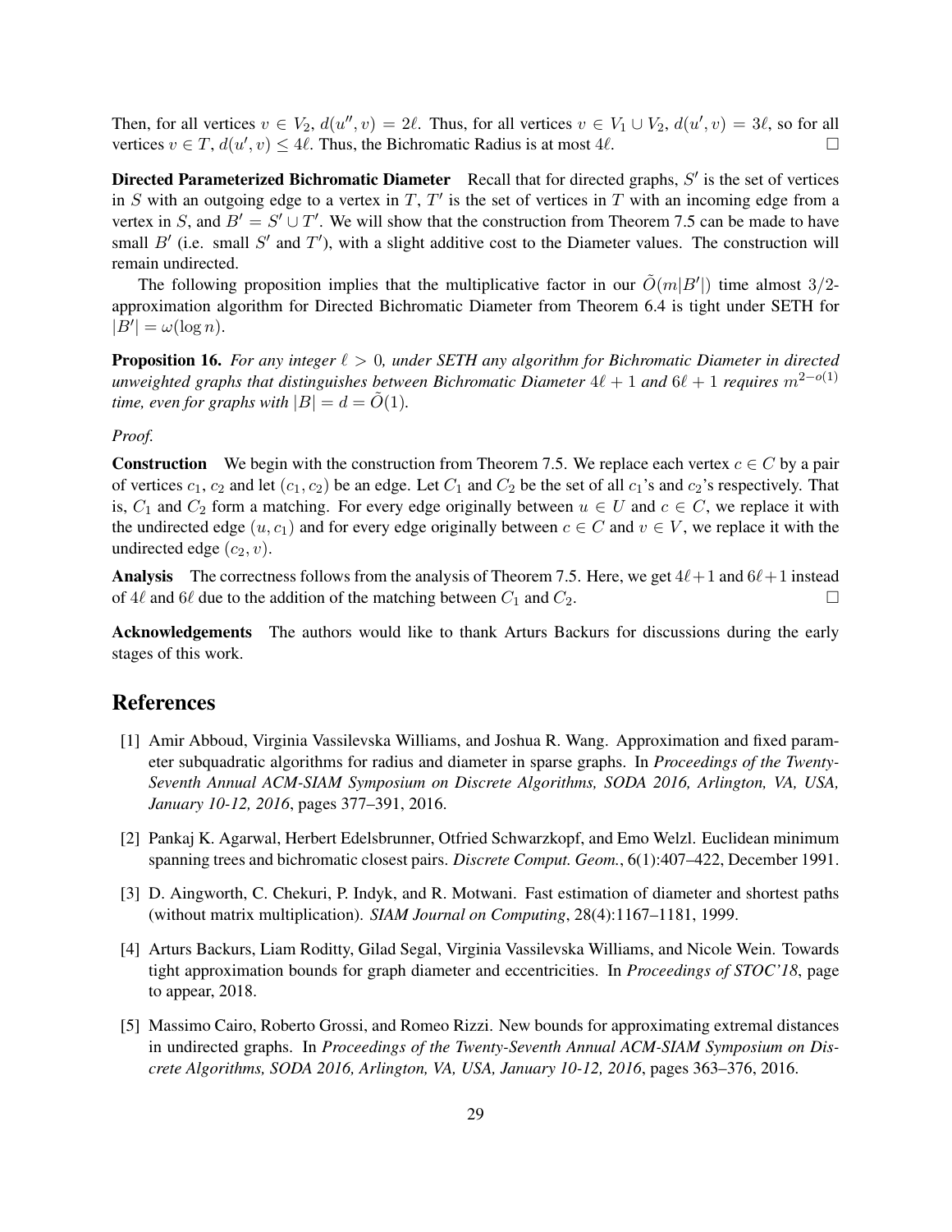Then, for all vertices $v \in V_2$, $d(u'', v) = 2\ell$. Thus, for all vertices $v \in V_1 \cup V_2$, $d(u', v) = 3\ell$, so for all vertices $v \in T$, $d(u', v) \leq 4\ell$. Thus, the Bichromatic Radius is at most $4\ell$. □

**Directed Parameterized Bichromatic Diameter** Recall that for directed graphs, $S'$ is the set of vertices in $S$ with an outgoing edge to a vertex in $T$, $T'$ is the set of vertices in $T$ with an incoming edge from a vertex in $S$, and $B' = S' \cup T'$. We will show that the construction from Theorem 7.5 can be made to have small $B'$ (i.e. small $S'$ and $T'$), with a slight additive cost to the Diameter values. The construction will remain undirected.

The following proposition implies that the multiplicative factor in our $\tilde{O}(m|B'|)$ time almost $3/2$-approximation algorithm for Directed Bichromatic Diameter from Theorem 6.4 is tight under SETH for $|B'| = \omega(\log n)$.

**Proposition 16.** *For any integer $\ell > 0$, under SETH any algorithm for Bichromatic Diameter in directed unweighted graphs that distinguishes between Bichromatic Diameter $4\ell + 1$ and $6\ell + 1$ requires $m^{2-o(1)}$ time, even for graphs with $|B| = d = \tilde{O}(1)$.*

*Proof.*

**Construction** We begin with the construction from Theorem 7.5. We replace each vertex $c \in C$ by a pair of vertices $c_1$, $c_2$ and let $(c_1, c_2)$ be an edge. Let $C_1$ and $C_2$ be the set of all $c_1$'s and $c_2$'s respectively. That is, $C_1$ and $C_2$ form a matching. For every edge originally between $u \in U$ and $c \in C$, we replace it with the undirected edge $(u, c_1)$ and for every edge originally between $c \in C$ and $v \in V$, we replace it with the undirected edge $(c_2, v)$.

**Analysis** The correctness follows from the analysis of Theorem 7.5. Here, we get $4\ell + 1$ and $6\ell + 1$ instead of $4\ell$ and $6\ell$ due to the addition of the matching between $C_1$ and $C_2$. □

**Acknowledgements** The authors would like to thank Arturs Backurs for discussions during the early stages of this work.

# References

[1] Amir Abboud, Virginia Vassilevska Williams, and Joshua R. Wang. Approximation and fixed parameter subquadratic algorithms for radius and diameter in sparse graphs. In *Proceedings of the Twenty-Seventh Annual ACM-SIAM Symposium on Discrete Algorithms, SODA 2016, Arlington, VA, USA, January 10-12, 2016*, pages 377–391, 2016.

[2] Pankaj K. Agarwal, Herbert Edelsbrunner, Otfried Schwarzkopf, and Emo Welzl. Euclidean minimum spanning trees and bichromatic closest pairs. *Discrete Comput. Geom.*, 6(1):407–422, December 1991.

[3] D. Aingworth, C. Chekuri, P. Indyk, and R. Motwani. Fast estimation of diameter and shortest paths (without matrix multiplication). *SIAM Journal on Computing*, 28(4):1167–1181, 1999.

[4] Arturs Backurs, Liam Roditty, Gilad Segal, Virginia Vassilevska Williams, and Nicole Wein. Towards tight approximation bounds for graph diameter and eccentricities. In *Proceedings of STOC'18*, page to appear, 2018.

[5] Massimo Cairo, Roberto Grossi, and Romeo Rizzi. New bounds for approximating extremal distances in undirected graphs. In *Proceedings of the Twenty-Seventh Annual ACM-SIAM Symposium on Discrete Algorithms, SODA 2016, Arlington, VA, USA, January 10-12, 2016*, pages 363–376, 2016.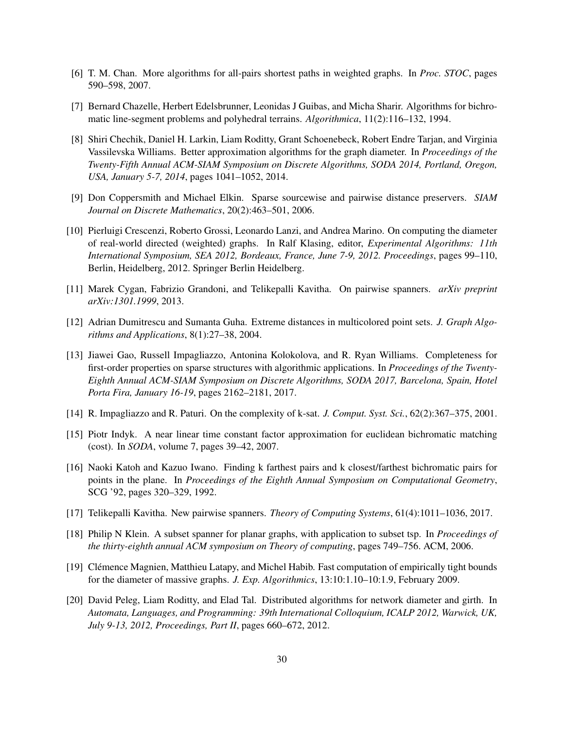[6] T. M. Chan. More algorithms for all-pairs shortest paths in weighted graphs. In *Proc. STOC*, pages 590–598, 2007.

[7] Bernard Chazelle, Herbert Edelsbrunner, Leonidas J Guibas, and Micha Sharir. Algorithms for bichromatic line-segment problems and polyhedral terrains. *Algorithmica*, 11(2):116–132, 1994.

[8] Shiri Chechik, Daniel H. Larkin, Liam Roditty, Grant Schoenebeck, Robert Endre Tarjan, and Virginia Vassilevska Williams. Better approximation algorithms for the graph diameter. In *Proceedings of the Twenty-Fifth Annual ACM-SIAM Symposium on Discrete Algorithms, SODA 2014, Portland, Oregon, USA, January 5-7, 2014*, pages 1041–1052, 2014.

[9] Don Coppersmith and Michael Elkin. Sparse sourcewise and pairwise distance preservers. *SIAM Journal on Discrete Mathematics*, 20(2):463–501, 2006.

[10] Pierluigi Crescenzi, Roberto Grossi, Leonardo Lanzi, and Andrea Marino. On computing the diameter of real-world directed (weighted) graphs. In Ralf Klasing, editor, *Experimental Algorithms: 11th International Symposium, SEA 2012, Bordeaux, France, June 7-9, 2012. Proceedings*, pages 99–110, Berlin, Heidelberg, 2012. Springer Berlin Heidelberg.

[11] Marek Cygan, Fabrizio Grandoni, and Telikepalli Kavitha. On pairwise spanners. *arXiv preprint arXiv:1301.1999*, 2013.

[12] Adrian Dumitrescu and Sumanta Guha. Extreme distances in multicolored point sets. *J. Graph Algorithms and Applications*, 8(1):27–38, 2004.

[13] Jiawei Gao, Russell Impagliazzo, Antonina Kolokolova, and R. Ryan Williams. Completeness for first-order properties on sparse structures with algorithmic applications. In *Proceedings of the Twenty-Eighth Annual ACM-SIAM Symposium on Discrete Algorithms, SODA 2017, Barcelona, Spain, Hotel Porta Fira, January 16-19*, pages 2162–2181, 2017.

[14] R. Impagliazzo and R. Paturi. On the complexity of k-sat. *J. Comput. Syst. Sci.*, 62(2):367–375, 2001.

[15] Piotr Indyk. A near linear time constant factor approximation for euclidean bichromatic matching (cost). In *SODA*, volume 7, pages 39–42, 2007.

[16] Naoki Katoh and Kazuo Iwano. Finding k farthest pairs and k closest/farthest bichromatic pairs for points in the plane. In *Proceedings of the Eighth Annual Symposium on Computational Geometry*, SCG '92, pages 320–329, 1992.

[17] Telikepalli Kavitha. New pairwise spanners. *Theory of Computing Systems*, 61(4):1011–1036, 2017.

[18] Philip N Klein. A subset spanner for planar graphs, with application to subset tsp. In *Proceedings of the thirty-eighth annual ACM symposium on Theory of computing*, pages 749–756. ACM, 2006.

[19] Clémence Magnien, Matthieu Latapy, and Michel Habib. Fast computation of empirically tight bounds for the diameter of massive graphs. *J. Exp. Algorithmics*, 13:10:1.10–10:1.9, February 2009.

[20] David Peleg, Liam Roditty, and Elad Tal. Distributed algorithms for network diameter and girth. In *Automata, Languages, and Programming: 39th International Colloquium, ICALP 2012, Warwick, UK, July 9-13, 2012, Proceedings, Part II*, pages 660–672, 2012.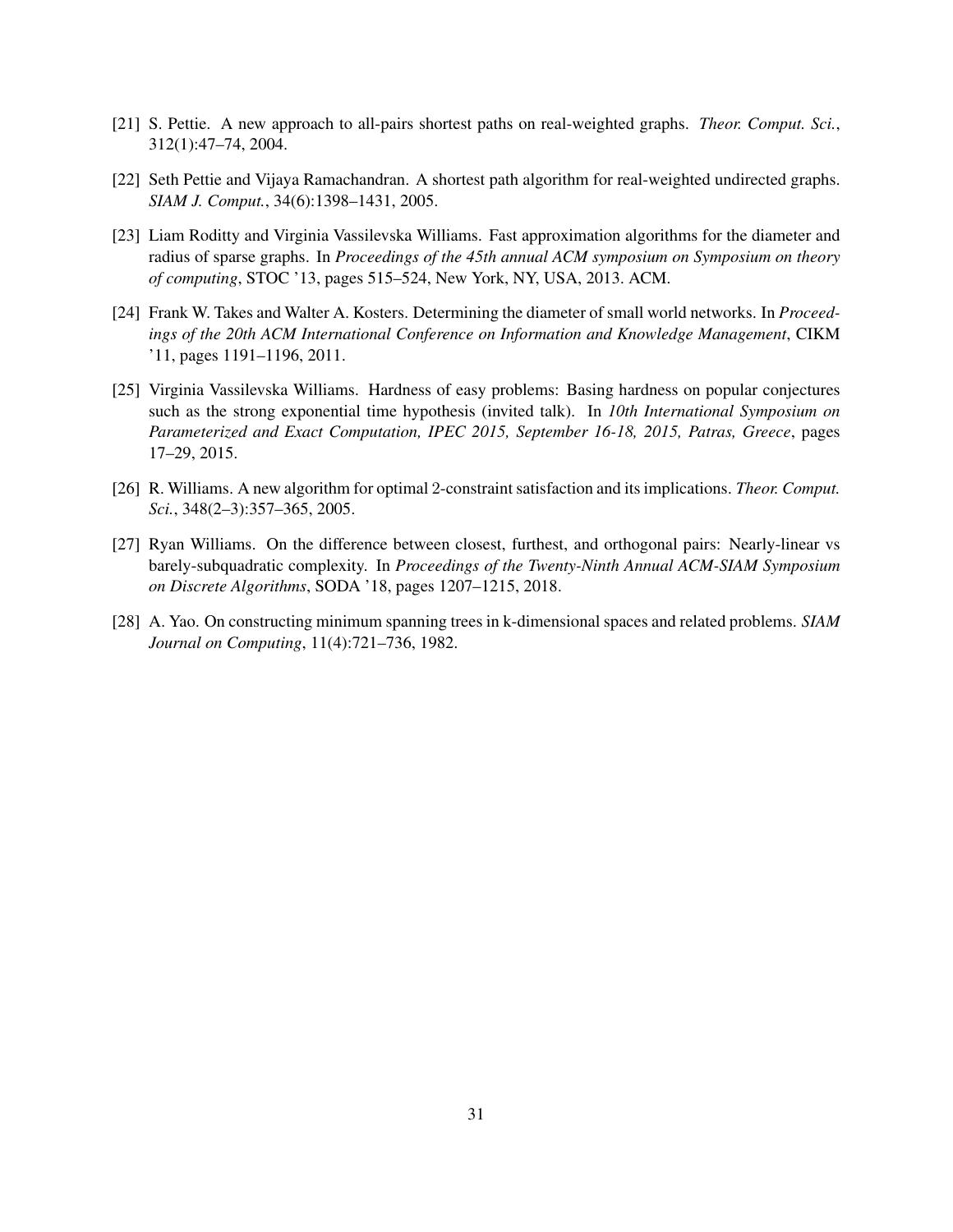[21] S. Pettie. A new approach to all-pairs shortest paths on real-weighted graphs. *Theor. Comput. Sci.*, 312(1):47–74, 2004.

[22] Seth Pettie and Vijaya Ramachandran. A shortest path algorithm for real-weighted undirected graphs. *SIAM J. Comput.*, 34(6):1398–1431, 2005.

[23] Liam Roditty and Virginia Vassilevska Williams. Fast approximation algorithms for the diameter and radius of sparse graphs. In *Proceedings of the 45th annual ACM symposium on Symposium on theory of computing*, STOC '13, pages 515–524, New York, NY, USA, 2013. ACM.

[24] Frank W. Takes and Walter A. Kosters. Determining the diameter of small world networks. In *Proceedings of the 20th ACM International Conference on Information and Knowledge Management*, CIKM '11, pages 1191–1196, 2011.

[25] Virginia Vassilevska Williams. Hardness of easy problems: Basing hardness on popular conjectures such as the strong exponential time hypothesis (invited talk). In *10th International Symposium on Parameterized and Exact Computation, IPEC 2015, September 16-18, 2015, Patras, Greece*, pages 17–29, 2015.

[26] R. Williams. A new algorithm for optimal 2-constraint satisfaction and its implications. *Theor. Comput. Sci.*, 348(2–3):357–365, 2005.

[27] Ryan Williams. On the difference between closest, furthest, and orthogonal pairs: Nearly-linear vs barely-subquadratic complexity. In *Proceedings of the Twenty-Ninth Annual ACM-SIAM Symposium on Discrete Algorithms*, SODA '18, pages 1207–1215, 2018.

[28] A. Yao. On constructing minimum spanning trees in k-dimensional spaces and related problems. *SIAM Journal on Computing*, 11(4):721–736, 1982.